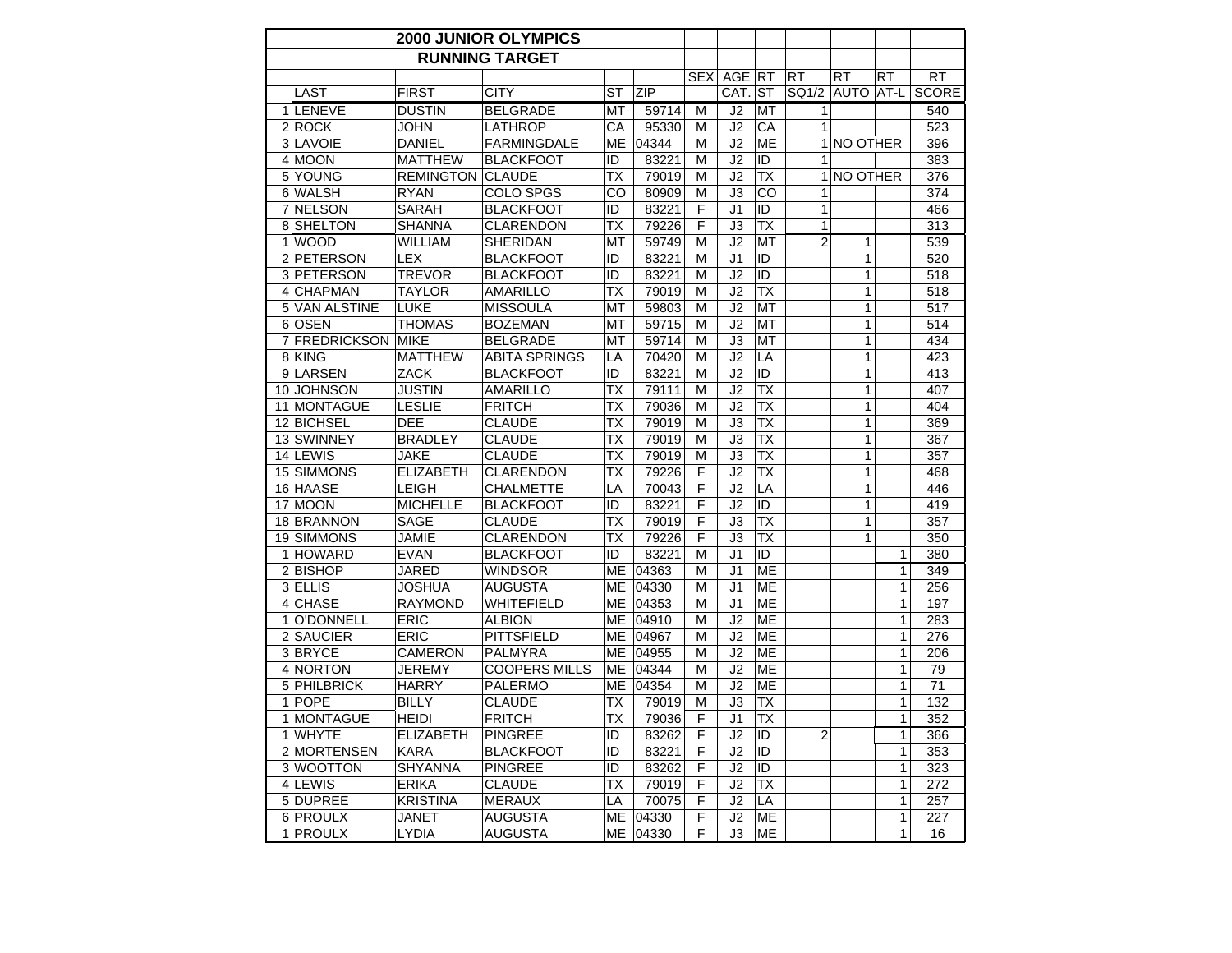# 2000 JUNIOR OLYMPICS

## RUNNING TARGET

| | LAST | FIRST | CITY | ST | ZIP | SEX | AGE CAT. | RT ST | RT SQ1/2 | RT AUTO | RT AT-L | RT SCORE |
|---|---|---|---|---|---|---|---|---|---|---|---|---|
| 1 | LENEVE | DUSTIN | BELGRADE | MT | 59714 | M | J2 | MT | 1 | | | 540 |
| 2 | ROCK | JOHN | LATHROP | CA | 95330 | M | J2 | CA | 1 | | | 523 |
| 3 | LAVOIE | DANIEL | FARMINGDALE | ME | 04344 | M | J2 | ME | 1 | NO OTHER | | 396 |
| 4 | MOON | MATTHEW | BLACKFOOT | ID | 83221 | M | J2 | ID | 1 | | | 383 |
| 5 | YOUNG | REMINGTON | CLAUDE | TX | 79019 | M | J2 | TX | 1 | NO OTHER | | 376 |
| 6 | WALSH | RYAN | COLO SPGS | CO | 80909 | M | J3 | CO | 1 | | | 374 |
| 7 | NELSON | SARAH | BLACKFOOT | ID | 83221 | F | J1 | ID | 1 | | | 466 |
| 8 | SHELTON | SHANNA | CLARENDON | TX | 79226 | F | J3 | TX | 1 | | | 313 |
| 1 | WOOD | WILLIAM | SHERIDAN | MT | 59749 | M | J2 | MT | 2 | 1 | | 539 |
| 2 | PETERSON | LEX | BLACKFOOT | ID | 83221 | M | J1 | ID | | 1 | | 520 |
| 3 | PETERSON | TREVOR | BLACKFOOT | ID | 83221 | M | J2 | ID | | 1 | | 518 |
| 4 | CHAPMAN | TAYLOR | AMARILLO | TX | 79019 | M | J2 | TX | | 1 | | 518 |
| 5 | VAN ALSTINE | LUKE | MISSOULA | MT | 59803 | M | J2 | MT | | 1 | | 517 |
| 6 | OSEN | THOMAS | BOZEMAN | MT | 59715 | M | J2 | MT | | 1 | | 514 |
| 7 | FREDRICKSON | MIKE | BELGRADE | MT | 59714 | M | J3 | MT | | 1 | | 434 |
| 8 | KING | MATTHEW | ABITA SPRINGS | LA | 70420 | M | J2 | LA | | 1 | | 423 |
| 9 | LARSEN | ZACK | BLACKFOOT | ID | 83221 | M | J2 | ID | | 1 | | 413 |
| 10 | JOHNSON | JUSTIN | AMARILLO | TX | 79111 | M | J2 | TX | | 1 | | 407 |
| 11 | MONTAGUE | LESLIE | FRITCH | TX | 79036 | M | J2 | TX | | 1 | | 404 |
| 12 | BICHSEL | DEE | CLAUDE | TX | 79019 | M | J3 | TX | | 1 | | 369 |
| 13 | SWINNEY | BRADLEY | CLAUDE | TX | 79019 | M | J3 | TX | | 1 | | 367 |
| 14 | LEWIS | JAKE | CLAUDE | TX | 79019 | M | J3 | TX | | 1 | | 357 |
| 15 | SIMMONS | ELIZABETH | CLARENDON | TX | 79226 | F | J2 | TX | | 1 | | 468 |
| 16 | HAASE | LEIGH | CHALMETTE | LA | 70043 | F | J2 | LA | | 1 | | 446 |
| 17 | MOON | MICHELLE | BLACKFOOT | ID | 83221 | F | J2 | ID | | 1 | | 419 |
| 18 | BRANNON | SAGE | CLAUDE | TX | 79019 | F | J3 | TX | | 1 | | 357 |
| 19 | SIMMONS | JAMIE | CLARENDON | TX | 79226 | F | J3 | TX | | 1 | | 350 |
| 1 | HOWARD | EVAN | BLACKFOOT | ID | 83221 | M | J1 | ID | | | 1 | 380 |
| 2 | BISHOP | JARED | WINDSOR | ME | 04363 | M | J1 | ME | | | 1 | 349 |
| 3 | ELLIS | JOSHUA | AUGUSTA | ME | 04330 | M | J1 | ME | | | 1 | 256 |
| 4 | CHASE | RAYMOND | WHITEFIELD | ME | 04353 | M | J1 | ME | | | 1 | 197 |
| 1 | O'DONNELL | ERIC | ALBION | ME | 04910 | M | J2 | ME | | | 1 | 283 |
| 2 | SAUCIER | ERIC | PITTSFIELD | ME | 04967 | M | J2 | ME | | | 1 | 276 |
| 3 | BRYCE | CAMERON | PALMYRA | ME | 04955 | M | J2 | ME | | | 1 | 206 |
| 4 | NORTON | JEREMY | COOPERS MILLS | ME | 04344 | M | J2 | ME | | | 1 | 79 |
| 5 | PHILBRICK | HARRY | PALERMO | ME | 04354 | M | J2 | ME | | | 1 | 71 |
| 1 | POPE | BILLY | CLAUDE | TX | 79019 | M | J3 | TX | | | 1 | 132 |
| 1 | MONTAGUE | HEIDI | FRITCH | TX | 79036 | F | J1 | TX | | | 1 | 352 |
| 1 | WHYTE | ELIZABETH | PINGREE | ID | 83262 | F | J2 | ID | 2 | | 1 | 366 |
| 2 | MORTENSEN | KARA | BLACKFOOT | ID | 83221 | F | J2 | ID | | | 1 | 353 |
| 3 | WOOTTON | SHYANNA | PINGREE | ID | 83262 | F | J2 | ID | | | 1 | 323 |
| 4 | LEWIS | ERIKA | CLAUDE | TX | 79019 | F | J2 | TX | | | 1 | 272 |
| 5 | DUPREE | KRISTINA | MERAUX | LA | 70075 | F | J2 | LA | | | 1 | 257 |
| 6 | PROULX | JANET | AUGUSTA | ME | 04330 | F | J2 | ME | | | 1 | 227 |
| 1 | PROULX | LYDIA | AUGUSTA | ME | 04330 | F | J3 | ME | | | 1 | 16 |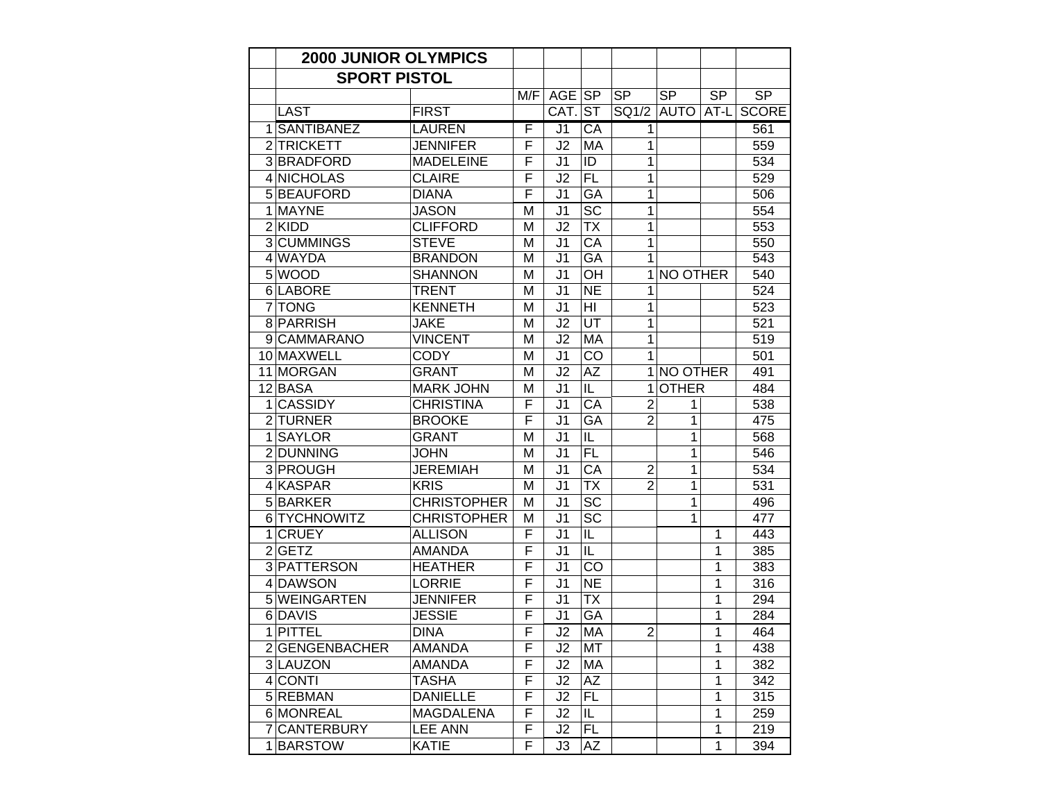| | 2000 JUNIOR OLYMPICS | | | | | | | | |
|---|---|---|---|---|---|---|---|---|---|
| | SPORT PISTOL | | | | | | | | |
| | | | M/F | AGE | SP | SP | SP | SP | SP |
| | LAST | FIRST | | CAT. | ST | SQ1/2 | AUTO | AT-L | SCORE |
| 1 | SANTIBANEZ | LAUREN | F | J1 | CA | 1 | | | 561 |
| 2 | TRICKETT | JENNIFER | F | J2 | MA | 1 | | | 559 |
| 3 | BRADFORD | MADELEINE | F | J1 | ID | 1 | | | 534 |
| 4 | NICHOLAS | CLAIRE | F | J2 | FL | 1 | | | 529 |
| 5 | BEAUFORD | DIANA | F | J1 | GA | 1 | | | 506 |
| 1 | MAYNE | JASON | M | J1 | SC | 1 | | | 554 |
| 2 | KIDD | CLIFFORD | M | J2 | TX | 1 | | | 553 |
| 3 | CUMMINGS | STEVE | M | J1 | CA | 1 | | | 550 |
| 4 | WAYDA | BRANDON | M | J1 | GA | 1 | | | 543 |
| 5 | WOOD | SHANNON | M | J1 | OH | 1 | NO OTHER | | 540 |
| 6 | LABORE | TRENT | M | J1 | NE | 1 | | | 524 |
| 7 | TONG | KENNETH | M | J1 | HI | 1 | | | 523 |
| 8 | PARRISH | JAKE | M | J2 | UT | 1 | | | 521 |
| 9 | CAMMARANO | VINCENT | M | J2 | MA | 1 | | | 519 |
| 10 | MAXWELL | CODY | M | J1 | CO | 1 | | | 501 |
| 11 | MORGAN | GRANT | M | J2 | AZ | 1 | NO OTHER | | 491 |
| 12 | BASA | MARK JOHN | M | J1 | IL | 1 | OTHER | | 484 |
| 1 | CASSIDY | CHRISTINA | F | J1 | CA | 2 | 1 | | 538 |
| 2 | TURNER | BROOKE | F | J1 | GA | 2 | 1 | | 475 |
| 1 | SAYLOR | GRANT | M | J1 | IL | | 1 | | 568 |
| 2 | DUNNING | JOHN | M | J1 | FL | | 1 | | 546 |
| 3 | PROUGH | JEREMIAH | M | J1 | CA | 2 | 1 | | 534 |
| 4 | KASPAR | KRIS | M | J1 | TX | 2 | 1 | | 531 |
| 5 | BARKER | CHRISTOPHER | M | J1 | SC | | 1 | | 496 |
| 6 | TYCHNOWITZ | CHRISTOPHER | M | J1 | SC | | 1 | | 477 |
| 1 | CRUEY | ALLISON | F | J1 | IL | | | 1 | 443 |
| 2 | GETZ | AMANDA | F | J1 | IL | | | 1 | 385 |
| 3 | PATTERSON | HEATHER | F | J1 | CO | | | 1 | 383 |
| 4 | DAWSON | LORRIE | F | J1 | NE | | | 1 | 316 |
| 5 | WEINGARTEN | JENNIFER | F | J1 | TX | | | 1 | 294 |
| 6 | DAVIS | JESSIE | F | J1 | GA | | | 1 | 284 |
| 1 | PITTEL | DINA | F | J2 | MA | 2 | | 1 | 464 |
| 2 | GENGENBACHER | AMANDA | F | J2 | MT | | | 1 | 438 |
| 3 | LAUZON | AMANDA | F | J2 | MA | | | 1 | 382 |
| 4 | CONTI | TASHA | F | J2 | AZ | | | 1 | 342 |
| 5 | REBMAN | DANIELLE | F | J2 | FL | | | 1 | 315 |
| 6 | MONREAL | MAGDALENA | F | J2 | IL | | | 1 | 259 |
| 7 | CANTERBURY | LEE ANN | F | J2 | FL | | | 1 | 219 |
| 1 | BARSTOW | KATIE | F | J3 | AZ | | | 1 | 394 |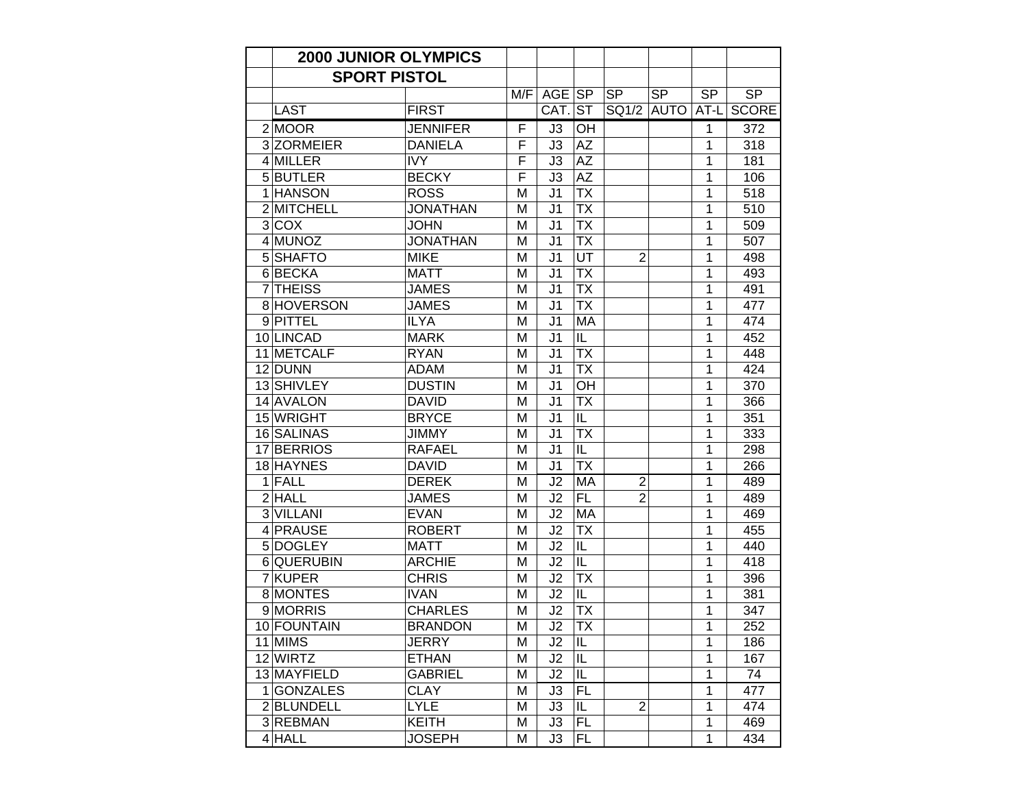| | 2000 JUNIOR OLYMPICS | | | | | | | | |
|---|---|---|---|---|---|---|---|---|---|
| | SPORT PISTOL | | | | | | | | |
| | | | M/F | AGE | SP | SP | SP | SP | SP |
| | LAST | FIRST | | CAT. | ST | SQ1/2 | AUTO | AT-L | SCORE |
| 2 | MOOR | JENNIFER | F | J3 | OH | | | 1 | 372 |
| 3 | ZORMEIER | DANIELA | F | J3 | AZ | | | 1 | 318 |
| 4 | MILLER | IVY | F | J3 | AZ | | | 1 | 181 |
| 5 | BUTLER | BECKY | F | J3 | AZ | | | 1 | 106 |
| 1 | HANSON | ROSS | M | J1 | TX | | | 1 | 518 |
| 2 | MITCHELL | JONATHAN | M | J1 | TX | | | 1 | 510 |
| 3 | COX | JOHN | M | J1 | TX | | | 1 | 509 |
| 4 | MUNOZ | JONATHAN | M | J1 | TX | | | 1 | 507 |
| 5 | SHAFTO | MIKE | M | J1 | UT | 2 | | 1 | 498 |
| 6 | BECKA | MATT | M | J1 | TX | | | 1 | 493 |
| 7 | THEISS | JAMES | M | J1 | TX | | | 1 | 491 |
| 8 | HOVERSON | JAMES | M | J1 | TX | | | 1 | 477 |
| 9 | PITTEL | ILYA | M | J1 | MA | | | 1 | 474 |
| 10 | LINCAD | MARK | M | J1 | IL | | | 1 | 452 |
| 11 | METCALF | RYAN | M | J1 | TX | | | 1 | 448 |
| 12 | DUNN | ADAM | M | J1 | TX | | | 1 | 424 |
| 13 | SHIVLEY | DUSTIN | M | J1 | OH | | | 1 | 370 |
| 14 | AVALON | DAVID | M | J1 | TX | | | 1 | 366 |
| 15 | WRIGHT | BRYCE | M | J1 | IL | | | 1 | 351 |
| 16 | SALINAS | JIMMY | M | J1 | TX | | | 1 | 333 |
| 17 | BERRIOS | RAFAEL | M | J1 | IL | | | 1 | 298 |
| 18 | HAYNES | DAVID | M | J1 | TX | | | 1 | 266 |
| 1 | FALL | DEREK | M | J2 | MA | 2 | | 1 | 489 |
| 2 | HALL | JAMES | M | J2 | FL | 2 | | 1 | 489 |
| 3 | VILLANI | EVAN | M | J2 | MA | | | 1 | 469 |
| 4 | PRAUSE | ROBERT | M | J2 | TX | | | 1 | 455 |
| 5 | DOGLEY | MATT | M | J2 | IL | | | 1 | 440 |
| 6 | QUERUBIN | ARCHIE | M | J2 | IL | | | 1 | 418 |
| 7 | KUPER | CHRIS | M | J2 | TX | | | 1 | 396 |
| 8 | MONTES | IVAN | M | J2 | IL | | | 1 | 381 |
| 9 | MORRIS | CHARLES | M | J2 | TX | | | 1 | 347 |
| 10 | FOUNTAIN | BRANDON | M | J2 | TX | | | 1 | 252 |
| 11 | MIMS | JERRY | M | J2 | IL | | | 1 | 186 |
| 12 | WIRTZ | ETHAN | M | J2 | IL | | | 1 | 167 |
| 13 | MAYFIELD | GABRIEL | M | J2 | IL | | | 1 | 74 |
| 1 | GONZALES | CLAY | M | J3 | FL | | | 1 | 477 |
| 2 | BLUNDELL | LYLE | M | J3 | IL | 2 | | 1 | 474 |
| 3 | REBMAN | KEITH | M | J3 | FL | | | 1 | 469 |
| 4 | HALL | JOSEPH | M | J3 | FL | | | 1 | 434 |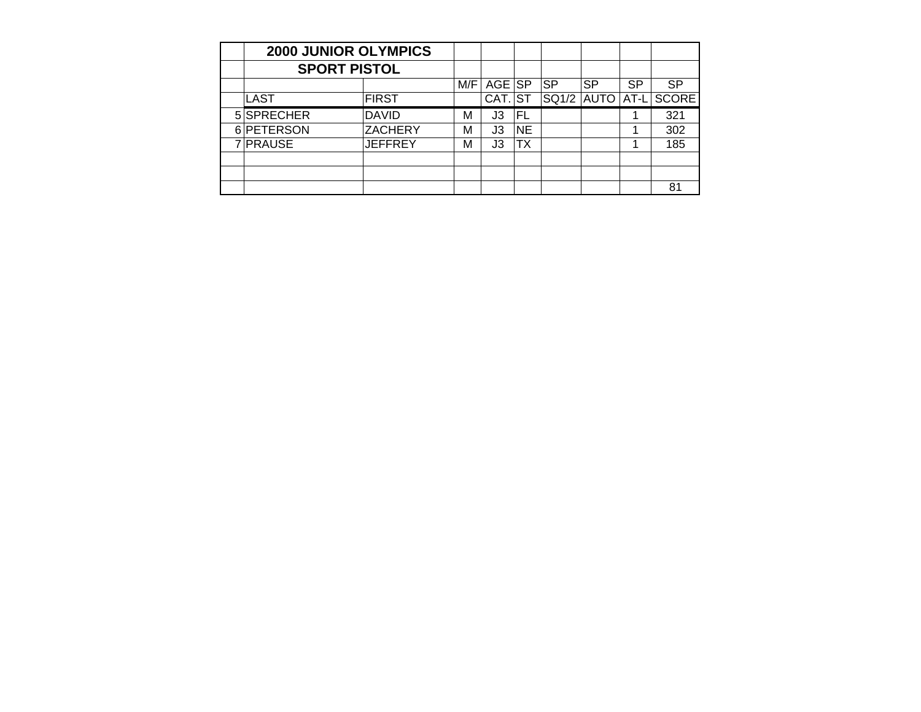| | 2000 JUNIOR OLYMPICS | | | | | | | | |
|---|---|---|---|---|---|---|---|---|---|
| | SPORT PISTOL | | | | | | | | |
| | | | M/F | AGE | SP | SP | SP | SP | SP |
| | LAST | FIRST | | CAT. | ST | SQ1/2 | AUTO | AT-L | SCORE |
| 5 | SPRECHER | DAVID | M | J3 | FL | | | 1 | 321 |
| 6 | PETERSON | ZACHERY | M | J3 | NE | | | 1 | 302 |
| 7 | PRAUSE | JEFFREY | M | J3 | TX | | | 1 | 185 |
| | | | | | | | | | |
| | | | | | | | | | |
| | | | | | | | | | 81 |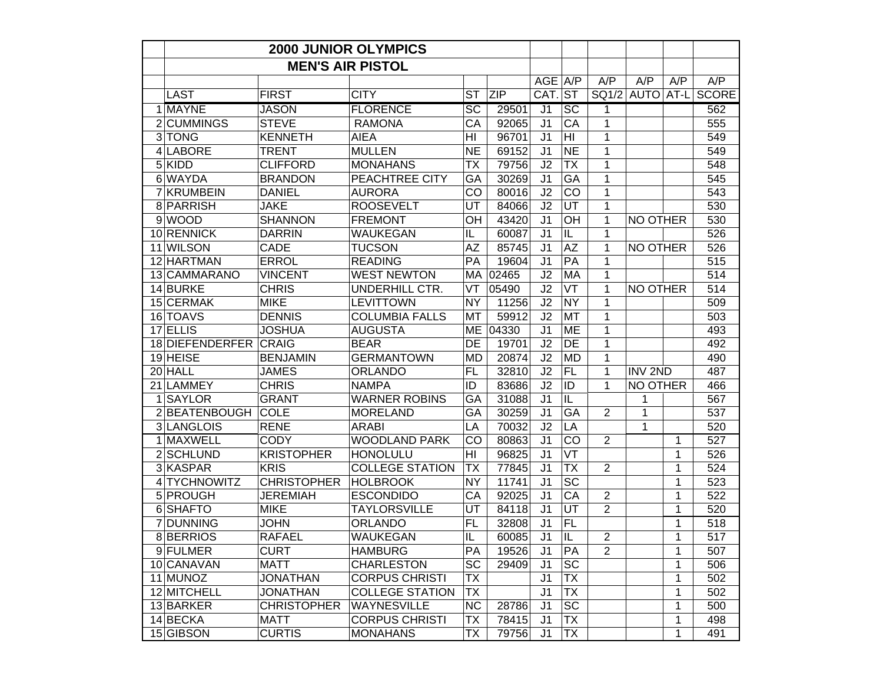# 2000 JUNIOR OLYMPICS

## MEN'S AIR PISTOL

| | LAST | FIRST | CITY | ST | ZIP | AGE CAT. | A/P ST | A/P SQ1/2 | A/P AUTO | A/P AT-L | A/P SCORE |
|---|---|---|---|---|---|---|---|---|---|---|---|
| 1 | MAYNE | JASON | FLORENCE | SC | 29501 | J1 | SC | 1 | | | 562 |
| 2 | CUMMINGS | STEVE | RAMONA | CA | 92065 | J1 | CA | 1 | | | 555 |
| 3 | TONG | KENNETH | AIEA | HI | 96701 | J1 | HI | 1 | | | 549 |
| 4 | LABORE | TRENT | MULLEN | NE | 69152 | J1 | NE | 1 | | | 549 |
| 5 | KIDD | CLIFFORD | MONAHANS | TX | 79756 | J2 | TX | 1 | | | 548 |
| 6 | WAYDA | BRANDON | PEACHTREE CITY | GA | 30269 | J1 | GA | 1 | | | 545 |
| 7 | KRUMBEIN | DANIEL | AURORA | CO | 80016 | J2 | CO | 1 | | | 543 |
| 8 | PARRISH | JAKE | ROOSEVELT | UT | 84066 | J2 | UT | 1 | | | 530 |
| 9 | WOOD | SHANNON | FREMONT | OH | 43420 | J1 | OH | 1 | NO OTHER | | 530 |
| 10 | RENNICK | DARRIN | WAUKEGAN | IL | 60087 | J1 | IL | 1 | | | 526 |
| 11 | WILSON | CADE | TUCSON | AZ | 85745 | J1 | AZ | 1 | NO OTHER | | 526 |
| 12 | HARTMAN | ERROL | READING | PA | 19604 | J1 | PA | 1 | | | 515 |
| 13 | CAMMARANO | VINCENT | WEST NEWTON | MA | 02465 | J2 | MA | 1 | | | 514 |
| 14 | BURKE | CHRIS | UNDERHILL CTR. | VT | 05490 | J2 | VT | 1 | NO OTHER | | 514 |
| 15 | CERMAK | MIKE | LEVITTOWN | NY | 11256 | J2 | NY | 1 | | | 509 |
| 16 | TOAVS | DENNIS | COLUMBIA FALLS | MT | 59912 | J2 | MT | 1 | | | 503 |
| 17 | ELLIS | JOSHUA | AUGUSTA | ME | 04330 | J1 | ME | 1 | | | 493 |
| 18 | DIEFENDERFER | CRAIG | BEAR | DE | 19701 | J2 | DE | 1 | | | 492 |
| 19 | HEISE | BENJAMIN | GERMANTOWN | MD | 20874 | J2 | MD | 1 | | | 490 |
| 20 | HALL | JAMES | ORLANDO | FL | 32810 | J2 | FL | 1 | INV 2ND | | 487 |
| 21 | LAMMEY | CHRIS | NAMPA | ID | 83686 | J2 | ID | 1 | NO OTHER | | 466 |
| 1 | SAYLOR | GRANT | WARNER ROBINS | GA | 31088 | J1 | IL | | 1 | | 567 |
| 2 | BEATENBOUGH | COLE | MORELAND | GA | 30259 | J1 | GA | 2 | 1 | | 537 |
| 3 | LANGLOIS | RENE | ARABI | LA | 70032 | J2 | LA | | 1 | | 520 |
| 1 | MAXWELL | CODY | WOODLAND PARK | CO | 80863 | J1 | CO | 2 | | 1 | 527 |
| 2 | SCHLUND | KRISTOPHER | HONOLULU | HI | 96825 | J1 | VT | | | 1 | 526 |
| 3 | KASPAR | KRIS | COLLEGE STATION | TX | 77845 | J1 | TX | 2 | | 1 | 524 |
| 4 | TYCHNOWITZ | CHRISTOPHER | HOLBROOK | NY | 11741 | J1 | SC | | | 1 | 523 |
| 5 | PROUGH | JEREMIAH | ESCONDIDO | CA | 92025 | J1 | CA | 2 | | 1 | 522 |
| 6 | SHAFTO | MIKE | TAYLORSVILLE | UT | 84118 | J1 | UT | 2 | | 1 | 520 |
| 7 | DUNNING | JOHN | ORLANDO | FL | 32808 | J1 | FL | | | 1 | 518 |
| 8 | BERRIOS | RAFAEL | WAUKEGAN | IL | 60085 | J1 | IL | 2 | | 1 | 517 |
| 9 | FULMER | CURT | HAMBURG | PA | 19526 | J1 | PA | 2 | | 1 | 507 |
| 10 | CANAVAN | MATT | CHARLESTON | SC | 29409 | J1 | SC | | | 1 | 506 |
| 11 | MUNOZ | JONATHAN | CORPUS CHRISTI | TX | | J1 | TX | | | 1 | 502 |
| 12 | MITCHELL | JONATHAN | COLLEGE STATION | TX | | J1 | TX | | | 1 | 502 |
| 13 | BARKER | CHRISTOPHER | WAYNESVILLE | NC | 28786 | J1 | SC | | | 1 | 500 |
| 14 | BECKA | MATT | CORPUS CHRISTI | TX | 78415 | J1 | TX | | | 1 | 498 |
| 15 | GIBSON | CURTIS | MONAHANS | TX | 79756 | J1 | TX | | | 1 | 491 |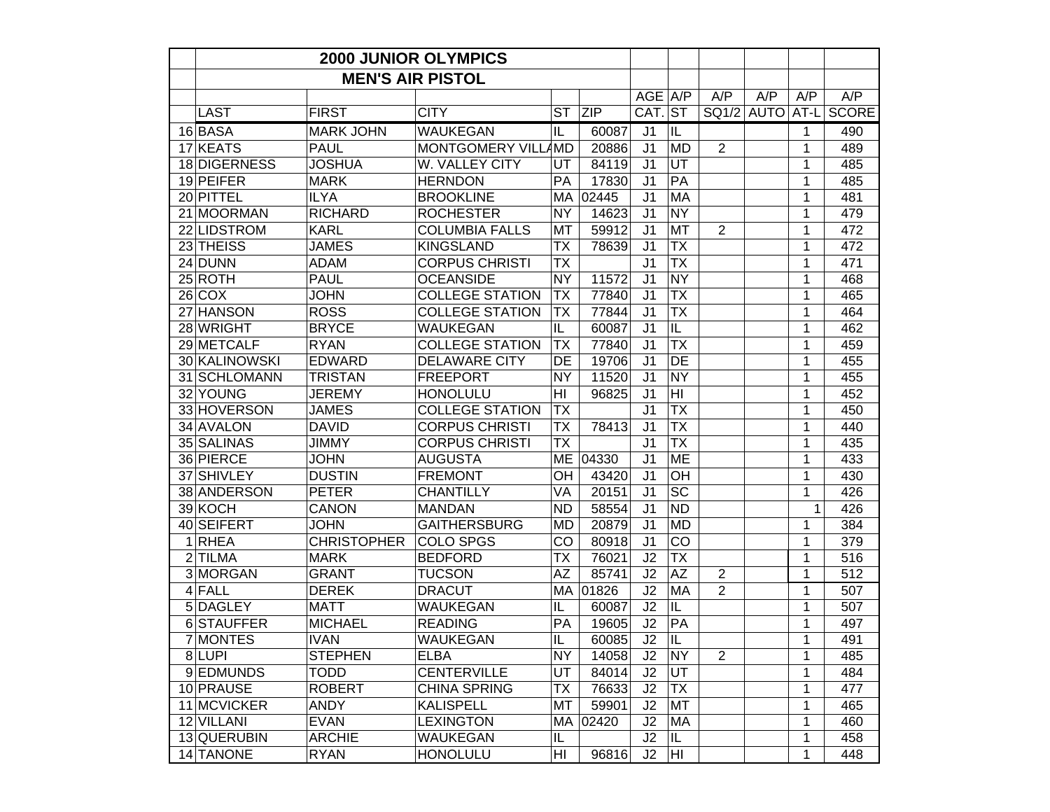| | 2000 JUNIOR OLYMPICS | | | | | | | | | | |
|---|---|---|---|---|---|---|---|---|---|---|---|
| | MEN'S AIR PISTOL | | | | | | | | | | |
| | | | | | | AGE | A/P | A/P | A/P | A/P | A/P |
| | LAST | FIRST | CITY | ST | ZIP | CAT. | ST | SQ1/2 | AUTO | AT-L | SCORE |
| 16 | BASA | MARK JOHN | WAUKEGAN | IL | 60087 | J1 | IL | | | 1 | 490 |
| 17 | KEATS | PAUL | MONTGOMERY VILLA | MD | 20886 | J1 | MD | 2 | | 1 | 489 |
| 18 | DIGERNESS | JOSHUA | W. VALLEY CITY | UT | 84119 | J1 | UT | | | 1 | 485 |
| 19 | PEIFER | MARK | HERNDON | PA | 17830 | J1 | PA | | | 1 | 485 |
| 20 | PITTEL | ILYA | BROOKLINE | MA | 02445 | J1 | MA | | | 1 | 481 |
| 21 | MOORMAN | RICHARD | ROCHESTER | NY | 14623 | J1 | NY | | | 1 | 479 |
| 22 | LIDSTROM | KARL | COLUMBIA FALLS | MT | 59912 | J1 | MT | 2 | | 1 | 472 |
| 23 | THEISS | JAMES | KINGSLAND | TX | 78639 | J1 | TX | | | 1 | 472 |
| 24 | DUNN | ADAM | CORPUS CHRISTI | TX | | J1 | TX | | | 1 | 471 |
| 25 | ROTH | PAUL | OCEANSIDE | NY | 11572 | J1 | NY | | | 1 | 468 |
| 26 | COX | JOHN | COLLEGE STATION | TX | 77840 | J1 | TX | | | 1 | 465 |
| 27 | HANSON | ROSS | COLLEGE STATION | TX | 77844 | J1 | TX | | | 1 | 464 |
| 28 | WRIGHT | BRYCE | WAUKEGAN | IL | 60087 | J1 | IL | | | 1 | 462 |
| 29 | METCALF | RYAN | COLLEGE STATION | TX | 77840 | J1 | TX | | | 1 | 459 |
| 30 | KALINOWSKI | EDWARD | DELAWARE CITY | DE | 19706 | J1 | DE | | | 1 | 455 |
| 31 | SCHLOMANN | TRISTAN | FREEPORT | NY | 11520 | J1 | NY | | | 1 | 455 |
| 32 | YOUNG | JEREMY | HONOLULU | HI | 96825 | J1 | HI | | | 1 | 452 |
| 33 | HOVERSON | JAMES | COLLEGE STATION | TX | | J1 | TX | | | 1 | 450 |
| 34 | AVALON | DAVID | CORPUS CHRISTI | TX | 78413 | J1 | TX | | | 1 | 440 |
| 35 | SALINAS | JIMMY | CORPUS CHRISTI | TX | | J1 | TX | | | 1 | 435 |
| 36 | PIERCE | JOHN | AUGUSTA | ME | 04330 | J1 | ME | | | 1 | 433 |
| 37 | SHIVLEY | DUSTIN | FREMONT | OH | 43420 | J1 | OH | | | 1 | 430 |
| 38 | ANDERSON | PETER | CHANTILLY | VA | 20151 | J1 | SC | | | 1 | 426 |
| 39 | KOCH | CANON | MANDAN | ND | 58554 | J1 | ND | | | 1 | 426 |
| 40 | SEIFERT | JOHN | GAITHERSBURG | MD | 20879 | J1 | MD | | | 1 | 384 |
| 1 | RHEA | CHRISTOPHER | COLO SPGS | CO | 80918 | J1 | CO | | | 1 | 379 |
| 2 | TILMA | MARK | BEDFORD | TX | 76021 | J2 | TX | | | 1 | 516 |
| 3 | MORGAN | GRANT | TUCSON | AZ | 85741 | J2 | AZ | 2 | | 1 | 512 |
| 4 | FALL | DEREK | DRACUT | MA | 01826 | J2 | MA | 2 | | 1 | 507 |
| 5 | DAGLEY | MATT | WAUKEGAN | IL | 60087 | J2 | IL | | | 1 | 507 |
| 6 | STAUFFER | MICHAEL | READING | PA | 19605 | J2 | PA | | | 1 | 497 |
| 7 | MONTES | IVAN | WAUKEGAN | IL | 60085 | J2 | IL | | | 1 | 491 |
| 8 | LUPI | STEPHEN | ELBA | NY | 14058 | J2 | NY | 2 | | 1 | 485 |
| 9 | EDMUNDS | TODD | CENTERVILLE | UT | 84014 | J2 | UT | | | 1 | 484 |
| 10 | PRAUSE | ROBERT | CHINA SPRING | TX | 76633 | J2 | TX | | | 1 | 477 |
| 11 | MCVICKER | ANDY | KALISPELL | MT | 59901 | J2 | MT | | | 1 | 465 |
| 12 | VILLANI | EVAN | LEXINGTON | MA | 02420 | J2 | MA | | | 1 | 460 |
| 13 | QUERUBIN | ARCHIE | WAUKEGAN | IL | | J2 | IL | | | 1 | 458 |
| 14 | TANONE | RYAN | HONOLULU | HI | 96816 | J2 | HI | | | 1 | 448 |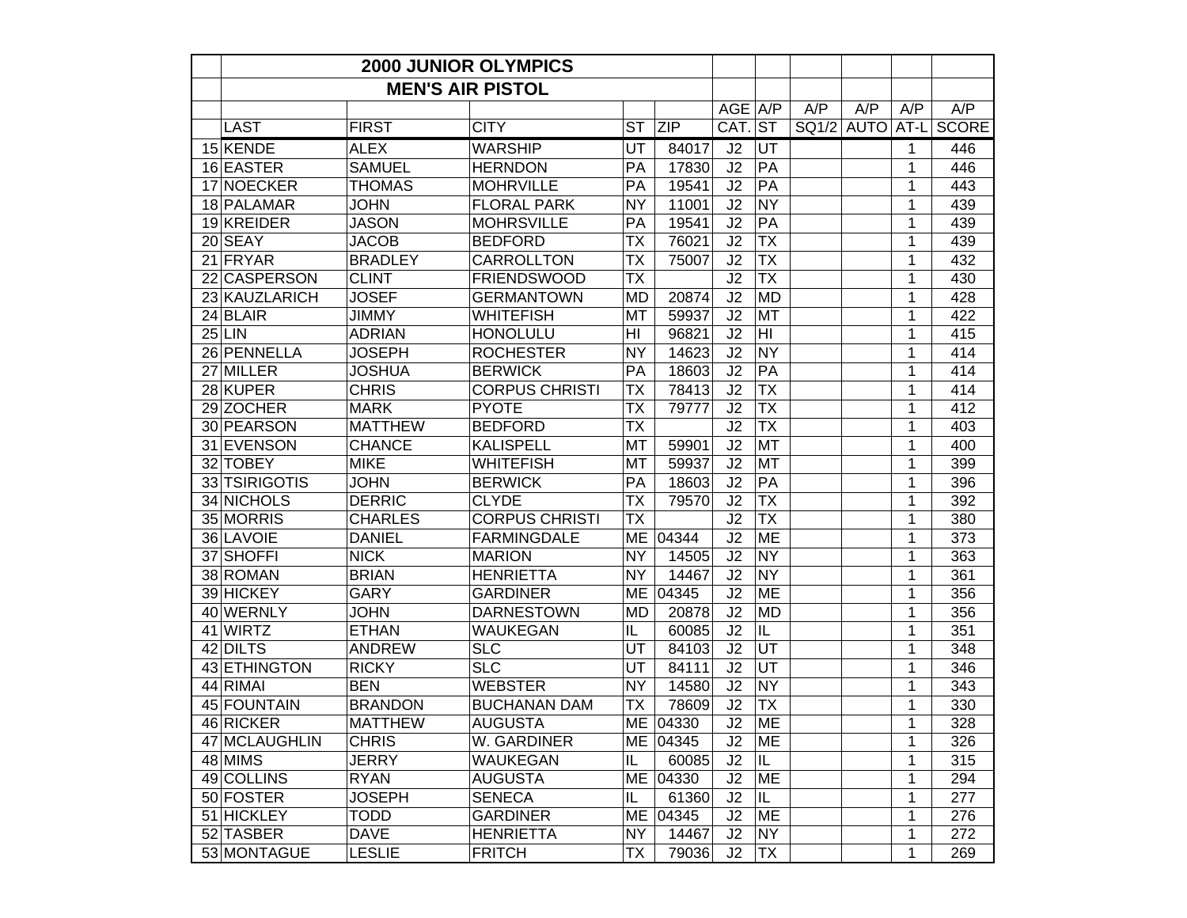| | 2000 JUNIOR OLYMPICS | | | | | | | | | | |
|---|---|---|---|---|---|---|---|---|---|---|---|
| | MEN'S AIR PISTOL | | | | | | | | | | |
| | | | | | | AGE | A/P | A/P | A/P | A/P | A/P |
| | LAST | FIRST | CITY | ST | ZIP | CAT. | ST | SQ1/2 | AUTO | AT-L | SCORE |
| 15 | KENDE | ALEX | WARSHIP | UT | 84017 | J2 | UT | | | 1 | 446 |
| 16 | EASTER | SAMUEL | HERNDON | PA | 17830 | J2 | PA | | | 1 | 446 |
| 17 | NOECKER | THOMAS | MOHRVILLE | PA | 19541 | J2 | PA | | | 1 | 443 |
| 18 | PALAMAR | JOHN | FLORAL PARK | NY | 11001 | J2 | NY | | | 1 | 439 |
| 19 | KREIDER | JASON | MOHRSVILLE | PA | 19541 | J2 | PA | | | 1 | 439 |
| 20 | SEAY | JACOB | BEDFORD | TX | 76021 | J2 | TX | | | 1 | 439 |
| 21 | FRYAR | BRADLEY | CARROLLTON | TX | 75007 | J2 | TX | | | 1 | 432 |
| 22 | CASPERSON | CLINT | FRIENDSWOOD | TX | | J2 | TX | | | 1 | 430 |
| 23 | KAUZLARICH | JOSEF | GERMANTOWN | MD | 20874 | J2 | MD | | | 1 | 428 |
| 24 | BLAIR | JIMMY | WHITEFISH | MT | 59937 | J2 | MT | | | 1 | 422 |
| 25 | LIN | ADRIAN | HONOLULU | HI | 96821 | J2 | HI | | | 1 | 415 |
| 26 | PENNELLA | JOSEPH | ROCHESTER | NY | 14623 | J2 | NY | | | 1 | 414 |
| 27 | MILLER | JOSHUA | BERWICK | PA | 18603 | J2 | PA | | | 1 | 414 |
| 28 | KUPER | CHRIS | CORPUS CHRISTI | TX | 78413 | J2 | TX | | | 1 | 414 |
| 29 | ZOCHER | MARK | PYOTE | TX | 79777 | J2 | TX | | | 1 | 412 |
| 30 | PEARSON | MATTHEW | BEDFORD | TX | | J2 | TX | | | 1 | 403 |
| 31 | EVENSON | CHANCE | KALISPELL | MT | 59901 | J2 | MT | | | 1 | 400 |
| 32 | TOBEY | MIKE | WHITEFISH | MT | 59937 | J2 | MT | | | 1 | 399 |
| 33 | TSIRIGOTIS | JOHN | BERWICK | PA | 18603 | J2 | PA | | | 1 | 396 |
| 34 | NICHOLS | DERRIC | CLYDE | TX | 79570 | J2 | TX | | | 1 | 392 |
| 35 | MORRIS | CHARLES | CORPUS CHRISTI | TX | | J2 | TX | | | 1 | 380 |
| 36 | LAVOIE | DANIEL | FARMINGDALE | ME | 04344 | J2 | ME | | | 1 | 373 |
| 37 | SHOFFI | NICK | MARION | NY | 14505 | J2 | NY | | | 1 | 363 |
| 38 | ROMAN | BRIAN | HENRIETTA | NY | 14467 | J2 | NY | | | 1 | 361 |
| 39 | HICKEY | GARY | GARDINER | ME | 04345 | J2 | ME | | | 1 | 356 |
| 40 | WERNLY | JOHN | DARNESTOWN | MD | 20878 | J2 | MD | | | 1 | 356 |
| 41 | WIRTZ | ETHAN | WAUKEGAN | IL | 60085 | J2 | IL | | | 1 | 351 |
| 42 | DILTS | ANDREW | SLC | UT | 84103 | J2 | UT | | | 1 | 348 |
| 43 | ETHINGTON | RICKY | SLC | UT | 84111 | J2 | UT | | | 1 | 346 |
| 44 | RIMAI | BEN | WEBSTER | NY | 14580 | J2 | NY | | | 1 | 343 |
| 45 | FOUNTAIN | BRANDON | BUCHANAN DAM | TX | 78609 | J2 | TX | | | 1 | 330 |
| 46 | RICKER | MATTHEW | AUGUSTA | ME | 04330 | J2 | ME | | | 1 | 328 |
| 47 | MCLAUGHLIN | CHRIS | W. GARDINER | ME | 04345 | J2 | ME | | | 1 | 326 |
| 48 | MIMS | JERRY | WAUKEGAN | IL | 60085 | J2 | IL | | | 1 | 315 |
| 49 | COLLINS | RYAN | AUGUSTA | ME | 04330 | J2 | ME | | | 1 | 294 |
| 50 | FOSTER | JOSEPH | SENECA | IL | 61360 | J2 | IL | | | 1 | 277 |
| 51 | HICKLEY | TODD | GARDINER | ME | 04345 | J2 | ME | | | 1 | 276 |
| 52 | TASBER | DAVE | HENRIETTA | NY | 14467 | J2 | NY | | | 1 | 272 |
| 53 | MONTAGUE | LESLIE | FRITCH | TX | 79036 | J2 | TX | | | 1 | 269 |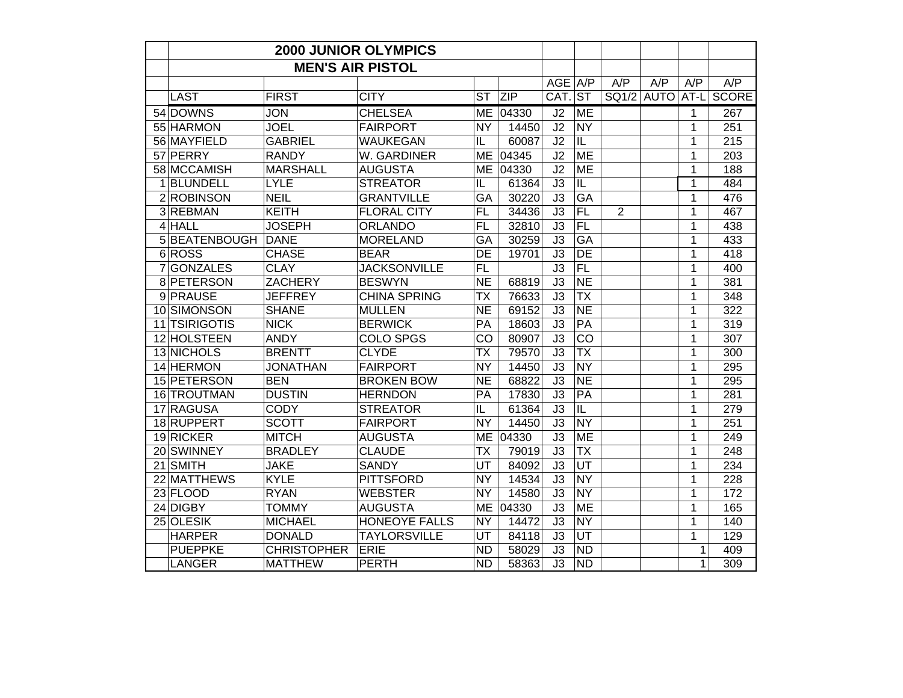|  | 2000 JUNIOR OLYMPICS |  |  |  |  |  |  |  |  |  |  |
|---|---|---|---|---|---|---|---|---|---|---|---|
|  | MEN'S AIR PISTOL |  |  |  |  |  |  |  |  |  |  |
|  |  |  |  |  |  | AGE | A/P | A/P | A/P | A/P | A/P |
|  | LAST | FIRST | CITY | ST | ZIP | CAT. | ST | SQ1/2 | AUTO | AT-L | SCORE |
| 54 | DOWNS | JON | CHELSEA | ME | 04330 | J2 | ME |  |  | 1 | 267 |
| 55 | HARMON | JOEL | FAIRPORT | NY | 14450 | J2 | NY |  |  | 1 | 251 |
| 56 | MAYFIELD | GABRIEL | WAUKEGAN | IL | 60087 | J2 | IL |  |  | 1 | 215 |
| 57 | PERRY | RANDY | W. GARDINER | ME | 04345 | J2 | ME |  |  | 1 | 203 |
| 58 | MCCAMISH | MARSHALL | AUGUSTA | ME | 04330 | J2 | ME |  |  | 1 | 188 |
| 1 | BLUNDELL | LYLE | STREATOR | IL | 61364 | J3 | IL |  |  | 1 | 484 |
| 2 | ROBINSON | NEIL | GRANTVILLE | GA | 30220 | J3 | GA |  |  | 1 | 476 |
| 3 | REBMAN | KEITH | FLORAL CITY | FL | 34436 | J3 | FL | 2 |  | 1 | 467 |
| 4 | HALL | JOSEPH | ORLANDO | FL | 32810 | J3 | FL |  |  | 1 | 438 |
| 5 | BEATENBOUGH | DANE | MORELAND | GA | 30259 | J3 | GA |  |  | 1 | 433 |
| 6 | ROSS | CHASE | BEAR | DE | 19701 | J3 | DE |  |  | 1 | 418 |
| 7 | GONZALES | CLAY | JACKSONVILLE | FL |  | J3 | FL |  |  | 1 | 400 |
| 8 | PETERSON | ZACHERY | BESWYN | NE | 68819 | J3 | NE |  |  | 1 | 381 |
| 9 | PRAUSE | JEFFREY | CHINA SPRING | TX | 76633 | J3 | TX |  |  | 1 | 348 |
| 10 | SIMONSON | SHANE | MULLEN | NE | 69152 | J3 | NE |  |  | 1 | 322 |
| 11 | TSIRIGOTIS | NICK | BERWICK | PA | 18603 | J3 | PA |  |  | 1 | 319 |
| 12 | HOLSTEEN | ANDY | COLO SPGS | CO | 80907 | J3 | CO |  |  | 1 | 307 |
| 13 | NICHOLS | BRENTT | CLYDE | TX | 79570 | J3 | TX |  |  | 1 | 300 |
| 14 | HERMON | JONATHAN | FAIRPORT | NY | 14450 | J3 | NY |  |  | 1 | 295 |
| 15 | PETERSON | BEN | BROKEN BOW | NE | 68822 | J3 | NE |  |  | 1 | 295 |
| 16 | TROUTMAN | DUSTIN | HERNDON | PA | 17830 | J3 | PA |  |  | 1 | 281 |
| 17 | RAGUSA | CODY | STREATOR | IL | 61364 | J3 | IL |  |  | 1 | 279 |
| 18 | RUPPERT | SCOTT | FAIRPORT | NY | 14450 | J3 | NY |  |  | 1 | 251 |
| 19 | RICKER | MITCH | AUGUSTA | ME | 04330 | J3 | ME |  |  | 1 | 249 |
| 20 | SWINNEY | BRADLEY | CLAUDE | TX | 79019 | J3 | TX |  |  | 1 | 248 |
| 21 | SMITH | JAKE | SANDY | UT | 84092 | J3 | UT |  |  | 1 | 234 |
| 22 | MATTHEWS | KYLE | PITTSFORD | NY | 14534 | J3 | NY |  |  | 1 | 228 |
| 23 | FLOOD | RYAN | WEBSTER | NY | 14580 | J3 | NY |  |  | 1 | 172 |
| 24 | DIGBY | TOMMY | AUGUSTA | ME | 04330 | J3 | ME |  |  | 1 | 165 |
| 25 | OLESIK | MICHAEL | HONEOYE FALLS | NY | 14472 | J3 | NY |  |  | 1 | 140 |
|  | HARPER | DONALD | TAYLORSVILLE | UT | 84118 | J3 | UT |  |  | 1 | 129 |
|  | PUEPPKE | CHRISTOPHER | ERIE | ND | 58029 | J3 | ND |  |  | 1 | 409 |
|  | LANGER | MATTHEW | PERTH | ND | 58363 | J3 | ND |  |  | 1 | 309 |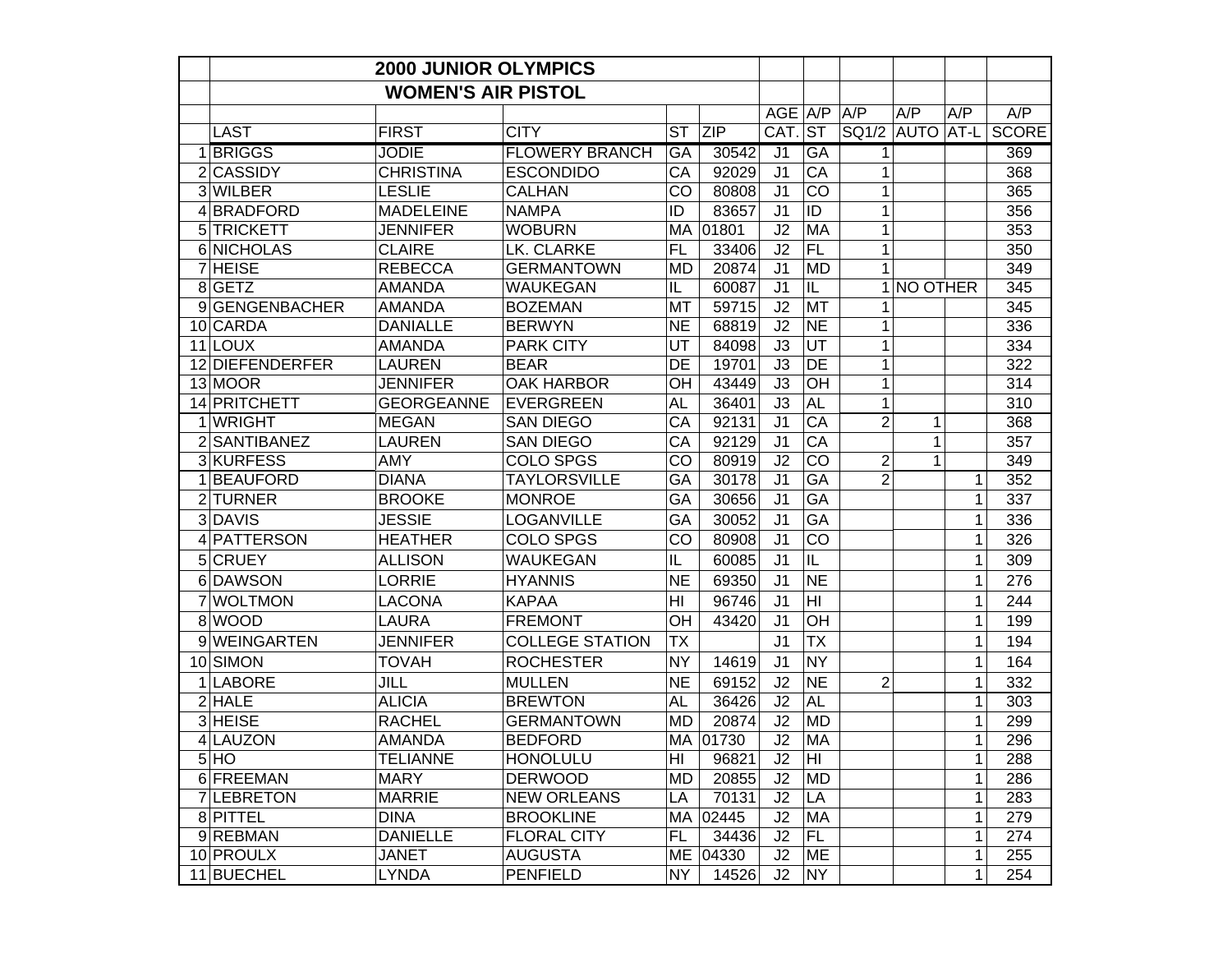## 2000 JUNIOR OLYMPICS

## WOMEN'S AIR PISTOL

| | LAST | FIRST | CITY | ST | ZIP | AGE CAT. | A/P ST | A/P SQ1/2 | A/P AUTO | A/P AT-L | A/P SCORE |
|---|---|---|---|---|---|---|---|---|---|---|---|
| 1 | BRIGGS | JODIE | FLOWERY BRANCH | GA | 30542 | J1 | GA | 1 | | | 369 |
| 2 | CASSIDY | CHRISTINA | ESCONDIDO | CA | 92029 | J1 | CA | 1 | | | 368 |
| 3 | WILBER | LESLIE | CALHAN | CO | 80808 | J1 | CO | 1 | | | 365 |
| 4 | BRADFORD | MADELEINE | NAMPA | ID | 83657 | J1 | ID | 1 | | | 356 |
| 5 | TRICKETT | JENNIFER | WOBURN | MA | 01801 | J2 | MA | 1 | | | 353 |
| 6 | NICHOLAS | CLAIRE | LK. CLARKE | FL | 33406 | J2 | FL | 1 | | | 350 |
| 7 | HEISE | REBECCA | GERMANTOWN | MD | 20874 | J1 | MD | 1 | | | 349 |
| 8 | GETZ | AMANDA | WAUKEGAN | IL | 60087 | J1 | IL | 1 | NO OTHER | | 345 |
| 9 | GENGENBACHER | AMANDA | BOZEMAN | MT | 59715 | J2 | MT | 1 | | | 345 |
| 10 | CARDA | DANIALLE | BERWYN | NE | 68819 | J2 | NE | 1 | | | 336 |
| 11 | LOUX | AMANDA | PARK CITY | UT | 84098 | J3 | UT | 1 | | | 334 |
| 12 | DIEFENDERFER | LAUREN | BEAR | DE | 19701 | J3 | DE | 1 | | | 322 |
| 13 | MOOR | JENNIFER | OAK HARBOR | OH | 43449 | J3 | OH | 1 | | | 314 |
| 14 | PRITCHETT | GEORGEANNE | EVERGREEN | AL | 36401 | J3 | AL | 1 | | | 310 |
| 1 | WRIGHT | MEGAN | SAN DIEGO | CA | 92131 | J1 | CA | 2 | 1 | | 368 |
| 2 | SANTIBANEZ | LAUREN | SAN DIEGO | CA | 92129 | J1 | CA | | 1 | | 357 |
| 3 | KURFESS | AMY | COLO SPGS | CO | 80919 | J2 | CO | 2 | 1 | | 349 |
| 1 | BEAUFORD | DIANA | TAYLORSVILLE | GA | 30178 | J1 | GA | 2 | | 1 | 352 |
| 2 | TURNER | BROOKE | MONROE | GA | 30656 | J1 | GA | | | 1 | 337 |
| 3 | DAVIS | JESSIE | LOGANVILLE | GA | 30052 | J1 | GA | | | 1 | 336 |
| 4 | PATTERSON | HEATHER | COLO SPGS | CO | 80908 | J1 | CO | | | 1 | 326 |
| 5 | CRUEY | ALLISON | WAUKEGAN | IL | 60085 | J1 | IL | | | 1 | 309 |
| 6 | DAWSON | LORRIE | HYANNIS | NE | 69350 | J1 | NE | | | 1 | 276 |
| 7 | WOLTMON | LACONA | KAPAA | HI | 96746 | J1 | HI | | | 1 | 244 |
| 8 | WOOD | LAURA | FREMONT | OH | 43420 | J1 | OH | | | 1 | 199 |
| 9 | WEINGARTEN | JENNIFER | COLLEGE STATION | TX | | J1 | TX | | | 1 | 194 |
| 10 | SIMON | TOVAH | ROCHESTER | NY | 14619 | J1 | NY | | | 1 | 164 |
| 1 | LABORE | JILL | MULLEN | NE | 69152 | J2 | NE | 2 | | 1 | 332 |
| 2 | HALE | ALICIA | BREWTON | AL | 36426 | J2 | AL | | | 1 | 303 |
| 3 | HEISE | RACHEL | GERMANTOWN | MD | 20874 | J2 | MD | | | 1 | 299 |
| 4 | LAUZON | AMANDA | BEDFORD | MA | 01730 | J2 | MA | | | 1 | 296 |
| 5 | HO | TELIANNE | HONOLULU | HI | 96821 | J2 | HI | | | 1 | 288 |
| 6 | FREEMAN | MARY | DERWOOD | MD | 20855 | J2 | MD | | | 1 | 286 |
| 7 | LEBRETON | MARRIE | NEW ORLEANS | LA | 70131 | J2 | LA | | | 1 | 283 |
| 8 | PITTEL | DINA | BROOKLINE | MA | 02445 | J2 | MA | | | 1 | 279 |
| 9 | REBMAN | DANIELLE | FLORAL CITY | FL | 34436 | J2 | FL | | | 1 | 274 |
| 10 | PROULX | JANET | AUGUSTA | ME | 04330 | J2 | ME | | | 1 | 255 |
| 11 | BUECHEL | LYNDA | PENFIELD | NY | 14526 | J2 | NY | | | 1 | 254 |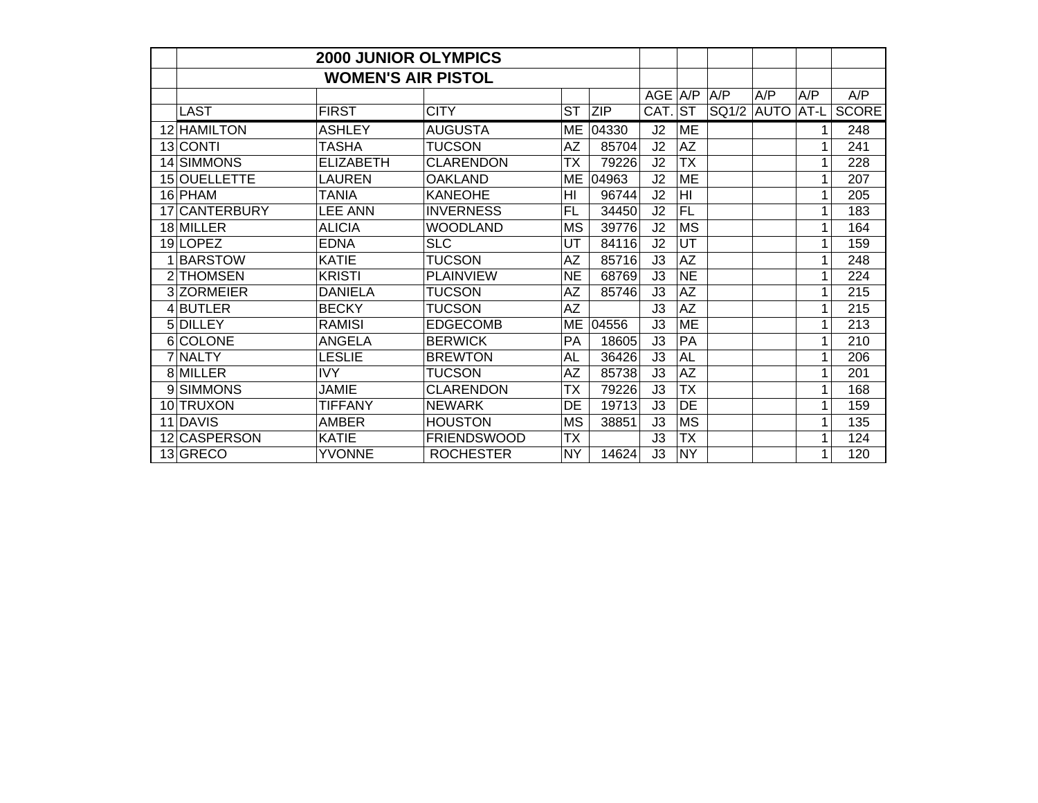## 2000 JUNIOR OLYMPICS

## WOMEN'S AIR PISTOL

| | LAST | FIRST | CITY | ST | ZIP | AGE CAT. | A/P ST | A/P SQ1/2 | A/P AUTO | A/P AT-L | A/P SCORE |
|---|---|---|---|---|---|---|---|---|---|---|---|
| 12 | HAMILTON | ASHLEY | AUGUSTA | ME | 04330 | J2 | ME | | | 1 | 248 |
| 13 | CONTI | TASHA | TUCSON | AZ | 85704 | J2 | AZ | | | 1 | 241 |
| 14 | SIMMONS | ELIZABETH | CLARENDON | TX | 79226 | J2 | TX | | | 1 | 228 |
| 15 | OUELLETTE | LAUREN | OAKLAND | ME | 04963 | J2 | ME | | | 1 | 207 |
| 16 | PHAM | TANIA | KANEOHE | HI | 96744 | J2 | HI | | | 1 | 205 |
| 17 | CANTERBURY | LEE ANN | INVERNESS | FL | 34450 | J2 | FL | | | 1 | 183 |
| 18 | MILLER | ALICIA | WOODLAND | MS | 39776 | J2 | MS | | | 1 | 164 |
| 19 | LOPEZ | EDNA | SLC | UT | 84116 | J2 | UT | | | 1 | 159 |
| 1 | BARSTOW | KATIE | TUCSON | AZ | 85716 | J3 | AZ | | | 1 | 248 |
| 2 | THOMSEN | KRISTI | PLAINVIEW | NE | 68769 | J3 | NE | | | 1 | 224 |
| 3 | ZORMEIER | DANIELA | TUCSON | AZ | 85746 | J3 | AZ | | | 1 | 215 |
| 4 | BUTLER | BECKY | TUCSON | AZ | | J3 | AZ | | | 1 | 215 |
| 5 | DILLEY | RAMISI | EDGECOMB | ME | 04556 | J3 | ME | | | 1 | 213 |
| 6 | COLONE | ANGELA | BERWICK | PA | 18605 | J3 | PA | | | 1 | 210 |
| 7 | NALTY | LESLIE | BREWTON | AL | 36426 | J3 | AL | | | 1 | 206 |
| 8 | MILLER | IVY | TUCSON | AZ | 85738 | J3 | AZ | | | 1 | 201 |
| 9 | SIMMONS | JAMIE | CLARENDON | TX | 79226 | J3 | TX | | | 1 | 168 |
| 10 | TRUXON | TIFFANY | NEWARK | DE | 19713 | J3 | DE | | | 1 | 159 |
| 11 | DAVIS | AMBER | HOUSTON | MS | 38851 | J3 | MS | | | 1 | 135 |
| 12 | CASPERSON | KATIE | FRIENDSWOOD | TX | | J3 | TX | | | 1 | 124 |
| 13 | GRECO | YVONNE | ROCHESTER | NY | 14624 | J3 | NY | | | 1 | 120 |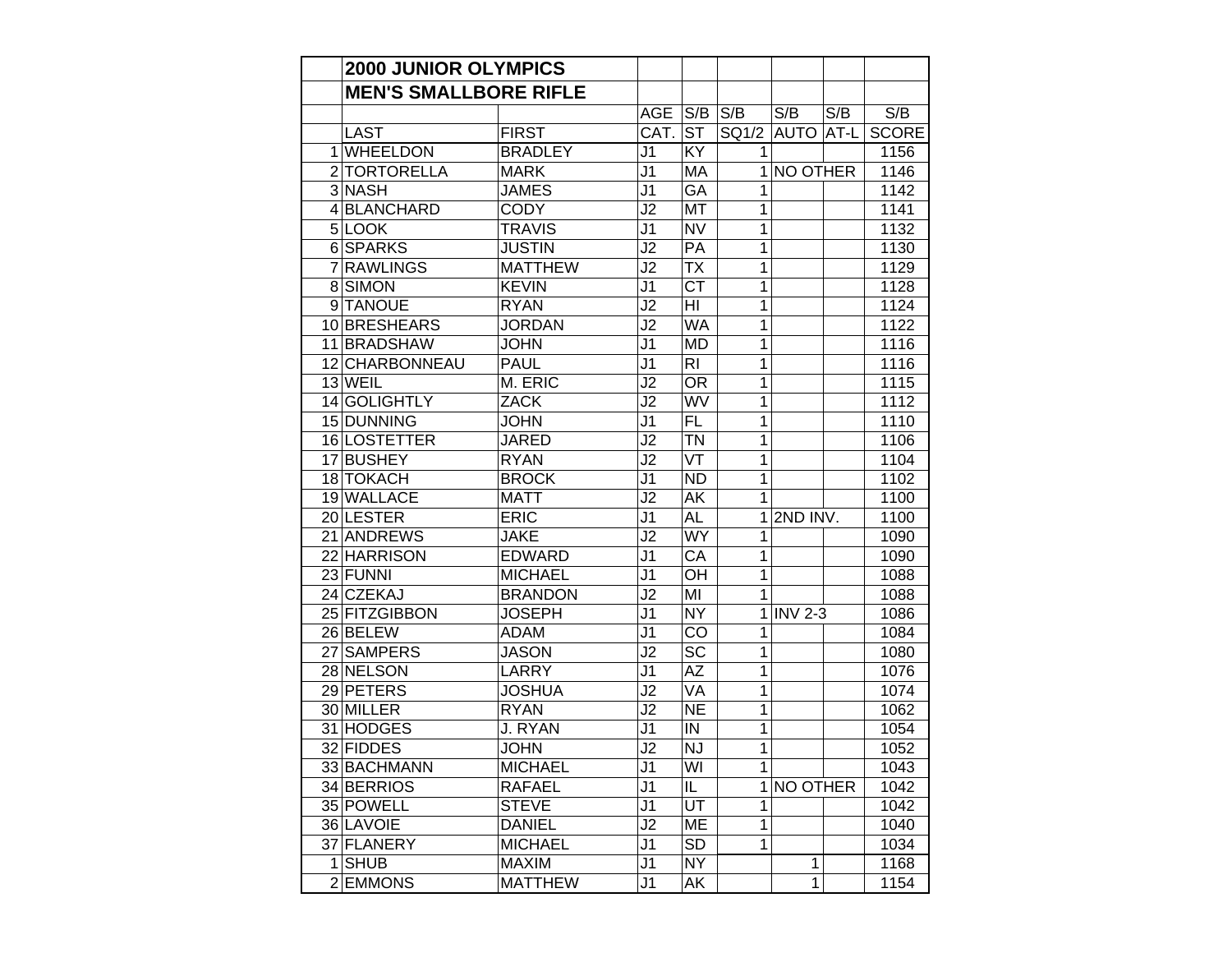| | 2000 JUNIOR OLYMPICS | | | | | | | |
|---|---|---|---|---|---|---|---|---|
| | MEN'S SMALLBORE RIFLE | | | | | | | |
| | | | AGE | S/B | S/B | S/B | S/B | S/B |
| | LAST | FIRST | CAT. | ST | SQ1/2 | AUTO | AT-L | SCORE |
| 1 | WHEELDON | BRADLEY | J1 | KY | 1 | | | 1156 |
| 2 | TORTORELLA | MARK | J1 | MA | 1 | NO OTHER | | 1146 |
| 3 | NASH | JAMES | J1 | GA | 1 | | | 1142 |
| 4 | BLANCHARD | CODY | J2 | MT | 1 | | | 1141 |
| 5 | LOOK | TRAVIS | J1 | NV | 1 | | | 1132 |
| 6 | SPARKS | JUSTIN | J2 | PA | 1 | | | 1130 |
| 7 | RAWLINGS | MATTHEW | J2 | TX | 1 | | | 1129 |
| 8 | SIMON | KEVIN | J1 | CT | 1 | | | 1128 |
| 9 | TANOUE | RYAN | J2 | HI | 1 | | | 1124 |
| 10 | BRESHEARS | JORDAN | J2 | WA | 1 | | | 1122 |
| 11 | BRADSHAW | JOHN | J1 | MD | 1 | | | 1116 |
| 12 | CHARBONNEAU | PAUL | J1 | RI | 1 | | | 1116 |
| 13 | WEIL | M. ERIC | J2 | OR | 1 | | | 1115 |
| 14 | GOLIGHTLY | ZACK | J2 | WV | 1 | | | 1112 |
| 15 | DUNNING | JOHN | J1 | FL | 1 | | | 1110 |
| 16 | LOSTETTER | JARED | J2 | TN | 1 | | | 1106 |
| 17 | BUSHEY | RYAN | J2 | VT | 1 | | | 1104 |
| 18 | TOKACH | BROCK | J1 | ND | 1 | | | 1102 |
| 19 | WALLACE | MATT | J2 | AK | 1 | | | 1100 |
| 20 | LESTER | ERIC | J1 | AL | 1 | 2ND INV. | | 1100 |
| 21 | ANDREWS | JAKE | J2 | WY | 1 | | | 1090 |
| 22 | HARRISON | EDWARD | J1 | CA | 1 | | | 1090 |
| 23 | FUNNI | MICHAEL | J1 | OH | 1 | | | 1088 |
| 24 | CZEKAJ | BRANDON | J2 | MI | 1 | | | 1088 |
| 25 | FITZGIBBON | JOSEPH | J1 | NY | 1 | INV 2-3 | | 1086 |
| 26 | BELEW | ADAM | J1 | CO | 1 | | | 1084 |
| 27 | SAMPERS | JASON | J2 | SC | 1 | | | 1080 |
| 28 | NELSON | LARRY | J1 | AZ | 1 | | | 1076 |
| 29 | PETERS | JOSHUA | J2 | VA | 1 | | | 1074 |
| 30 | MILLER | RYAN | J2 | NE | 1 | | | 1062 |
| 31 | HODGES | J. RYAN | J1 | IN | 1 | | | 1054 |
| 32 | FIDDES | JOHN | J2 | NJ | 1 | | | 1052 |
| 33 | BACHMANN | MICHAEL | J1 | WI | 1 | | | 1043 |
| 34 | BERRIOS | RAFAEL | J1 | IL | 1 | NO OTHER | | 1042 |
| 35 | POWELL | STEVE | J1 | UT | 1 | | | 1042 |
| 36 | LAVOIE | DANIEL | J2 | ME | 1 | | | 1040 |
| 37 | FLANERY | MICHAEL | J1 | SD | 1 | | | 1034 |
| 1 | SHUB | MAXIM | J1 | NY | | 1 | | 1168 |
| 2 | EMMONS | MATTHEW | J1 | AK | | 1 | | 1154 |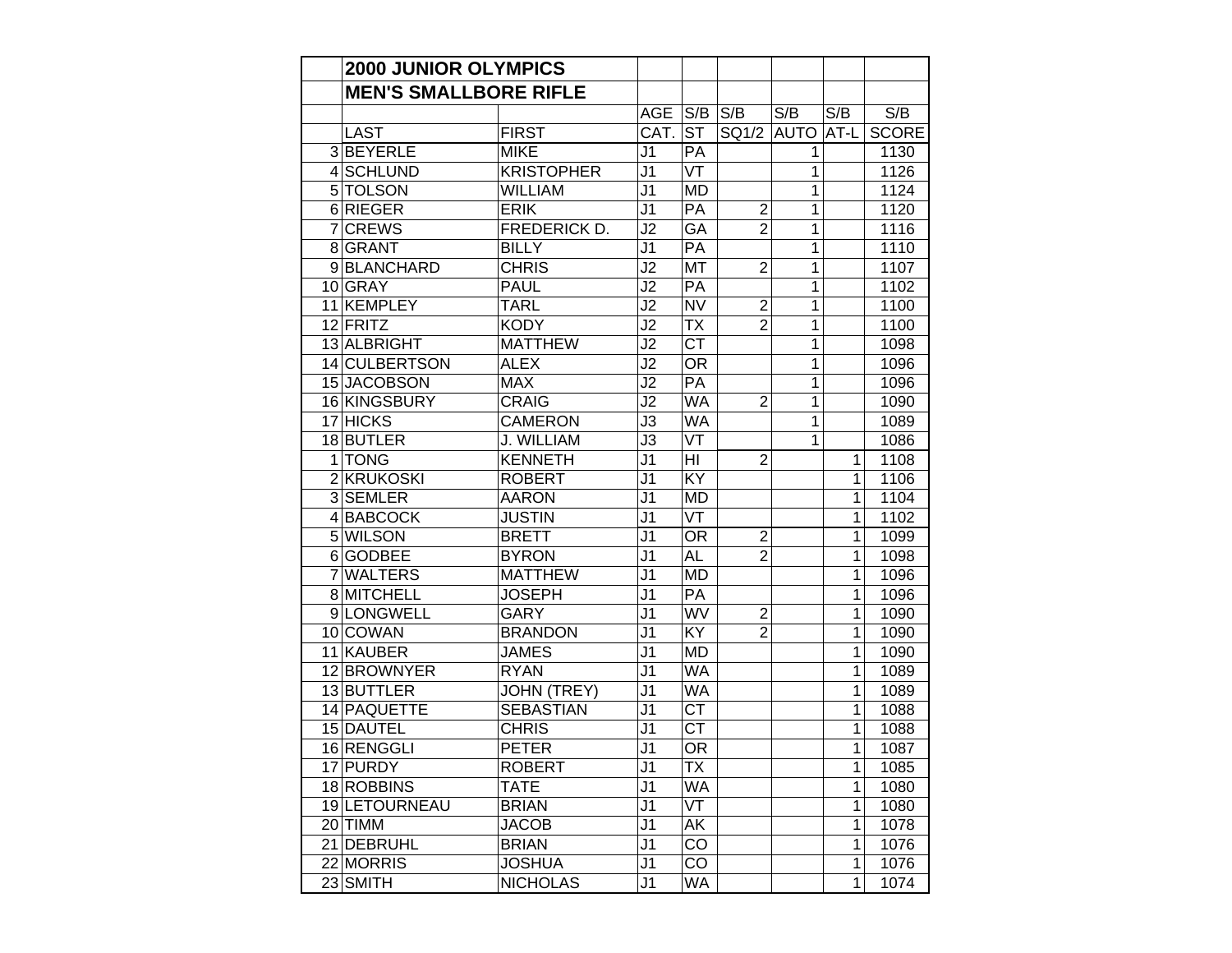| | 2000 JUNIOR OLYMPICS | | | | | | | |
|---|---|---|---|---|---|---|---|---|
| | MEN'S SMALLBORE RIFLE | | | | | | | |
| | | | AGE | S/B | S/B | S/B | S/B | S/B |
| | LAST | FIRST | CAT. | ST | SQ1/2 | AUTO | AT-L | SCORE |
| 3 | BEYERLE | MIKE | J1 | PA | | 1 | | 1130 |
| 4 | SCHLUND | KRISTOPHER | J1 | VT | | 1 | | 1126 |
| 5 | TOLSON | WILLIAM | J1 | MD | | 1 | | 1124 |
| 6 | RIEGER | ERIK | J1 | PA | 2 | 1 | | 1120 |
| 7 | CREWS | FREDERICK D. | J2 | GA | 2 | 1 | | 1116 |
| 8 | GRANT | BILLY | J1 | PA | | 1 | | 1110 |
| 9 | BLANCHARD | CHRIS | J2 | MT | 2 | 1 | | 1107 |
| 10 | GRAY | PAUL | J2 | PA | | 1 | | 1102 |
| 11 | KEMPLEY | TARL | J2 | NV | 2 | 1 | | 1100 |
| 12 | FRITZ | KODY | J2 | TX | 2 | 1 | | 1100 |
| 13 | ALBRIGHT | MATTHEW | J2 | CT | | 1 | | 1098 |
| 14 | CULBERTSON | ALEX | J2 | OR | | 1 | | 1096 |
| 15 | JACOBSON | MAX | J2 | PA | | 1 | | 1096 |
| 16 | KINGSBURY | CRAIG | J2 | WA | 2 | 1 | | 1090 |
| 17 | HICKS | CAMERON | J3 | WA | | 1 | | 1089 |
| 18 | BUTLER | J. WILLIAM | J3 | VT | | 1 | | 1086 |
| 1 | TONG | KENNETH | J1 | HI | 2 | | 1 | 1108 |
| 2 | KRUKOSKI | ROBERT | J1 | KY | | | 1 | 1106 |
| 3 | SEMLER | AARON | J1 | MD | | | 1 | 1104 |
| 4 | BABCOCK | JUSTIN | J1 | VT | | | 1 | 1102 |
| 5 | WILSON | BRETT | J1 | OR | 2 | | 1 | 1099 |
| 6 | GODBEE | BYRON | J1 | AL | 2 | | 1 | 1098 |
| 7 | WALTERS | MATTHEW | J1 | MD | | | 1 | 1096 |
| 8 | MITCHELL | JOSEPH | J1 | PA | | | 1 | 1096 |
| 9 | LONGWELL | GARY | J1 | WV | 2 | | 1 | 1090 |
| 10 | COWAN | BRANDON | J1 | KY | 2 | | 1 | 1090 |
| 11 | KAUBER | JAMES | J1 | MD | | | 1 | 1090 |
| 12 | BROWNYER | RYAN | J1 | WA | | | 1 | 1089 |
| 13 | BUTTLER | JOHN (TREY) | J1 | WA | | | 1 | 1089 |
| 14 | PAQUETTE | SEBASTIAN | J1 | CT | | | 1 | 1088 |
| 15 | DAUTEL | CHRIS | J1 | CT | | | 1 | 1088 |
| 16 | RENGGLI | PETER | J1 | OR | | | 1 | 1087 |
| 17 | PURDY | ROBERT | J1 | TX | | | 1 | 1085 |
| 18 | ROBBINS | TATE | J1 | WA | | | 1 | 1080 |
| 19 | LETOURNEAU | BRIAN | J1 | VT | | | 1 | 1080 |
| 20 | TIMM | JACOB | J1 | AK | | | 1 | 1078 |
| 21 | DEBRUHL | BRIAN | J1 | CO | | | 1 | 1076 |
| 22 | MORRIS | JOSHUA | J1 | CO | | | 1 | 1076 |
| 23 | SMITH | NICHOLAS | J1 | WA | | | 1 | 1074 |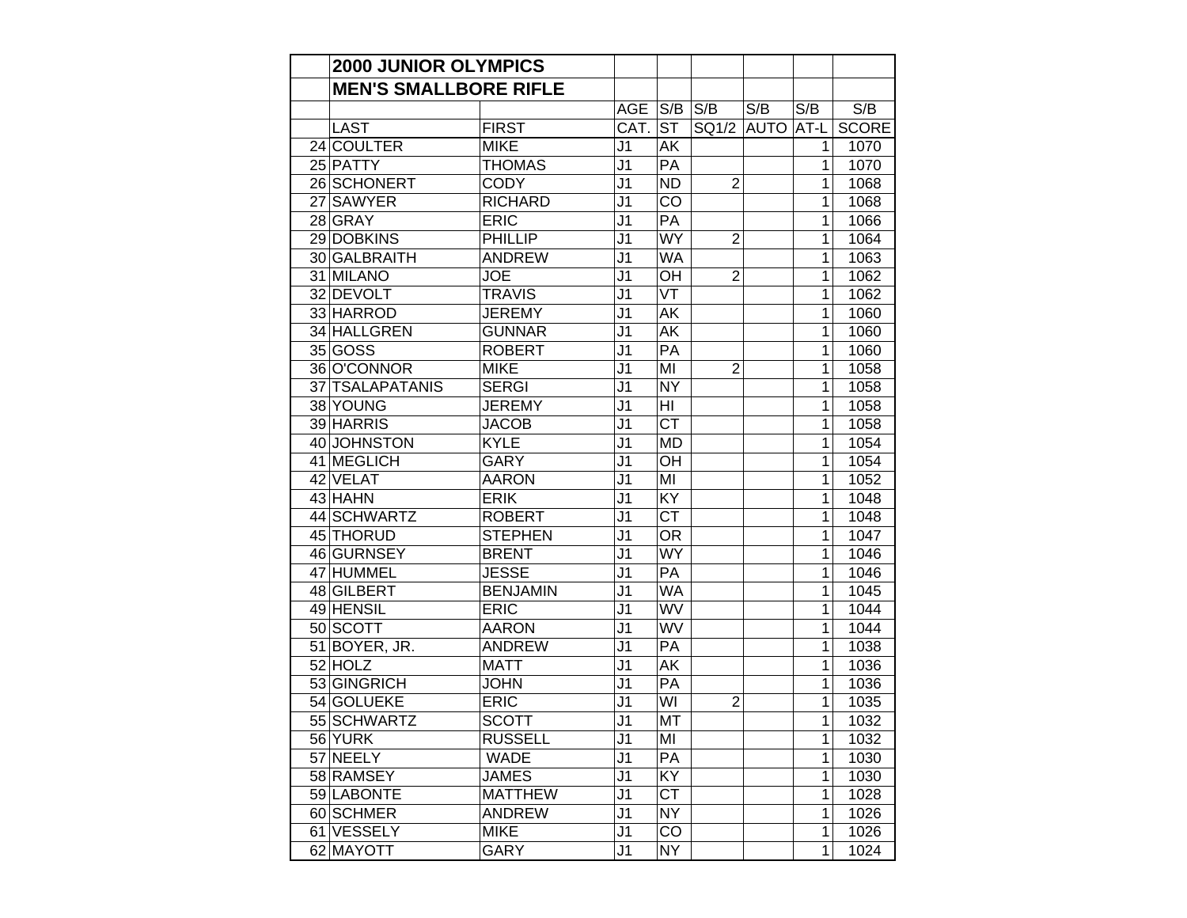| | 2000 JUNIOR OLYMPICS | | | | | | | |
|---|---|---|---|---|---|---|---|---|
| | MEN'S SMALLBORE RIFLE | | | | | | | |
| | | | AGE | S/B | S/B | S/B | S/B | S/B |
| | LAST | FIRST | CAT. | ST | SQ1/2 | AUTO | AT-L | SCORE |
| 24 | COULTER | MIKE | J1 | AK | | | 1 | 1070 |
| 25 | PATTY | THOMAS | J1 | PA | | | 1 | 1070 |
| 26 | SCHONERT | CODY | J1 | ND | 2 | | 1 | 1068 |
| 27 | SAWYER | RICHARD | J1 | CO | | | 1 | 1068 |
| 28 | GRAY | ERIC | J1 | PA | | | 1 | 1066 |
| 29 | DOBKINS | PHILLIP | J1 | WY | 2 | | 1 | 1064 |
| 30 | GALBRAITH | ANDREW | J1 | WA | | | 1 | 1063 |
| 31 | MILANO | JOE | J1 | OH | 2 | | 1 | 1062 |
| 32 | DEVOLT | TRAVIS | J1 | VT | | | 1 | 1062 |
| 33 | HARROD | JEREMY | J1 | AK | | | 1 | 1060 |
| 34 | HALLGREN | GUNNAR | J1 | AK | | | 1 | 1060 |
| 35 | GOSS | ROBERT | J1 | PA | | | 1 | 1060 |
| 36 | O'CONNOR | MIKE | J1 | MI | 2 | | 1 | 1058 |
| 37 | TSALAPATANIS | SERGI | J1 | NY | | | 1 | 1058 |
| 38 | YOUNG | JEREMY | J1 | HI | | | 1 | 1058 |
| 39 | HARRIS | JACOB | J1 | CT | | | 1 | 1058 |
| 40 | JOHNSTON | KYLE | J1 | MD | | | 1 | 1054 |
| 41 | MEGLICH | GARY | J1 | OH | | | 1 | 1054 |
| 42 | VELAT | AARON | J1 | MI | | | 1 | 1052 |
| 43 | HAHN | ERIK | J1 | KY | | | 1 | 1048 |
| 44 | SCHWARTZ | ROBERT | J1 | CT | | | 1 | 1048 |
| 45 | THORUD | STEPHEN | J1 | OR | | | 1 | 1047 |
| 46 | GURNSEY | BRENT | J1 | WY | | | 1 | 1046 |
| 47 | HUMMEL | JESSE | J1 | PA | | | 1 | 1046 |
| 48 | GILBERT | BENJAMIN | J1 | WA | | | 1 | 1045 |
| 49 | HENSIL | ERIC | J1 | WV | | | 1 | 1044 |
| 50 | SCOTT | AARON | J1 | WV | | | 1 | 1044 |
| 51 | BOYER, JR. | ANDREW | J1 | PA | | | 1 | 1038 |
| 52 | HOLZ | MATT | J1 | AK | | | 1 | 1036 |
| 53 | GINGRICH | JOHN | J1 | PA | | | 1 | 1036 |
| 54 | GOLUEKE | ERIC | J1 | WI | 2 | | 1 | 1035 |
| 55 | SCHWARTZ | SCOTT | J1 | MT | | | 1 | 1032 |
| 56 | YURK | RUSSELL | J1 | MI | | | 1 | 1032 |
| 57 | NEELY | WADE | J1 | PA | | | 1 | 1030 |
| 58 | RAMSEY | JAMES | J1 | KY | | | 1 | 1030 |
| 59 | LABONTE | MATTHEW | J1 | CT | | | 1 | 1028 |
| 60 | SCHMER | ANDREW | J1 | NY | | | 1 | 1026 |
| 61 | VESSELY | MIKE | J1 | CO | | | 1 | 1026 |
| 62 | MAYOTT | GARY | J1 | NY | | | 1 | 1024 |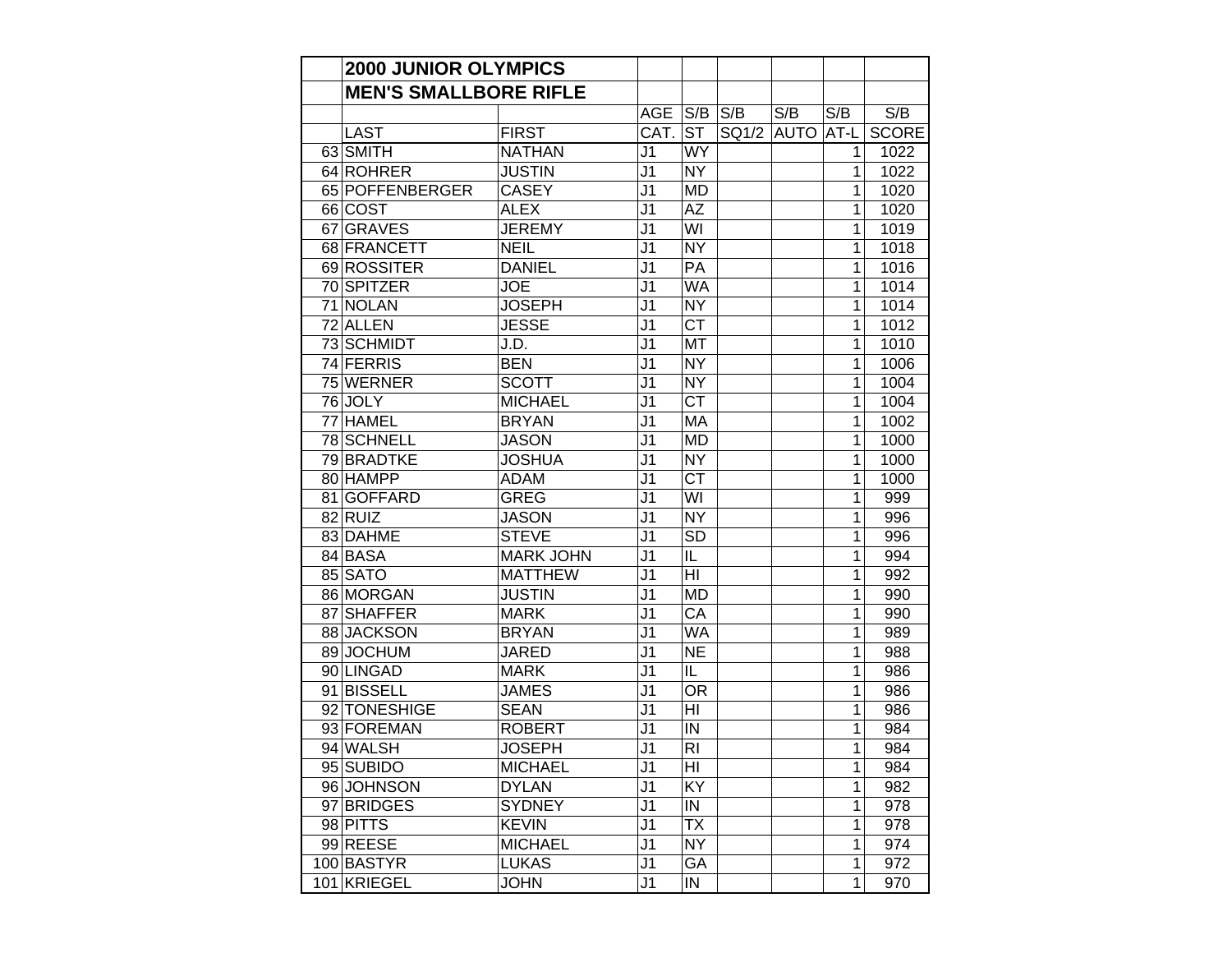| | 2000 JUNIOR OLYMPICS | | | | | | | |
|---|---|---|---|---|---|---|---|---|
| | MEN'S SMALLBORE RIFLE | | | | | | | |
| | | | AGE | S/B | S/B | S/B | S/B | S/B |
| | LAST | FIRST | CAT. | ST | SQ1/2 | AUTO | AT-L | SCORE |
| 63 | SMITH | NATHAN | J1 | WY | | | 1 | 1022 |
| 64 | ROHRER | JUSTIN | J1 | NY | | | 1 | 1022 |
| 65 | POFFENBERGER | CASEY | J1 | MD | | | 1 | 1020 |
| 66 | COST | ALEX | J1 | AZ | | | 1 | 1020 |
| 67 | GRAVES | JEREMY | J1 | WI | | | 1 | 1019 |
| 68 | FRANCETT | NEIL | J1 | NY | | | 1 | 1018 |
| 69 | ROSSITER | DANIEL | J1 | PA | | | 1 | 1016 |
| 70 | SPITZER | JOE | J1 | WA | | | 1 | 1014 |
| 71 | NOLAN | JOSEPH | J1 | NY | | | 1 | 1014 |
| 72 | ALLEN | JESSE | J1 | CT | | | 1 | 1012 |
| 73 | SCHMIDT | J.D. | J1 | MT | | | 1 | 1010 |
| 74 | FERRIS | BEN | J1 | NY | | | 1 | 1006 |
| 75 | WERNER | SCOTT | J1 | NY | | | 1 | 1004 |
| 76 | JOLY | MICHAEL | J1 | CT | | | 1 | 1004 |
| 77 | HAMEL | BRYAN | J1 | MA | | | 1 | 1002 |
| 78 | SCHNELL | JASON | J1 | MD | | | 1 | 1000 |
| 79 | BRADTKE | JOSHUA | J1 | NY | | | 1 | 1000 |
| 80 | HAMPP | ADAM | J1 | CT | | | 1 | 1000 |
| 81 | GOFFARD | GREG | J1 | WI | | | 1 | 999 |
| 82 | RUIZ | JASON | J1 | NY | | | 1 | 996 |
| 83 | DAHME | STEVE | J1 | SD | | | 1 | 996 |
| 84 | BASA | MARK JOHN | J1 | IL | | | 1 | 994 |
| 85 | SATO | MATTHEW | J1 | HI | | | 1 | 992 |
| 86 | MORGAN | JUSTIN | J1 | MD | | | 1 | 990 |
| 87 | SHAFFER | MARK | J1 | CA | | | 1 | 990 |
| 88 | JACKSON | BRYAN | J1 | WA | | | 1 | 989 |
| 89 | JOCHUM | JARED | J1 | NE | | | 1 | 988 |
| 90 | LINGAD | MARK | J1 | IL | | | 1 | 986 |
| 91 | BISSELL | JAMES | J1 | OR | | | 1 | 986 |
| 92 | TONESHIGE | SEAN | J1 | HI | | | 1 | 986 |
| 93 | FOREMAN | ROBERT | J1 | IN | | | 1 | 984 |
| 94 | WALSH | JOSEPH | J1 | RI | | | 1 | 984 |
| 95 | SUBIDO | MICHAEL | J1 | HI | | | 1 | 984 |
| 96 | JOHNSON | DYLAN | J1 | KY | | | 1 | 982 |
| 97 | BRIDGES | SYDNEY | J1 | IN | | | 1 | 978 |
| 98 | PITTS | KEVIN | J1 | TX | | | 1 | 978 |
| 99 | REESE | MICHAEL | J1 | NY | | | 1 | 974 |
| 100 | BASTYR | LUKAS | J1 | GA | | | 1 | 972 |
| 101 | KRIEGEL | JOHN | J1 | IN | | | 1 | 970 |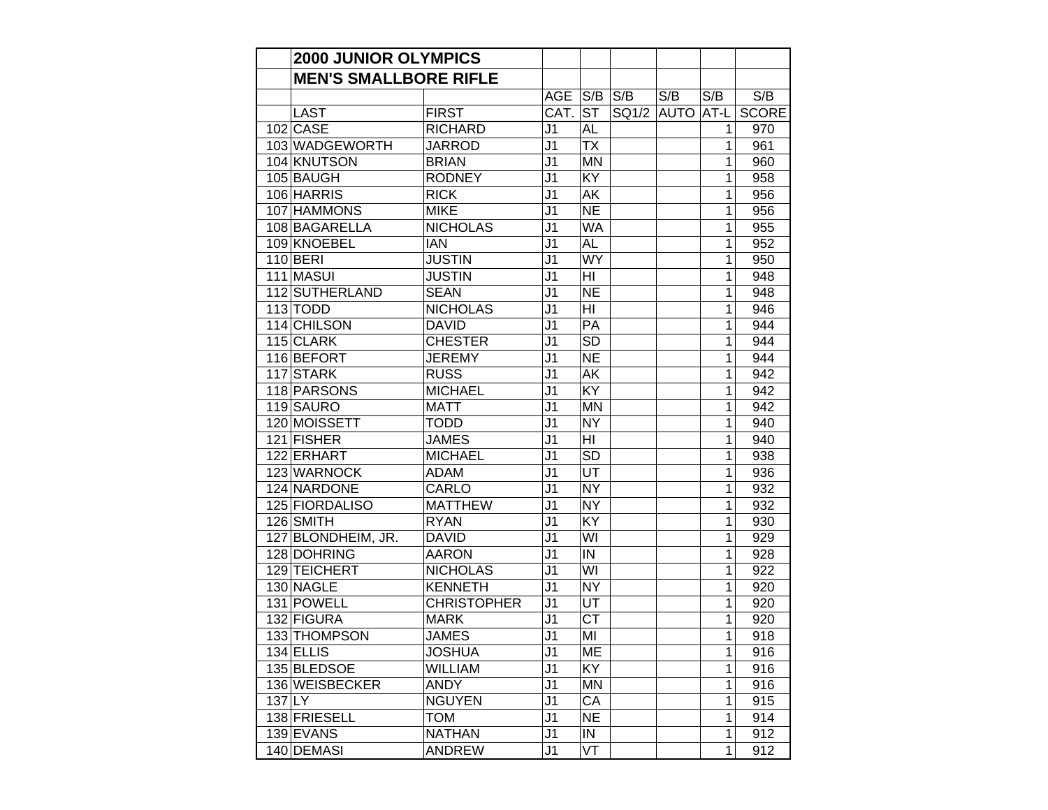## 2000 JUNIOR OLYMPICS

## MEN'S SMALLBORE RIFLE

| | | | AGE | S/B | S/B | S/B | S/B | S/B |
|---|---|---|---|---|---|---|---|---|
| | LAST | FIRST | CAT. | ST | SQ1/2 | AUTO | AT-L | SCORE |
| 102 | CASE | RICHARD | J1 | AL | | | 1 | 970 |
| 103 | WADGEWORTH | JARROD | J1 | TX | | | 1 | 961 |
| 104 | KNUTSON | BRIAN | J1 | MN | | | 1 | 960 |
| 105 | BAUGH | RODNEY | J1 | KY | | | 1 | 958 |
| 106 | HARRIS | RICK | J1 | AK | | | 1 | 956 |
| 107 | HAMMONS | MIKE | J1 | NE | | | 1 | 956 |
| 108 | BAGARELLA | NICHOLAS | J1 | WA | | | 1 | 955 |
| 109 | KNOEBEL | IAN | J1 | AL | | | 1 | 952 |
| 110 | BERI | JUSTIN | J1 | WY | | | 1 | 950 |
| 111 | MASUI | JUSTIN | J1 | HI | | | 1 | 948 |
| 112 | SUTHERLAND | SEAN | J1 | NE | | | 1 | 948 |
| 113 | TODD | NICHOLAS | J1 | HI | | | 1 | 946 |
| 114 | CHILSON | DAVID | J1 | PA | | | 1 | 944 |
| 115 | CLARK | CHESTER | J1 | SD | | | 1 | 944 |
| 116 | BEFORT | JEREMY | J1 | NE | | | 1 | 944 |
| 117 | STARK | RUSS | J1 | AK | | | 1 | 942 |
| 118 | PARSONS | MICHAEL | J1 | KY | | | 1 | 942 |
| 119 | SAURO | MATT | J1 | MN | | | 1 | 942 |
| 120 | MOISSETT | TODD | J1 | NY | | | 1 | 940 |
| 121 | FISHER | JAMES | J1 | HI | | | 1 | 940 |
| 122 | ERHART | MICHAEL | J1 | SD | | | 1 | 938 |
| 123 | WARNOCK | ADAM | J1 | UT | | | 1 | 936 |
| 124 | NARDONE | CARLO | J1 | NY | | | 1 | 932 |
| 125 | FIORDALISO | MATTHEW | J1 | NY | | | 1 | 932 |
| 126 | SMITH | RYAN | J1 | KY | | | 1 | 930 |
| 127 | BLONDHEIM, JR. | DAVID | J1 | WI | | | 1 | 929 |
| 128 | DOHRING | AARON | J1 | IN | | | 1 | 928 |
| 129 | TEICHERT | NICHOLAS | J1 | WI | | | 1 | 922 |
| 130 | NAGLE | KENNETH | J1 | NY | | | 1 | 920 |
| 131 | POWELL | CHRISTOPHER | J1 | UT | | | 1 | 920 |
| 132 | FIGURA | MARK | J1 | CT | | | 1 | 920 |
| 133 | THOMPSON | JAMES | J1 | MI | | | 1 | 918 |
| 134 | ELLIS | JOSHUA | J1 | ME | | | 1 | 916 |
| 135 | BLEDSOE | WILLIAM | J1 | KY | | | 1 | 916 |
| 136 | WEISBECKER | ANDY | J1 | MN | | | 1 | 916 |
| 137 | LY | NGUYEN | J1 | CA | | | 1 | 915 |
| 138 | FRIESELL | TOM | J1 | NE | | | 1 | 914 |
| 139 | EVANS | NATHAN | J1 | IN | | | 1 | 912 |
| 140 | DEMASI | ANDREW | J1 | VT | | | 1 | 912 |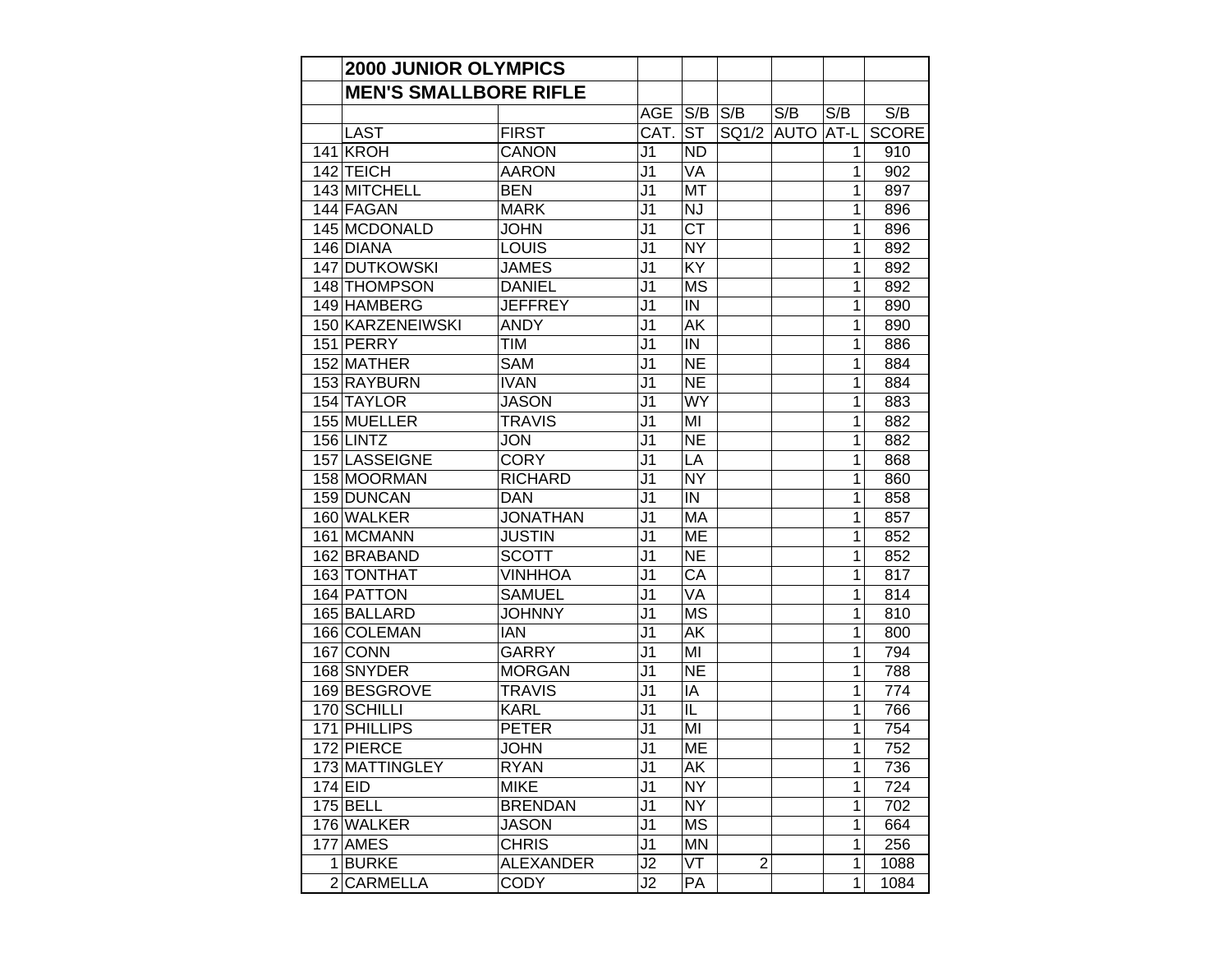| | 2000 JUNIOR OLYMPICS | | | | | | | |
|---|---|---|---|---|---|---|---|---|
| | MEN'S SMALLBORE RIFLE | | | | | | | |
| | | | AGE | S/B | S/B | S/B | S/B | S/B |
| | LAST | FIRST | CAT. | ST | SQ1/2 | AUTO | AT-L | SCORE |
| 141 | KROH | CANON | J1 | ND | | | 1 | 910 |
| 142 | TEICH | AARON | J1 | VA | | | 1 | 902 |
| 143 | MITCHELL | BEN | J1 | MT | | | 1 | 897 |
| 144 | FAGAN | MARK | J1 | NJ | | | 1 | 896 |
| 145 | MCDONALD | JOHN | J1 | CT | | | 1 | 896 |
| 146 | DIANA | LOUIS | J1 | NY | | | 1 | 892 |
| 147 | DUTKOWSKI | JAMES | J1 | KY | | | 1 | 892 |
| 148 | THOMPSON | DANIEL | J1 | MS | | | 1 | 892 |
| 149 | HAMBERG | JEFFREY | J1 | IN | | | 1 | 890 |
| 150 | KARZENEIWSKI | ANDY | J1 | AK | | | 1 | 890 |
| 151 | PERRY | TIM | J1 | IN | | | 1 | 886 |
| 152 | MATHER | SAM | J1 | NE | | | 1 | 884 |
| 153 | RAYBURN | IVAN | J1 | NE | | | 1 | 884 |
| 154 | TAYLOR | JASON | J1 | WY | | | 1 | 883 |
| 155 | MUELLER | TRAVIS | J1 | MI | | | 1 | 882 |
| 156 | LINTZ | JON | J1 | NE | | | 1 | 882 |
| 157 | LASSEIGNE | CORY | J1 | LA | | | 1 | 868 |
| 158 | MOORMAN | RICHARD | J1 | NY | | | 1 | 860 |
| 159 | DUNCAN | DAN | J1 | IN | | | 1 | 858 |
| 160 | WALKER | JONATHAN | J1 | MA | | | 1 | 857 |
| 161 | MCMANN | JUSTIN | J1 | ME | | | 1 | 852 |
| 162 | BRABAND | SCOTT | J1 | NE | | | 1 | 852 |
| 163 | TONTHAT | VINHHOA | J1 | CA | | | 1 | 817 |
| 164 | PATTON | SAMUEL | J1 | VA | | | 1 | 814 |
| 165 | BALLARD | JOHNNY | J1 | MS | | | 1 | 810 |
| 166 | COLEMAN | IAN | J1 | AK | | | 1 | 800 |
| 167 | CONN | GARRY | J1 | MI | | | 1 | 794 |
| 168 | SNYDER | MORGAN | J1 | NE | | | 1 | 788 |
| 169 | BESGROVE | TRAVIS | J1 | IA | | | 1 | 774 |
| 170 | SCHILLI | KARL | J1 | IL | | | 1 | 766 |
| 171 | PHILLIPS | PETER | J1 | MI | | | 1 | 754 |
| 172 | PIERCE | JOHN | J1 | ME | | | 1 | 752 |
| 173 | MATTINGLEY | RYAN | J1 | AK | | | 1 | 736 |
| 174 | EID | MIKE | J1 | NY | | | 1 | 724 |
| 175 | BELL | BRENDAN | J1 | NY | | | 1 | 702 |
| 176 | WALKER | JASON | J1 | MS | | | 1 | 664 |
| 177 | AMES | CHRIS | J1 | MN | | | 1 | 256 |
| 1 | BURKE | ALEXANDER | J2 | VT | 2 | | 1 | 1088 |
| 2 | CARMELLA | CODY | J2 | PA | | | 1 | 1084 |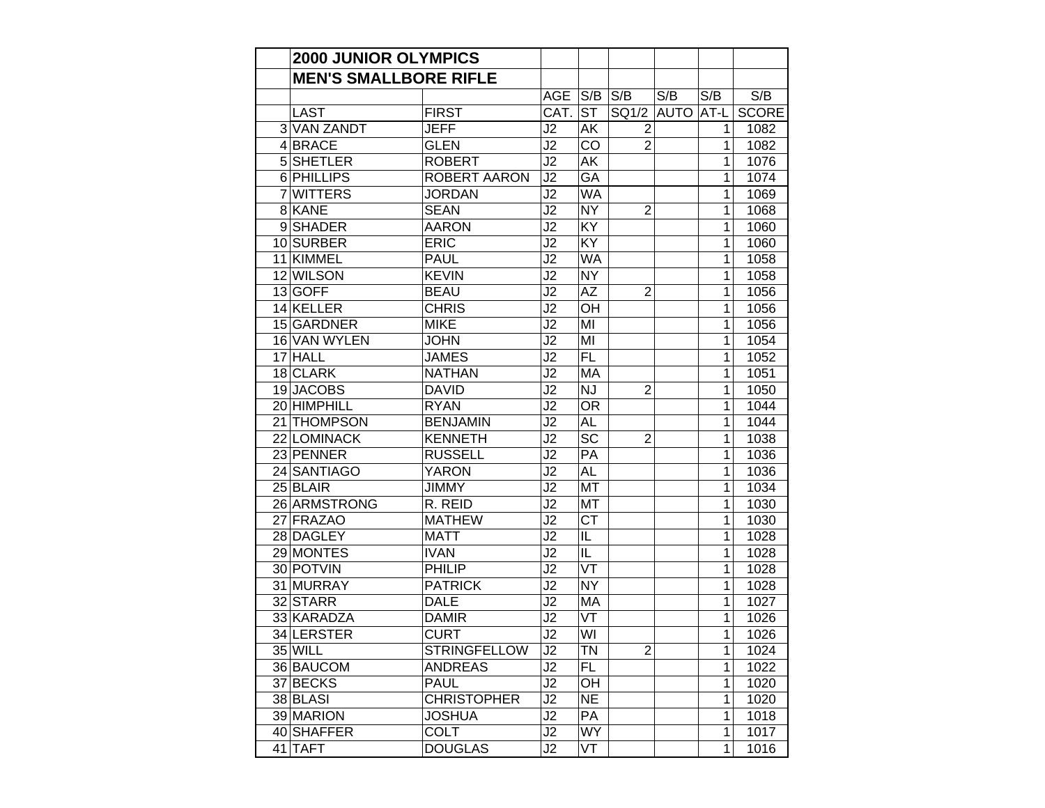## 2000 JUNIOR OLYMPICS

## MEN'S SMALLBORE RIFLE

| | | | AGE | S/B | S/B | S/B | S/B | S/B |
|---|---|---|---|---|---|---|---|---|
| | LAST | FIRST | CAT. | ST | SQ1/2 | AUTO | AT-L | SCORE |
| 3 | VAN ZANDT | JEFF | J2 | AK | 2 | | 1 | 1082 |
| 4 | BRACE | GLEN | J2 | CO | 2 | | 1 | 1082 |
| 5 | SHETLER | ROBERT | J2 | AK | | | 1 | 1076 |
| 6 | PHILLIPS | ROBERT AARON | J2 | GA | | | 1 | 1074 |
| 7 | WITTERS | JORDAN | J2 | WA | | | 1 | 1069 |
| 8 | KANE | SEAN | J2 | NY | 2 | | 1 | 1068 |
| 9 | SHADER | AARON | J2 | KY | | | 1 | 1060 |
| 10 | SURBER | ERIC | J2 | KY | | | 1 | 1060 |
| 11 | KIMMEL | PAUL | J2 | WA | | | 1 | 1058 |
| 12 | WILSON | KEVIN | J2 | NY | | | 1 | 1058 |
| 13 | GOFF | BEAU | J2 | AZ | 2 | | 1 | 1056 |
| 14 | KELLER | CHRIS | J2 | OH | | | 1 | 1056 |
| 15 | GARDNER | MIKE | J2 | MI | | | 1 | 1056 |
| 16 | VAN WYLEN | JOHN | J2 | MI | | | 1 | 1054 |
| 17 | HALL | JAMES | J2 | FL | | | 1 | 1052 |
| 18 | CLARK | NATHAN | J2 | MA | | | 1 | 1051 |
| 19 | JACOBS | DAVID | J2 | NJ | 2 | | 1 | 1050 |
| 20 | HIMPHILL | RYAN | J2 | OR | | | 1 | 1044 |
| 21 | THOMPSON | BENJAMIN | J2 | AL | | | 1 | 1044 |
| 22 | LOMINACK | KENNETH | J2 | SC | 2 | | 1 | 1038 |
| 23 | PENNER | RUSSELL | J2 | PA | | | 1 | 1036 |
| 24 | SANTIAGO | YARON | J2 | AL | | | 1 | 1036 |
| 25 | BLAIR | JIMMY | J2 | MT | | | 1 | 1034 |
| 26 | ARMSTRONG | R. REID | J2 | MT | | | 1 | 1030 |
| 27 | FRAZAO | MATHEW | J2 | CT | | | 1 | 1030 |
| 28 | DAGLEY | MATT | J2 | IL | | | 1 | 1028 |
| 29 | MONTES | IVAN | J2 | IL | | | 1 | 1028 |
| 30 | POTVIN | PHILIP | J2 | VT | | | 1 | 1028 |
| 31 | MURRAY | PATRICK | J2 | NY | | | 1 | 1028 |
| 32 | STARR | DALE | J2 | MA | | | 1 | 1027 |
| 33 | KARADZA | DAMIR | J2 | VT | | | 1 | 1026 |
| 34 | LERSTER | CURT | J2 | WI | | | 1 | 1026 |
| 35 | WILL | STRINGFELLOW | J2 | TN | 2 | | 1 | 1024 |
| 36 | BAUCOM | ANDREAS | J2 | FL | | | 1 | 1022 |
| 37 | BECKS | PAUL | J2 | OH | | | 1 | 1020 |
| 38 | BLASI | CHRISTOPHER | J2 | NE | | | 1 | 1020 |
| 39 | MARION | JOSHUA | J2 | PA | | | 1 | 1018 |
| 40 | SHAFFER | COLT | J2 | WY | | | 1 | 1017 |
| 41 | TAFT | DOUGLAS | J2 | VT | | | 1 | 1016 |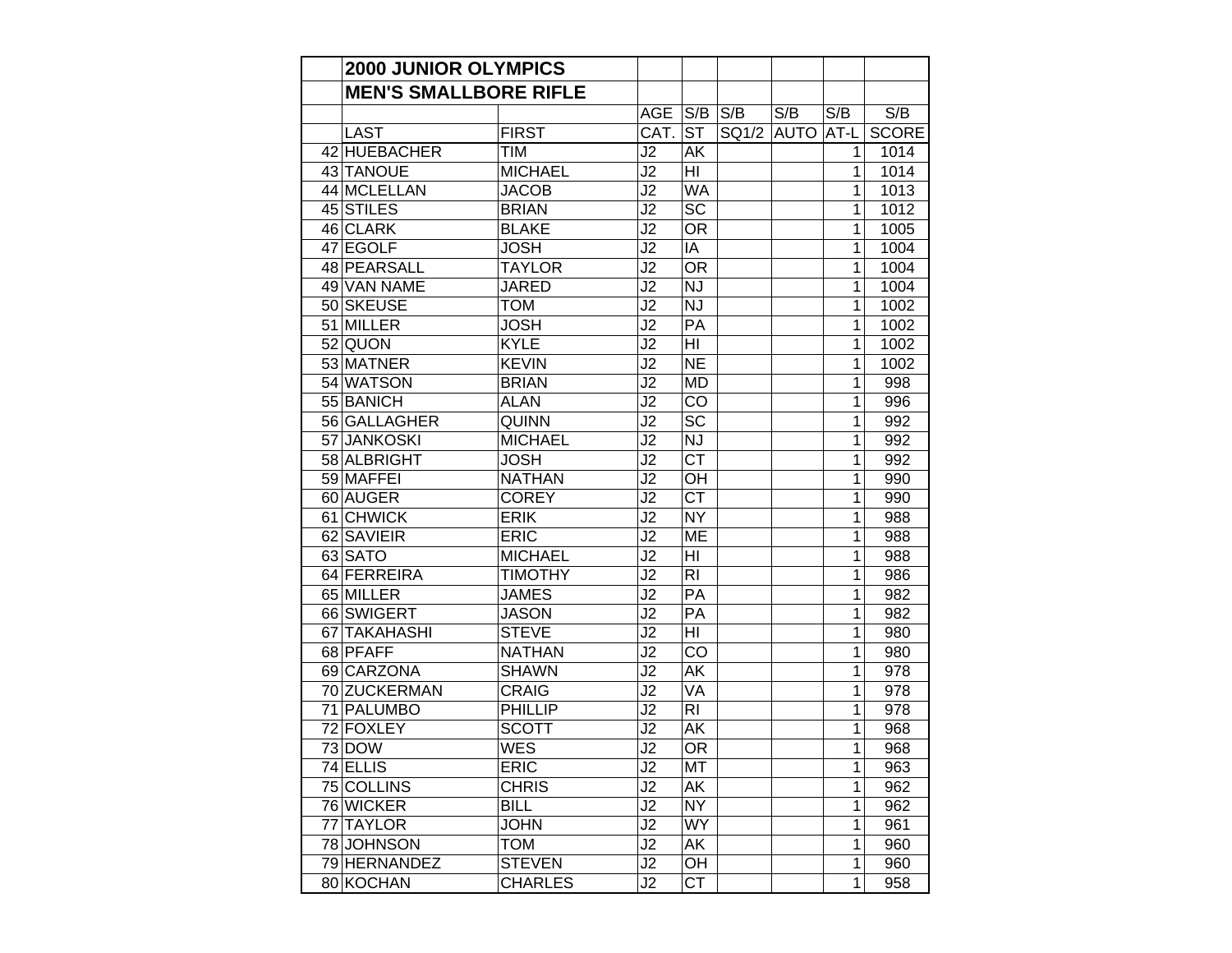| | 2000 JUNIOR OLYMPICS | | | | | | | |
|---|---|---|---|---|---|---|---|---|
| | MEN'S SMALLBORE RIFLE | | | | | | | |
| | | | AGE | S/B | S/B | S/B | S/B | S/B |
| | LAST | FIRST | CAT. | ST | SQ1/2 | AUTO | AT-L | SCORE |
| 42 | HUEBACHER | TIM | J2 | AK | | | 1 | 1014 |
| 43 | TANOUE | MICHAEL | J2 | HI | | | 1 | 1014 |
| 44 | MCLELLAN | JACOB | J2 | WA | | | 1 | 1013 |
| 45 | STILES | BRIAN | J2 | SC | | | 1 | 1012 |
| 46 | CLARK | BLAKE | J2 | OR | | | 1 | 1005 |
| 47 | EGOLF | JOSH | J2 | IA | | | 1 | 1004 |
| 48 | PEARSALL | TAYLOR | J2 | OR | | | 1 | 1004 |
| 49 | VAN NAME | JARED | J2 | NJ | | | 1 | 1004 |
| 50 | SKEUSE | TOM | J2 | NJ | | | 1 | 1002 |
| 51 | MILLER | JOSH | J2 | PA | | | 1 | 1002 |
| 52 | QUON | KYLE | J2 | HI | | | 1 | 1002 |
| 53 | MATNER | KEVIN | J2 | NE | | | 1 | 1002 |
| 54 | WATSON | BRIAN | J2 | MD | | | 1 | 998 |
| 55 | BANICH | ALAN | J2 | CO | | | 1 | 996 |
| 56 | GALLAGHER | QUINN | J2 | SC | | | 1 | 992 |
| 57 | JANKOSKI | MICHAEL | J2 | NJ | | | 1 | 992 |
| 58 | ALBRIGHT | JOSH | J2 | CT | | | 1 | 992 |
| 59 | MAFFEI | NATHAN | J2 | OH | | | 1 | 990 |
| 60 | AUGER | COREY | J2 | CT | | | 1 | 990 |
| 61 | CHWICK | ERIK | J2 | NY | | | 1 | 988 |
| 62 | SAVIEIR | ERIC | J2 | ME | | | 1 | 988 |
| 63 | SATO | MICHAEL | J2 | HI | | | 1 | 988 |
| 64 | FERREIRA | TIMOTHY | J2 | RI | | | 1 | 986 |
| 65 | MILLER | JAMES | J2 | PA | | | 1 | 982 |
| 66 | SWIGERT | JASON | J2 | PA | | | 1 | 982 |
| 67 | TAKAHASHI | STEVE | J2 | HI | | | 1 | 980 |
| 68 | PFAFF | NATHAN | J2 | CO | | | 1 | 980 |
| 69 | CARZONA | SHAWN | J2 | AK | | | 1 | 978 |
| 70 | ZUCKERMAN | CRAIG | J2 | VA | | | 1 | 978 |
| 71 | PALUMBO | PHILLIP | J2 | RI | | | 1 | 978 |
| 72 | FOXLEY | SCOTT | J2 | AK | | | 1 | 968 |
| 73 | DOW | WES | J2 | OR | | | 1 | 968 |
| 74 | ELLIS | ERIC | J2 | MT | | | 1 | 963 |
| 75 | COLLINS | CHRIS | J2 | AK | | | 1 | 962 |
| 76 | WICKER | BILL | J2 | NY | | | 1 | 962 |
| 77 | TAYLOR | JOHN | J2 | WY | | | 1 | 961 |
| 78 | JOHNSON | TOM | J2 | AK | | | 1 | 960 |
| 79 | HERNANDEZ | STEVEN | J2 | OH | | | 1 | 960 |
| 80 | KOCHAN | CHARLES | J2 | CT | | | 1 | 958 |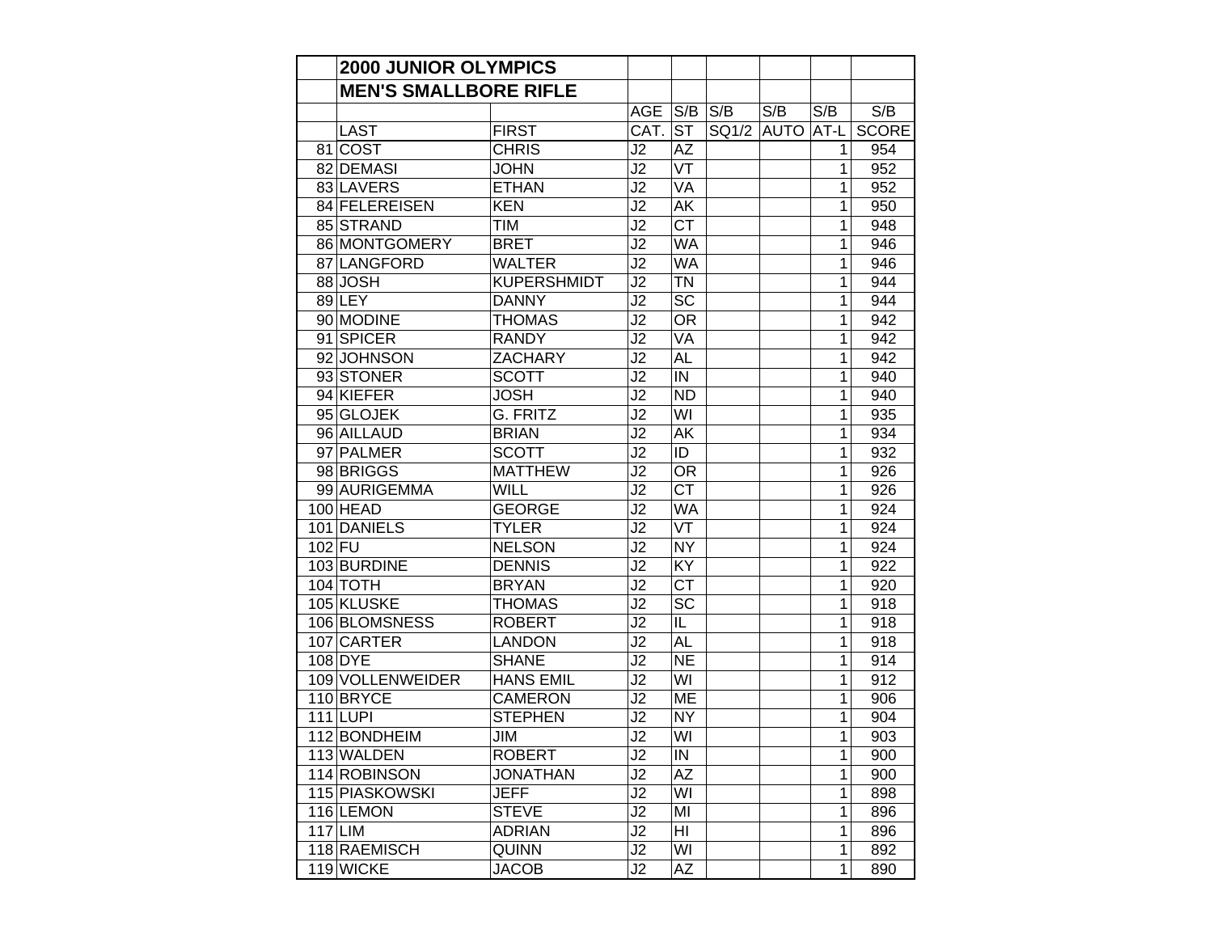| | 2000 JUNIOR OLYMPICS | | | | | | | |
|---|---|---|---|---|---|---|---|---|
| | MEN'S SMALLBORE RIFLE | | | | | | | |
| | | | AGE | S/B | S/B | S/B | S/B | S/B |
| | LAST | FIRST | CAT. | ST | SQ1/2 | AUTO | AT-L | SCORE |
| 81 | COST | CHRIS | J2 | AZ | | | 1 | 954 |
| 82 | DEMASI | JOHN | J2 | VT | | | 1 | 952 |
| 83 | LAVERS | ETHAN | J2 | VA | | | 1 | 952 |
| 84 | FELEREISEN | KEN | J2 | AK | | | 1 | 950 |
| 85 | STRAND | TIM | J2 | CT | | | 1 | 948 |
| 86 | MONTGOMERY | BRET | J2 | WA | | | 1 | 946 |
| 87 | LANGFORD | WALTER | J2 | WA | | | 1 | 946 |
| 88 | JOSH | KUPERSHMIDT | J2 | TN | | | 1 | 944 |
| 89 | LEY | DANNY | J2 | SC | | | 1 | 944 |
| 90 | MODINE | THOMAS | J2 | OR | | | 1 | 942 |
| 91 | SPICER | RANDY | J2 | VA | | | 1 | 942 |
| 92 | JOHNSON | ZACHARY | J2 | AL | | | 1 | 942 |
| 93 | STONER | SCOTT | J2 | IN | | | 1 | 940 |
| 94 | KIEFER | JOSH | J2 | ND | | | 1 | 940 |
| 95 | GLOJEK | G. FRITZ | J2 | WI | | | 1 | 935 |
| 96 | AILLAUD | BRIAN | J2 | AK | | | 1 | 934 |
| 97 | PALMER | SCOTT | J2 | ID | | | 1 | 932 |
| 98 | BRIGGS | MATTHEW | J2 | OR | | | 1 | 926 |
| 99 | AURIGEMMA | WILL | J2 | CT | | | 1 | 926 |
| 100 | HEAD | GEORGE | J2 | WA | | | 1 | 924 |
| 101 | DANIELS | TYLER | J2 | VT | | | 1 | 924 |
| 102 | FU | NELSON | J2 | NY | | | 1 | 924 |
| 103 | BURDINE | DENNIS | J2 | KY | | | 1 | 922 |
| 104 | TOTH | BRYAN | J2 | CT | | | 1 | 920 |
| 105 | KLUSKE | THOMAS | J2 | SC | | | 1 | 918 |
| 106 | BLOMSNESS | ROBERT | J2 | IL | | | 1 | 918 |
| 107 | CARTER | LANDON | J2 | AL | | | 1 | 918 |
| 108 | DYE | SHANE | J2 | NE | | | 1 | 914 |
| 109 | VOLLENWEIDER | HANS EMIL | J2 | WI | | | 1 | 912 |
| 110 | BRYCE | CAMERON | J2 | ME | | | 1 | 906 |
| 111 | LUPI | STEPHEN | J2 | NY | | | 1 | 904 |
| 112 | BONDHEIM | JIM | J2 | WI | | | 1 | 903 |
| 113 | WALDEN | ROBERT | J2 | IN | | | 1 | 900 |
| 114 | ROBINSON | JONATHAN | J2 | AZ | | | 1 | 900 |
| 115 | PIASKOWSKI | JEFF | J2 | WI | | | 1 | 898 |
| 116 | LEMON | STEVE | J2 | MI | | | 1 | 896 |
| 117 | LIM | ADRIAN | J2 | HI | | | 1 | 896 |
| 118 | RAEMISCH | QUINN | J2 | WI | | | 1 | 892 |
| 119 | WICKE | JACOB | J2 | AZ | | | 1 | 890 |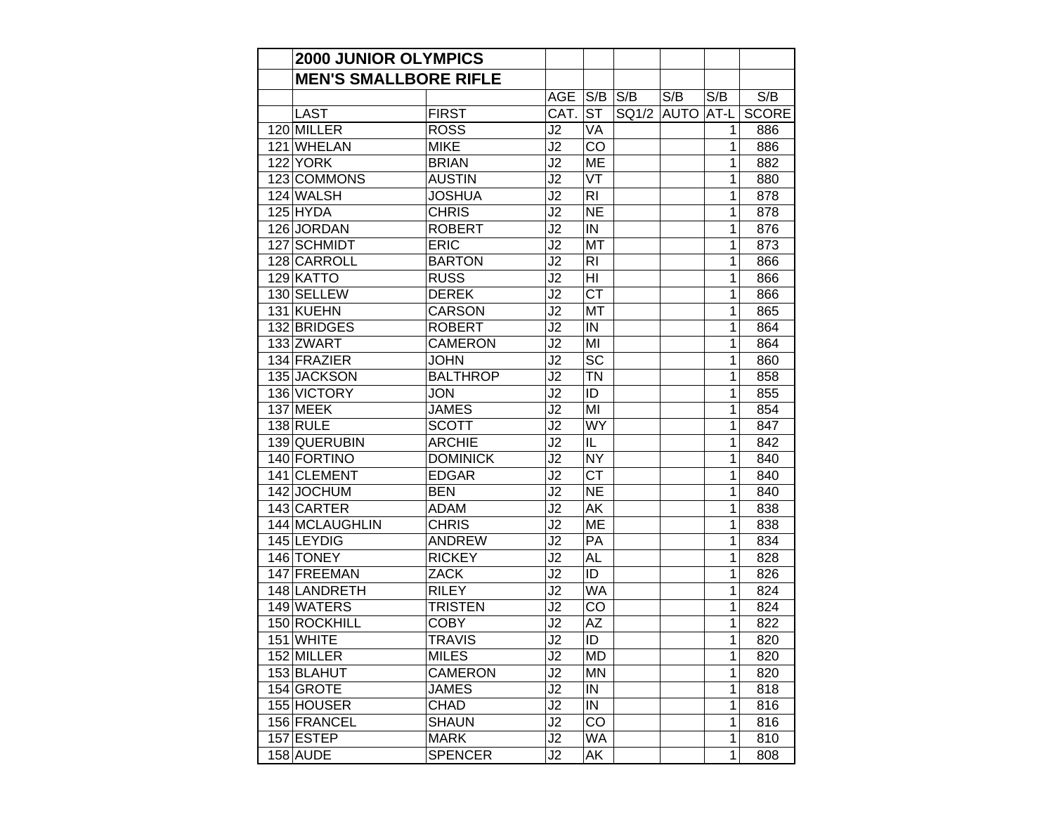| | 2000 JUNIOR OLYMPICS | | | | | | | |
|---|---|---|---|---|---|---|---|---|
| | MEN'S SMALLBORE RIFLE | | | | | | | |
| | | | AGE | S/B | S/B | S/B | S/B | S/B |
| | LAST | FIRST | CAT. | ST | SQ1/2 | AUTO | AT-L | SCORE |
| 120 | MILLER | ROSS | J2 | VA | | | 1 | 886 |
| 121 | WHELAN | MIKE | J2 | CO | | | 1 | 886 |
| 122 | YORK | BRIAN | J2 | ME | | | 1 | 882 |
| 123 | COMMONS | AUSTIN | J2 | VT | | | 1 | 880 |
| 124 | WALSH | JOSHUA | J2 | RI | | | 1 | 878 |
| 125 | HYDA | CHRIS | J2 | NE | | | 1 | 878 |
| 126 | JORDAN | ROBERT | J2 | IN | | | 1 | 876 |
| 127 | SCHMIDT | ERIC | J2 | MT | | | 1 | 873 |
| 128 | CARROLL | BARTON | J2 | RI | | | 1 | 866 |
| 129 | KATTO | RUSS | J2 | HI | | | 1 | 866 |
| 130 | SELLEW | DEREK | J2 | CT | | | 1 | 866 |
| 131 | KUEHN | CARSON | J2 | MT | | | 1 | 865 |
| 132 | BRIDGES | ROBERT | J2 | IN | | | 1 | 864 |
| 133 | ZWART | CAMERON | J2 | MI | | | 1 | 864 |
| 134 | FRAZIER | JOHN | J2 | SC | | | 1 | 860 |
| 135 | JACKSON | BALTHROP | J2 | TN | | | 1 | 858 |
| 136 | VICTORY | JON | J2 | ID | | | 1 | 855 |
| 137 | MEEK | JAMES | J2 | MI | | | 1 | 854 |
| 138 | RULE | SCOTT | J2 | WY | | | 1 | 847 |
| 139 | QUERUBIN | ARCHIE | J2 | IL | | | 1 | 842 |
| 140 | FORTINO | DOMINICK | J2 | NY | | | 1 | 840 |
| 141 | CLEMENT | EDGAR | J2 | CT | | | 1 | 840 |
| 142 | JOCHUM | BEN | J2 | NE | | | 1 | 840 |
| 143 | CARTER | ADAM | J2 | AK | | | 1 | 838 |
| 144 | MCLAUGHLIN | CHRIS | J2 | ME | | | 1 | 838 |
| 145 | LEYDIG | ANDREW | J2 | PA | | | 1 | 834 |
| 146 | TONEY | RICKEY | J2 | AL | | | 1 | 828 |
| 147 | FREEMAN | ZACK | J2 | ID | | | 1 | 826 |
| 148 | LANDRETH | RILEY | J2 | WA | | | 1 | 824 |
| 149 | WATERS | TRISTEN | J2 | CO | | | 1 | 824 |
| 150 | ROCKHILL | COBY | J2 | AZ | | | 1 | 822 |
| 151 | WHITE | TRAVIS | J2 | ID | | | 1 | 820 |
| 152 | MILLER | MILES | J2 | MD | | | 1 | 820 |
| 153 | BLAHUT | CAMERON | J2 | MN | | | 1 | 820 |
| 154 | GROTE | JAMES | J2 | IN | | | 1 | 818 |
| 155 | HOUSER | CHAD | J2 | IN | | | 1 | 816 |
| 156 | FRANCEL | SHAUN | J2 | CO | | | 1 | 816 |
| 157 | ESTEP | MARK | J2 | WA | | | 1 | 810 |
| 158 | AUDE | SPENCER | J2 | AK | | | 1 | 808 |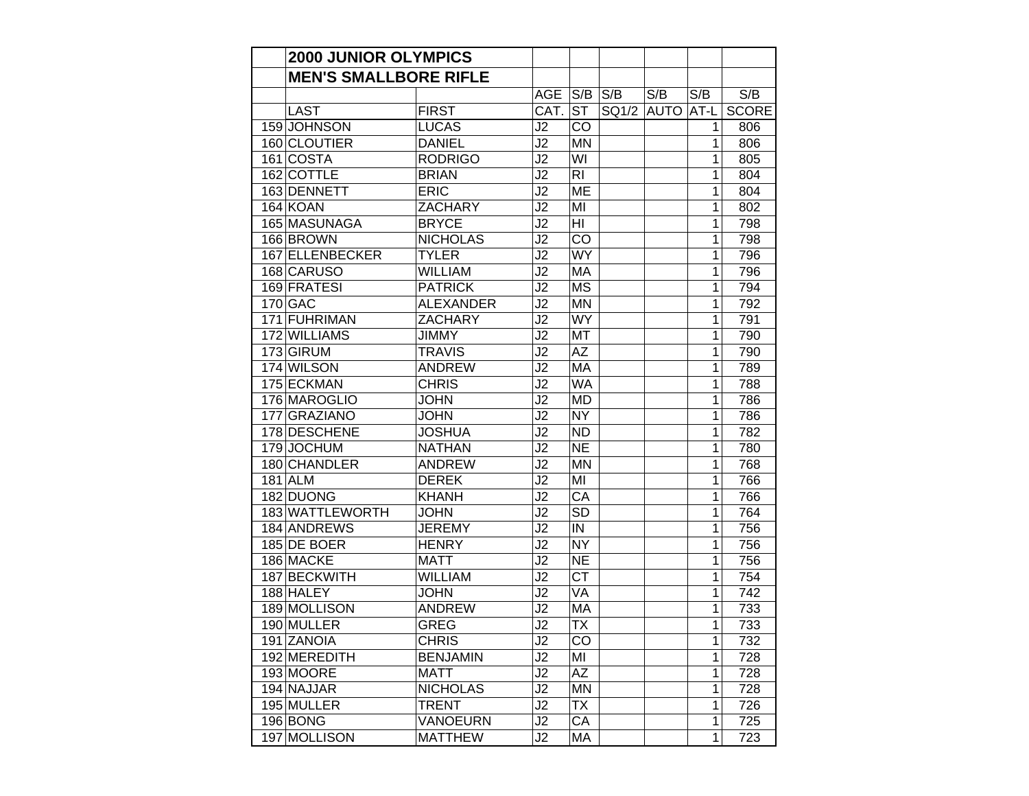| | 2000 JUNIOR OLYMPICS | | | | | | | |
|---|---|---|---|---|---|---|---|---|
| | MEN'S SMALLBORE RIFLE | | | | | | | |
| | | | AGE | S/B | S/B | S/B | S/B | S/B |
| | LAST | FIRST | CAT. | ST | SQ1/2 | AUTO | AT-L | SCORE |
| 159 | JOHNSON | LUCAS | J2 | CO | | | 1 | 806 |
| 160 | CLOUTIER | DANIEL | J2 | MN | | | 1 | 806 |
| 161 | COSTA | RODRIGO | J2 | WI | | | 1 | 805 |
| 162 | COTTLE | BRIAN | J2 | RI | | | 1 | 804 |
| 163 | DENNETT | ERIC | J2 | ME | | | 1 | 804 |
| 164 | KOAN | ZACHARY | J2 | MI | | | 1 | 802 |
| 165 | MASUNAGA | BRYCE | J2 | HI | | | 1 | 798 |
| 166 | BROWN | NICHOLAS | J2 | CO | | | 1 | 798 |
| 167 | ELLENBECKER | TYLER | J2 | WY | | | 1 | 796 |
| 168 | CARUSO | WILLIAM | J2 | MA | | | 1 | 796 |
| 169 | FRATESI | PATRICK | J2 | MS | | | 1 | 794 |
| 170 | GAC | ALEXANDER | J2 | MN | | | 1 | 792 |
| 171 | FUHRIMAN | ZACHARY | J2 | WY | | | 1 | 791 |
| 172 | WILLIAMS | JIMMY | J2 | MT | | | 1 | 790 |
| 173 | GIRUM | TRAVIS | J2 | AZ | | | 1 | 790 |
| 174 | WILSON | ANDREW | J2 | MA | | | 1 | 789 |
| 175 | ECKMAN | CHRIS | J2 | WA | | | 1 | 788 |
| 176 | MAROGLIO | JOHN | J2 | MD | | | 1 | 786 |
| 177 | GRAZIANO | JOHN | J2 | NY | | | 1 | 786 |
| 178 | DESCHENE | JOSHUA | J2 | ND | | | 1 | 782 |
| 179 | JOCHUM | NATHAN | J2 | NE | | | 1 | 780 |
| 180 | CHANDLER | ANDREW | J2 | MN | | | 1 | 768 |
| 181 | ALM | DEREK | J2 | MI | | | 1 | 766 |
| 182 | DUONG | KHANH | J2 | CA | | | 1 | 766 |
| 183 | WATTLEWORTH | JOHN | J2 | SD | | | 1 | 764 |
| 184 | ANDREWS | JEREMY | J2 | IN | | | 1 | 756 |
| 185 | DE BOER | HENRY | J2 | NY | | | 1 | 756 |
| 186 | MACKE | MATT | J2 | NE | | | 1 | 756 |
| 187 | BECKWITH | WILLIAM | J2 | CT | | | 1 | 754 |
| 188 | HALEY | JOHN | J2 | VA | | | 1 | 742 |
| 189 | MOLLISON | ANDREW | J2 | MA | | | 1 | 733 |
| 190 | MULLER | GREG | J2 | TX | | | 1 | 733 |
| 191 | ZANOIA | CHRIS | J2 | CO | | | 1 | 732 |
| 192 | MEREDITH | BENJAMIN | J2 | MI | | | 1 | 728 |
| 193 | MOORE | MATT | J2 | AZ | | | 1 | 728 |
| 194 | NAJJAR | NICHOLAS | J2 | MN | | | 1 | 728 |
| 195 | MULLER | TRENT | J2 | TX | | | 1 | 726 |
| 196 | BONG | VANOEURN | J2 | CA | | | 1 | 725 |
| 197 | MOLLISON | MATTHEW | J2 | MA | | | 1 | 723 |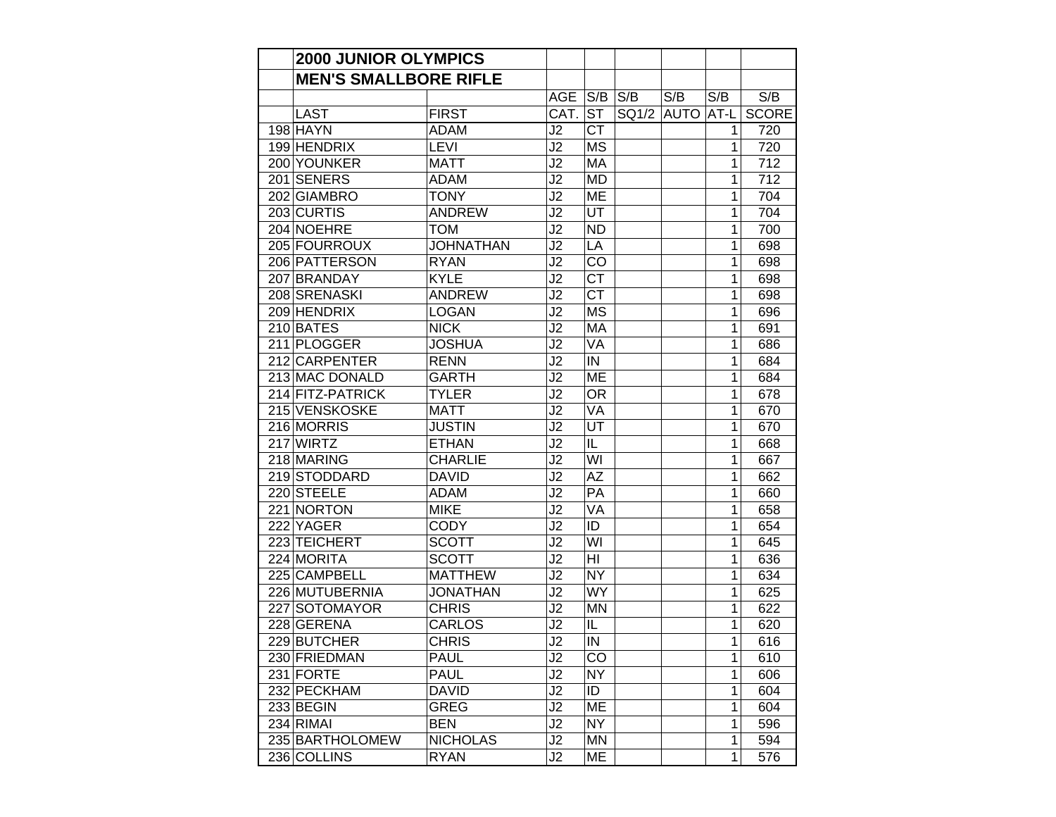| | 2000 JUNIOR OLYMPICS | | | | | | | |
|---|---|---|---|---|---|---|---|---|
| | MEN'S SMALLBORE RIFLE | | | | | | | |
| | | | AGE | S/B | S/B | S/B | S/B | S/B |
| | LAST | FIRST | CAT. | ST | SQ1/2 | AUTO | AT-L | SCORE |
| 198 | HAYN | ADAM | J2 | CT | | | 1 | 720 |
| 199 | HENDRIX | LEVI | J2 | MS | | | 1 | 720 |
| 200 | YOUNKER | MATT | J2 | MA | | | 1 | 712 |
| 201 | SENERS | ADAM | J2 | MD | | | 1 | 712 |
| 202 | GIAMBRO | TONY | J2 | ME | | | 1 | 704 |
| 203 | CURTIS | ANDREW | J2 | UT | | | 1 | 704 |
| 204 | NOEHRE | TOM | J2 | ND | | | 1 | 700 |
| 205 | FOURROUX | JOHNATHAN | J2 | LA | | | 1 | 698 |
| 206 | PATTERSON | RYAN | J2 | CO | | | 1 | 698 |
| 207 | BRANDAY | KYLE | J2 | CT | | | 1 | 698 |
| 208 | SRENASKI | ANDREW | J2 | CT | | | 1 | 698 |
| 209 | HENDRIX | LOGAN | J2 | MS | | | 1 | 696 |
| 210 | BATES | NICK | J2 | MA | | | 1 | 691 |
| 211 | PLOGGER | JOSHUA | J2 | VA | | | 1 | 686 |
| 212 | CARPENTER | RENN | J2 | IN | | | 1 | 684 |
| 213 | MAC DONALD | GARTH | J2 | ME | | | 1 | 684 |
| 214 | FITZ-PATRICK | TYLER | J2 | OR | | | 1 | 678 |
| 215 | VENSKOSKE | MATT | J2 | VA | | | 1 | 670 |
| 216 | MORRIS | JUSTIN | J2 | UT | | | 1 | 670 |
| 217 | WIRTZ | ETHAN | J2 | IL | | | 1 | 668 |
| 218 | MARING | CHARLIE | J2 | WI | | | 1 | 667 |
| 219 | STODDARD | DAVID | J2 | AZ | | | 1 | 662 |
| 220 | STEELE | ADAM | J2 | PA | | | 1 | 660 |
| 221 | NORTON | MIKE | J2 | VA | | | 1 | 658 |
| 222 | YAGER | CODY | J2 | ID | | | 1 | 654 |
| 223 | TEICHERT | SCOTT | J2 | WI | | | 1 | 645 |
| 224 | MORITA | SCOTT | J2 | HI | | | 1 | 636 |
| 225 | CAMPBELL | MATTHEW | J2 | NY | | | 1 | 634 |
| 226 | MUTUBERNIA | JONATHAN | J2 | WY | | | 1 | 625 |
| 227 | SOTOMAYOR | CHRIS | J2 | MN | | | 1 | 622 |
| 228 | GERENA | CARLOS | J2 | IL | | | 1 | 620 |
| 229 | BUTCHER | CHRIS | J2 | IN | | | 1 | 616 |
| 230 | FRIEDMAN | PAUL | J2 | CO | | | 1 | 610 |
| 231 | FORTE | PAUL | J2 | NY | | | 1 | 606 |
| 232 | PECKHAM | DAVID | J2 | ID | | | 1 | 604 |
| 233 | BEGIN | GREG | J2 | ME | | | 1 | 604 |
| 234 | RIMAI | BEN | J2 | NY | | | 1 | 596 |
| 235 | BARTHOLOMEW | NICHOLAS | J2 | MN | | | 1 | 594 |
| 236 | COLLINS | RYAN | J2 | ME | | | 1 | 576 |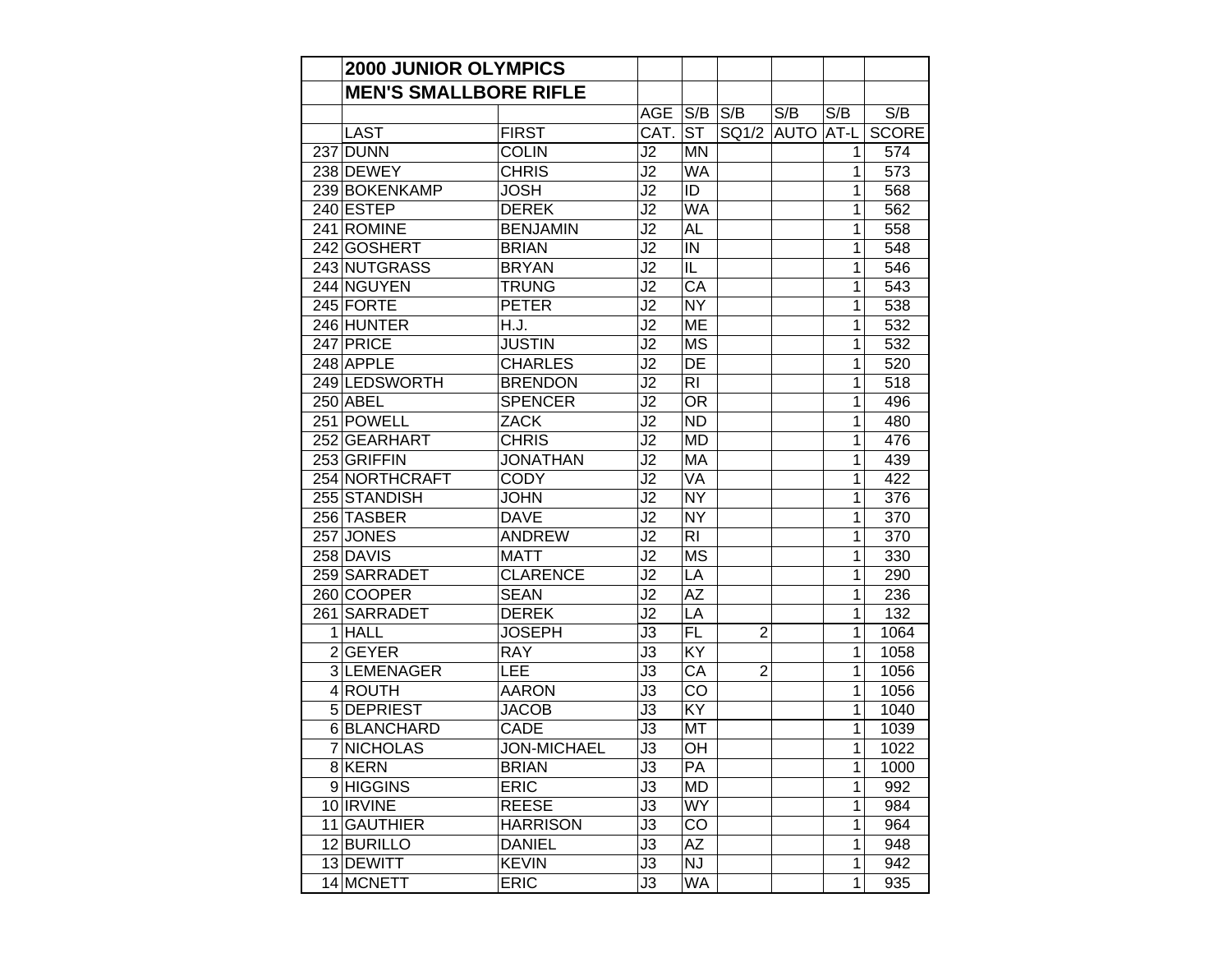| | 2000 JUNIOR OLYMPICS | | | | | | | |
|---|---|---|---|---|---|---|---|---|
| | MEN'S SMALLBORE RIFLE | | | | | | | |
| | | | AGE | S/B | S/B | S/B | S/B | S/B |
| | LAST | FIRST | CAT. | ST | SQ1/2 | AUTO | AT-L | SCORE |
| 237 | DUNN | COLIN | J2 | MN | | | 1 | 574 |
| 238 | DEWEY | CHRIS | J2 | WA | | | 1 | 573 |
| 239 | BOKENKAMP | JOSH | J2 | ID | | | 1 | 568 |
| 240 | ESTEP | DEREK | J2 | WA | | | 1 | 562 |
| 241 | ROMINE | BENJAMIN | J2 | AL | | | 1 | 558 |
| 242 | GOSHERT | BRIAN | J2 | IN | | | 1 | 548 |
| 243 | NUTGRASS | BRYAN | J2 | IL | | | 1 | 546 |
| 244 | NGUYEN | TRUNG | J2 | CA | | | 1 | 543 |
| 245 | FORTE | PETER | J2 | NY | | | 1 | 538 |
| 246 | HUNTER | H.J. | J2 | ME | | | 1 | 532 |
| 247 | PRICE | JUSTIN | J2 | MS | | | 1 | 532 |
| 248 | APPLE | CHARLES | J2 | DE | | | 1 | 520 |
| 249 | LEDSWORTH | BRENDON | J2 | RI | | | 1 | 518 |
| 250 | ABEL | SPENCER | J2 | OR | | | 1 | 496 |
| 251 | POWELL | ZACK | J2 | ND | | | 1 | 480 |
| 252 | GEARHART | CHRIS | J2 | MD | | | 1 | 476 |
| 253 | GRIFFIN | JONATHAN | J2 | MA | | | 1 | 439 |
| 254 | NORTHCRAFT | CODY | J2 | VA | | | 1 | 422 |
| 255 | STANDISH | JOHN | J2 | NY | | | 1 | 376 |
| 256 | TASBER | DAVE | J2 | NY | | | 1 | 370 |
| 257 | JONES | ANDREW | J2 | RI | | | 1 | 370 |
| 258 | DAVIS | MATT | J2 | MS | | | 1 | 330 |
| 259 | SARRADET | CLARENCE | J2 | LA | | | 1 | 290 |
| 260 | COOPER | SEAN | J2 | AZ | | | 1 | 236 |
| 261 | SARRADET | DEREK | J2 | LA | | | 1 | 132 |
| 1 | HALL | JOSEPH | J3 | FL | 2 | | 1 | 1064 |
| 2 | GEYER | RAY | J3 | KY | | | 1 | 1058 |
| 3 | LEMENAGER | LEE | J3 | CA | 2 | | 1 | 1056 |
| 4 | ROUTH | AARON | J3 | CO | | | 1 | 1056 |
| 5 | DEPRIEST | JACOB | J3 | KY | | | 1 | 1040 |
| 6 | BLANCHARD | CADE | J3 | MT | | | 1 | 1039 |
| 7 | NICHOLAS | JON-MICHAEL | J3 | OH | | | 1 | 1022 |
| 8 | KERN | BRIAN | J3 | PA | | | 1 | 1000 |
| 9 | HIGGINS | ERIC | J3 | MD | | | 1 | 992 |
| 10 | IRVINE | REESE | J3 | WY | | | 1 | 984 |
| 11 | GAUTHIER | HARRISON | J3 | CO | | | 1 | 964 |
| 12 | BURILLO | DANIEL | J3 | AZ | | | 1 | 948 |
| 13 | DEWITT | KEVIN | J3 | NJ | | | 1 | 942 |
| 14 | MCNETT | ERIC | J3 | WA | | | 1 | 935 |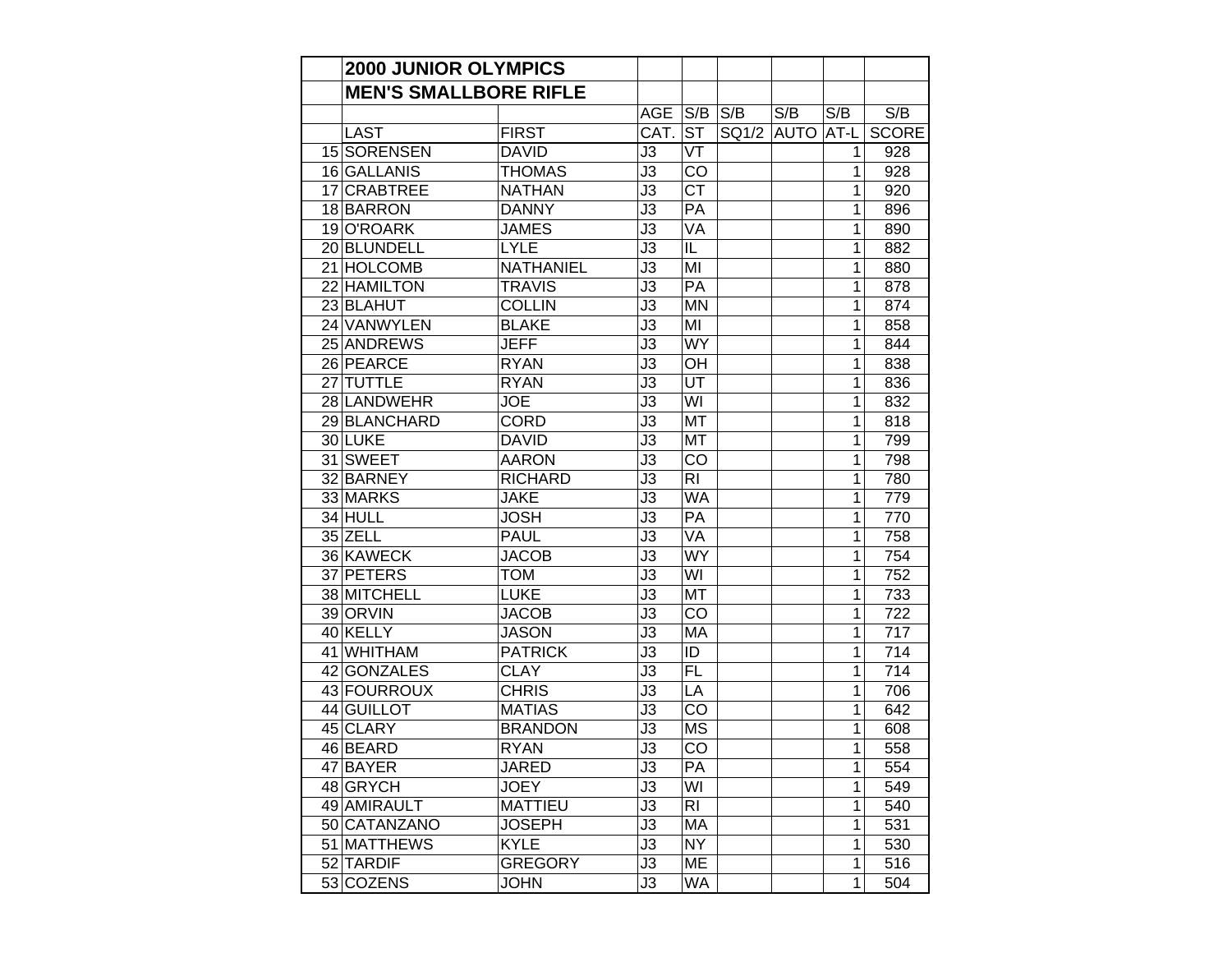| | 2000 JUNIOR OLYMPICS | | | | | | | |
|---|---|---|---|---|---|---|---|---|
| | MEN'S SMALLBORE RIFLE | | | | | | | |
| | | | AGE | S/B | S/B | S/B | S/B | S/B |
| | LAST | FIRST | CAT. | ST | SQ1/2 | AUTO | AT-L | SCORE |
| 15 | SORENSEN | DAVID | J3 | VT | | | 1 | 928 |
| 16 | GALLANIS | THOMAS | J3 | CO | | | 1 | 928 |
| 17 | CRABTREE | NATHAN | J3 | CT | | | 1 | 920 |
| 18 | BARRON | DANNY | J3 | PA | | | 1 | 896 |
| 19 | O'ROARK | JAMES | J3 | VA | | | 1 | 890 |
| 20 | BLUNDELL | LYLE | J3 | IL | | | 1 | 882 |
| 21 | HOLCOMB | NATHANIEL | J3 | MI | | | 1 | 880 |
| 22 | HAMILTON | TRAVIS | J3 | PA | | | 1 | 878 |
| 23 | BLAHUT | COLLIN | J3 | MN | | | 1 | 874 |
| 24 | VANWYLEN | BLAKE | J3 | MI | | | 1 | 858 |
| 25 | ANDREWS | JEFF | J3 | WY | | | 1 | 844 |
| 26 | PEARCE | RYAN | J3 | OH | | | 1 | 838 |
| 27 | TUTTLE | RYAN | J3 | UT | | | 1 | 836 |
| 28 | LANDWEHR | JOE | J3 | WI | | | 1 | 832 |
| 29 | BLANCHARD | CORD | J3 | MT | | | 1 | 818 |
| 30 | LUKE | DAVID | J3 | MT | | | 1 | 799 |
| 31 | SWEET | AARON | J3 | CO | | | 1 | 798 |
| 32 | BARNEY | RICHARD | J3 | RI | | | 1 | 780 |
| 33 | MARKS | JAKE | J3 | WA | | | 1 | 779 |
| 34 | HULL | JOSH | J3 | PA | | | 1 | 770 |
| 35 | ZELL | PAUL | J3 | VA | | | 1 | 758 |
| 36 | KAWECK | JACOB | J3 | WY | | | 1 | 754 |
| 37 | PETERS | TOM | J3 | WI | | | 1 | 752 |
| 38 | MITCHELL | LUKE | J3 | MT | | | 1 | 733 |
| 39 | ORVIN | JACOB | J3 | CO | | | 1 | 722 |
| 40 | KELLY | JASON | J3 | MA | | | 1 | 717 |
| 41 | WHITHAM | PATRICK | J3 | ID | | | 1 | 714 |
| 42 | GONZALES | CLAY | J3 | FL | | | 1 | 714 |
| 43 | FOURROUX | CHRIS | J3 | LA | | | 1 | 706 |
| 44 | GUILLOT | MATIAS | J3 | CO | | | 1 | 642 |
| 45 | CLARY | BRANDON | J3 | MS | | | 1 | 608 |
| 46 | BEARD | RYAN | J3 | CO | | | 1 | 558 |
| 47 | BAYER | JARED | J3 | PA | | | 1 | 554 |
| 48 | GRYCH | JOEY | J3 | WI | | | 1 | 549 |
| 49 | AMIRAULT | MATTIEU | J3 | RI | | | 1 | 540 |
| 50 | CATANZANO | JOSEPH | J3 | MA | | | 1 | 531 |
| 51 | MATTHEWS | KYLE | J3 | NY | | | 1 | 530 |
| 52 | TARDIF | GREGORY | J3 | ME | | | 1 | 516 |
| 53 | COZENS | JOHN | J3 | WA | | | 1 | 504 |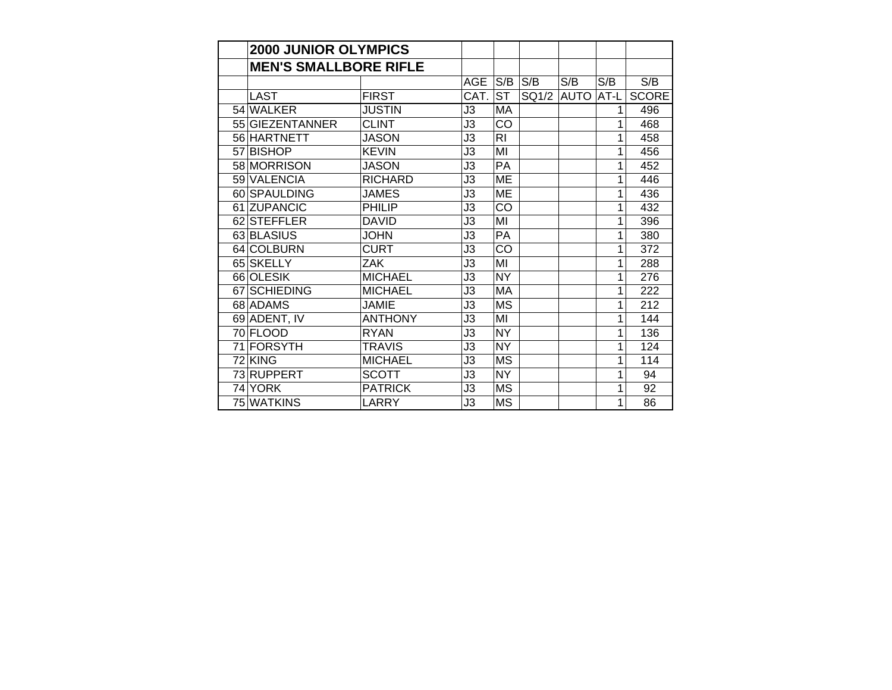|  | 2000 JUNIOR OLYMPICS |  |  |  |  |  |  |  |
|---|---|---|---|---|---|---|---|---|
|  | MEN'S SMALLBORE RIFLE |  |  |  |  |  |  |  |
|  |  |  | AGE | S/B | S/B | S/B | S/B | S/B |
|  | LAST | FIRST | CAT. | ST | SQ1/2 | AUTO | AT-L | SCORE |
| 54 | WALKER | JUSTIN | J3 | MA |  |  | 1 | 496 |
| 55 | GIEZENTANNER | CLINT | J3 | CO |  |  | 1 | 468 |
| 56 | HARTNETT | JASON | J3 | RI |  |  | 1 | 458 |
| 57 | BISHOP | KEVIN | J3 | MI |  |  | 1 | 456 |
| 58 | MORRISON | JASON | J3 | PA |  |  | 1 | 452 |
| 59 | VALENCIA | RICHARD | J3 | ME |  |  | 1 | 446 |
| 60 | SPAULDING | JAMES | J3 | ME |  |  | 1 | 436 |
| 61 | ZUPANCIC | PHILIP | J3 | CO |  |  | 1 | 432 |
| 62 | STEFFLER | DAVID | J3 | MI |  |  | 1 | 396 |
| 63 | BLASIUS | JOHN | J3 | PA |  |  | 1 | 380 |
| 64 | COLBURN | CURT | J3 | CO |  |  | 1 | 372 |
| 65 | SKELLY | ZAK | J3 | MI |  |  | 1 | 288 |
| 66 | OLESIK | MICHAEL | J3 | NY |  |  | 1 | 276 |
| 67 | SCHIEDING | MICHAEL | J3 | MA |  |  | 1 | 222 |
| 68 | ADAMS | JAMIE | J3 | MS |  |  | 1 | 212 |
| 69 | ADENT, IV | ANTHONY | J3 | MI |  |  | 1 | 144 |
| 70 | FLOOD | RYAN | J3 | NY |  |  | 1 | 136 |
| 71 | FORSYTH | TRAVIS | J3 | NY |  |  | 1 | 124 |
| 72 | KING | MICHAEL | J3 | MS |  |  | 1 | 114 |
| 73 | RUPPERT | SCOTT | J3 | NY |  |  | 1 | 94 |
| 74 | YORK | PATRICK | J3 | MS |  |  | 1 | 92 |
| 75 | WATKINS | LARRY | J3 | MS |  |  | 1 | 86 |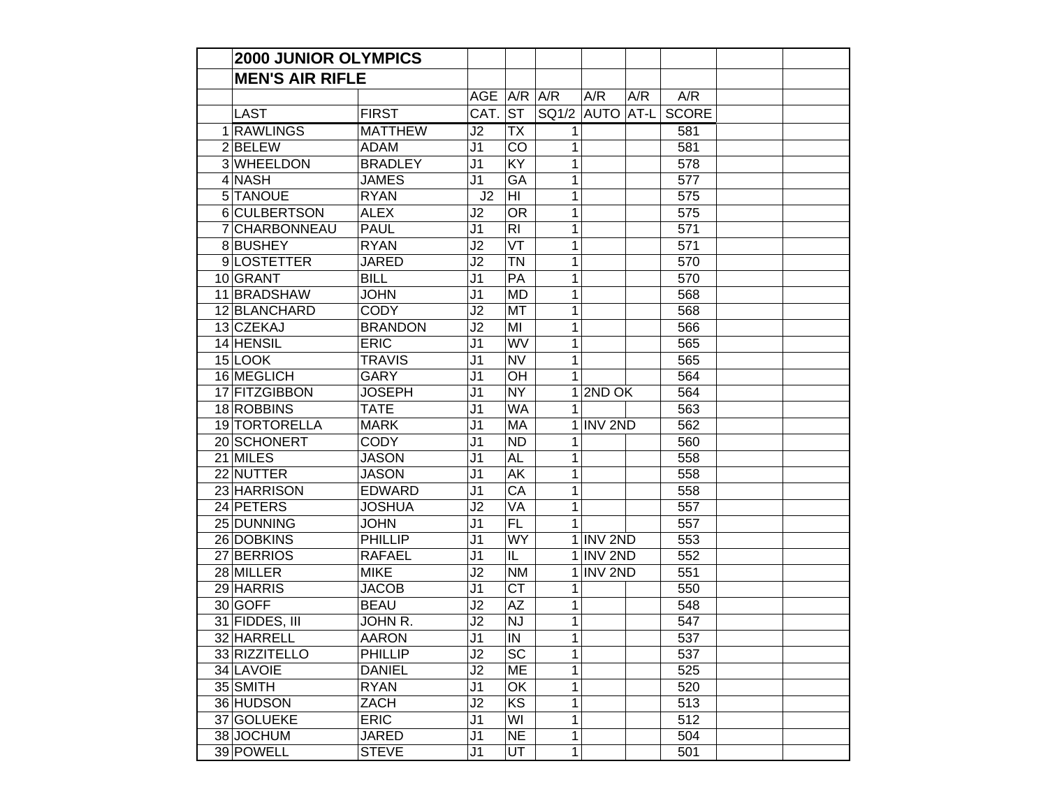## 2000 JUNIOR OLYMPICS

### MEN'S AIR RIFLE

| | LAST | FIRST | AGE CAT. | A/R ST | A/R SQ1/2 | A/R AUTO | A/R AT-L | A/R SCORE | | |
|---|---|---|---|---|---|---|---|---|---|---|
| 1 | RAWLINGS | MATTHEW | J2 | TX | 1 | | | 581 | | |
| 2 | BELEW | ADAM | J1 | CO | 1 | | | 581 | | |
| 3 | WHEELDON | BRADLEY | J1 | KY | 1 | | | 578 | | |
| 4 | NASH | JAMES | J1 | GA | 1 | | | 577 | | |
| 5 | TANOUE | RYAN | J2 | HI | 1 | | | 575 | | |
| 6 | CULBERTSON | ALEX | J2 | OR | 1 | | | 575 | | |
| 7 | CHARBONNEAU | PAUL | J1 | RI | 1 | | | 571 | | |
| 8 | BUSHEY | RYAN | J2 | VT | 1 | | | 571 | | |
| 9 | LOSTETTER | JARED | J2 | TN | 1 | | | 570 | | |
| 10 | GRANT | BILL | J1 | PA | 1 | | | 570 | | |
| 11 | BRADSHAW | JOHN | J1 | MD | 1 | | | 568 | | |
| 12 | BLANCHARD | CODY | J2 | MT | 1 | | | 568 | | |
| 13 | CZEKAJ | BRANDON | J2 | MI | 1 | | | 566 | | |
| 14 | HENSIL | ERIC | J1 | WV | 1 | | | 565 | | |
| 15 | LOOK | TRAVIS | J1 | NV | 1 | | | 565 | | |
| 16 | MEGLICH | GARY | J1 | OH | 1 | | | 564 | | |
| 17 | FITZGIBBON | JOSEPH | J1 | NY | 1 | 2ND OK | | 564 | | |
| 18 | ROBBINS | TATE | J1 | WA | 1 | | | 563 | | |
| 19 | TORTORELLA | MARK | J1 | MA | 1 | INV 2ND | | 562 | | |
| 20 | SCHONERT | CODY | J1 | ND | 1 | | | 560 | | |
| 21 | MILES | JASON | J1 | AL | 1 | | | 558 | | |
| 22 | NUTTER | JASON | J1 | AK | 1 | | | 558 | | |
| 23 | HARRISON | EDWARD | J1 | CA | 1 | | | 558 | | |
| 24 | PETERS | JOSHUA | J2 | VA | 1 | | | 557 | | |
| 25 | DUNNING | JOHN | J1 | FL | 1 | | | 557 | | |
| 26 | DOBKINS | PHILLIP | J1 | WY | 1 | INV 2ND | | 553 | | |
| 27 | BERRIOS | RAFAEL | J1 | IL | 1 | INV 2ND | | 552 | | |
| 28 | MILLER | MIKE | J2 | NM | 1 | INV 2ND | | 551 | | |
| 29 | HARRIS | JACOB | J1 | CT | 1 | | | 550 | | |
| 30 | GOFF | BEAU | J2 | AZ | 1 | | | 548 | | |
| 31 | FIDDES, III | JOHN R. | J2 | NJ | 1 | | | 547 | | |
| 32 | HARRELL | AARON | J1 | IN | 1 | | | 537 | | |
| 33 | RIZZITELLO | PHILLIP | J2 | SC | 1 | | | 537 | | |
| 34 | LAVOIE | DANIEL | J2 | ME | 1 | | | 525 | | |
| 35 | SMITH | RYAN | J1 | OK | 1 | | | 520 | | |
| 36 | HUDSON | ZACH | J2 | KS | 1 | | | 513 | | |
| 37 | GOLUEKE | ERIC | J1 | WI | 1 | | | 512 | | |
| 38 | JOCHUM | JARED | J1 | NE | 1 | | | 504 | | |
| 39 | POWELL | STEVE | J1 | UT | 1 | | | 501 | | |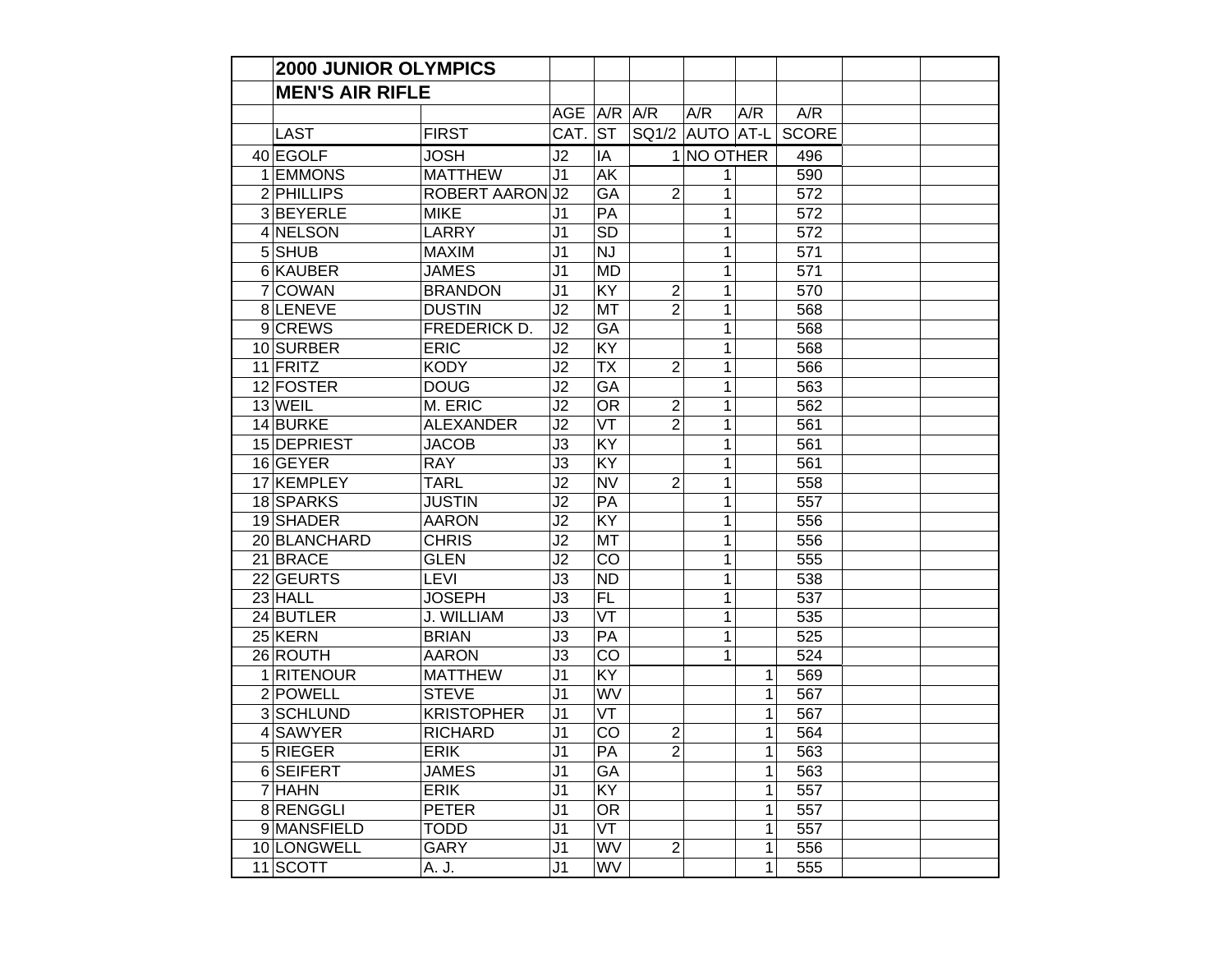| | 2000 JUNIOR OLYMPICS | | | | | | | | | |
|---|---|---|---|---|---|---|---|---|---|---|
| | MEN'S AIR RIFLE | | | | | | | | | |
| | | | AGE | A/R | A/R | A/R | A/R | A/R | | |
| | LAST | FIRST | CAT. | ST | SQ1/2 | AUTO | AT-L | SCORE | | |
| 40 | EGOLF | JOSH | J2 | IA | 1 | NO OTHER | | 496 | | |
| 1 | EMMONS | MATTHEW | J1 | AK | | 1 | | 590 | | |
| 2 | PHILLIPS | ROBERT AARON | J2 | GA | 2 | 1 | | 572 | | |
| 3 | BEYERLE | MIKE | J1 | PA | | 1 | | 572 | | |
| 4 | NELSON | LARRY | J1 | SD | | 1 | | 572 | | |
| 5 | SHUB | MAXIM | J1 | NJ | | 1 | | 571 | | |
| 6 | KAUBER | JAMES | J1 | MD | | 1 | | 571 | | |
| 7 | COWAN | BRANDON | J1 | KY | 2 | 1 | | 570 | | |
| 8 | LENEVE | DUSTIN | J2 | MT | 2 | 1 | | 568 | | |
| 9 | CREWS | FREDERICK D. | J2 | GA | | 1 | | 568 | | |
| 10 | SURBER | ERIC | J2 | KY | | 1 | | 568 | | |
| 11 | FRITZ | KODY | J2 | TX | 2 | 1 | | 566 | | |
| 12 | FOSTER | DOUG | J2 | GA | | 1 | | 563 | | |
| 13 | WEIL | M. ERIC | J2 | OR | 2 | 1 | | 562 | | |
| 14 | BURKE | ALEXANDER | J2 | VT | 2 | 1 | | 561 | | |
| 15 | DEPRIEST | JACOB | J3 | KY | | 1 | | 561 | | |
| 16 | GEYER | RAY | J3 | KY | | 1 | | 561 | | |
| 17 | KEMPLEY | TARL | J2 | NV | 2 | 1 | | 558 | | |
| 18 | SPARKS | JUSTIN | J2 | PA | | 1 | | 557 | | |
| 19 | SHADER | AARON | J2 | KY | | 1 | | 556 | | |
| 20 | BLANCHARD | CHRIS | J2 | MT | | 1 | | 556 | | |
| 21 | BRACE | GLEN | J2 | CO | | 1 | | 555 | | |
| 22 | GEURTS | LEVI | J3 | ND | | 1 | | 538 | | |
| 23 | HALL | JOSEPH | J3 | FL | | 1 | | 537 | | |
| 24 | BUTLER | J. WILLIAM | J3 | VT | | 1 | | 535 | | |
| 25 | KERN | BRIAN | J3 | PA | | 1 | | 525 | | |
| 26 | ROUTH | AARON | J3 | CO | | 1 | | 524 | | |
| 1 | RITENOUR | MATTHEW | J1 | KY | | | 1 | 569 | | |
| 2 | POWELL | STEVE | J1 | WV | | | 1 | 567 | | |
| 3 | SCHLUND | KRISTOPHER | J1 | VT | | | 1 | 567 | | |
| 4 | SAWYER | RICHARD | J1 | CO | 2 | | 1 | 564 | | |
| 5 | RIEGER | ERIK | J1 | PA | 2 | | 1 | 563 | | |
| 6 | SEIFERT | JAMES | J1 | GA | | | 1 | 563 | | |
| 7 | HAHN | ERIK | J1 | KY | | | 1 | 557 | | |
| 8 | RENGGLI | PETER | J1 | OR | | | 1 | 557 | | |
| 9 | MANSFIELD | TODD | J1 | VT | | | 1 | 557 | | |
| 10 | LONGWELL | GARY | J1 | WV | 2 | | 1 | 556 | | |
| 11 | SCOTT | A. J. | J1 | WV | | | 1 | 555 | | |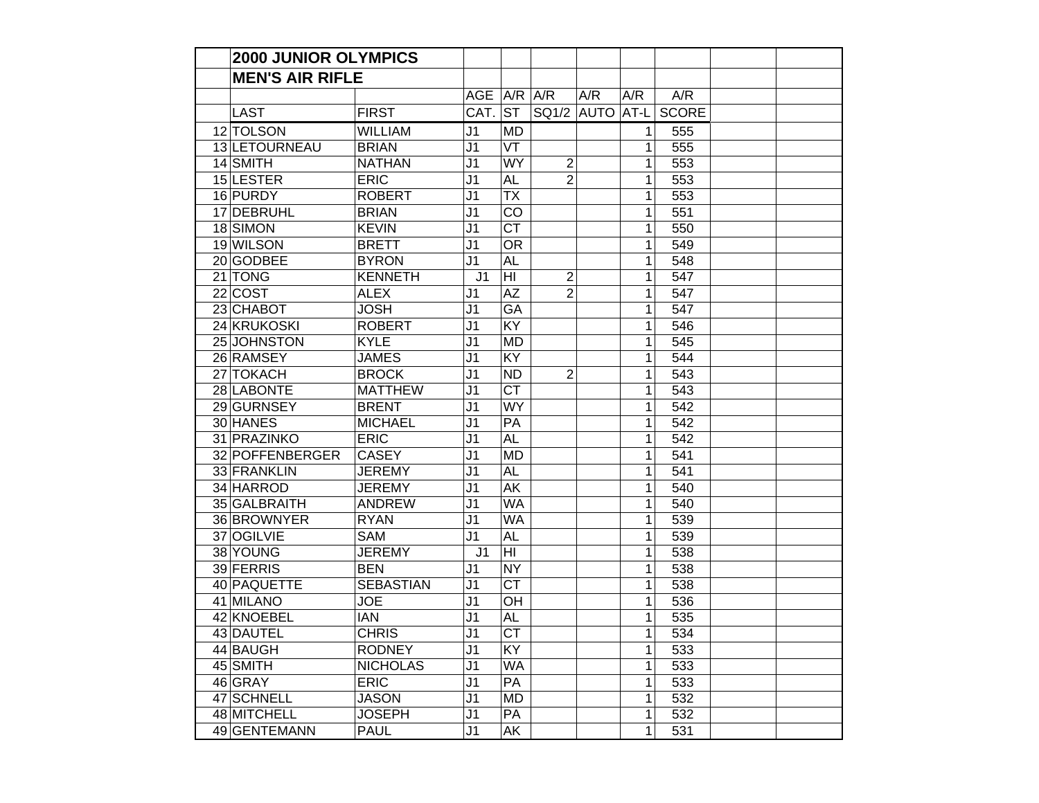## 2000 JUNIOR OLYMPICS

### MEN'S AIR RIFLE

| | LAST | FIRST | AGE CAT. | A/R ST | A/R SQ1/2 | A/R AUTO | A/R AT-L | A/R SCORE | | |
|---|---|---|---|---|---|---|---|---|---|---|
| 12 | TOLSON | WILLIAM | J1 | MD | | | 1 | 555 | | |
| 13 | LETOURNEAU | BRIAN | J1 | VT | | | 1 | 555 | | |
| 14 | SMITH | NATHAN | J1 | WY | 2 | | 1 | 553 | | |
| 15 | LESTER | ERIC | J1 | AL | 2 | | 1 | 553 | | |
| 16 | PURDY | ROBERT | J1 | TX | | | 1 | 553 | | |
| 17 | DEBRUHL | BRIAN | J1 | CO | | | 1 | 551 | | |
| 18 | SIMON | KEVIN | J1 | CT | | | 1 | 550 | | |
| 19 | WILSON | BRETT | J1 | OR | | | 1 | 549 | | |
| 20 | GODBEE | BYRON | J1 | AL | | | 1 | 548 | | |
| 21 | TONG | KENNETH | J1 | HI | 2 | | 1 | 547 | | |
| 22 | COST | ALEX | J1 | AZ | 2 | | 1 | 547 | | |
| 23 | CHABOT | JOSH | J1 | GA | | | 1 | 547 | | |
| 24 | KRUKOSKI | ROBERT | J1 | KY | | | 1 | 546 | | |
| 25 | JOHNSTON | KYLE | J1 | MD | | | 1 | 545 | | |
| 26 | RAMSEY | JAMES | J1 | KY | | | 1 | 544 | | |
| 27 | TOKACH | BROCK | J1 | ND | 2 | | 1 | 543 | | |
| 28 | LABONTE | MATTHEW | J1 | CT | | | 1 | 543 | | |
| 29 | GURNSEY | BRENT | J1 | WY | | | 1 | 542 | | |
| 30 | HANES | MICHAEL | J1 | PA | | | 1 | 542 | | |
| 31 | PRAZINKO | ERIC | J1 | AL | | | 1 | 542 | | |
| 32 | POFFENBERGER | CASEY | J1 | MD | | | 1 | 541 | | |
| 33 | FRANKLIN | JEREMY | J1 | AL | | | 1 | 541 | | |
| 34 | HARROD | JEREMY | J1 | AK | | | 1 | 540 | | |
| 35 | GALBRAITH | ANDREW | J1 | WA | | | 1 | 540 | | |
| 36 | BROWNYER | RYAN | J1 | WA | | | 1 | 539 | | |
| 37 | OGILVIE | SAM | J1 | AL | | | 1 | 539 | | |
| 38 | YOUNG | JEREMY | J1 | HI | | | 1 | 538 | | |
| 39 | FERRIS | BEN | J1 | NY | | | 1 | 538 | | |
| 40 | PAQUETTE | SEBASTIAN | J1 | CT | | | 1 | 538 | | |
| 41 | MILANO | JOE | J1 | OH | | | 1 | 536 | | |
| 42 | KNOEBEL | IAN | J1 | AL | | | 1 | 535 | | |
| 43 | DAUTEL | CHRIS | J1 | CT | | | 1 | 534 | | |
| 44 | BAUGH | RODNEY | J1 | KY | | | 1 | 533 | | |
| 45 | SMITH | NICHOLAS | J1 | WA | | | 1 | 533 | | |
| 46 | GRAY | ERIC | J1 | PA | | | 1 | 533 | | |
| 47 | SCHNELL | JASON | J1 | MD | | | 1 | 532 | | |
| 48 | MITCHELL | JOSEPH | J1 | PA | | | 1 | 532 | | |
| 49 | GENTEMANN | PAUL | J1 | AK | | | 1 | 531 | | |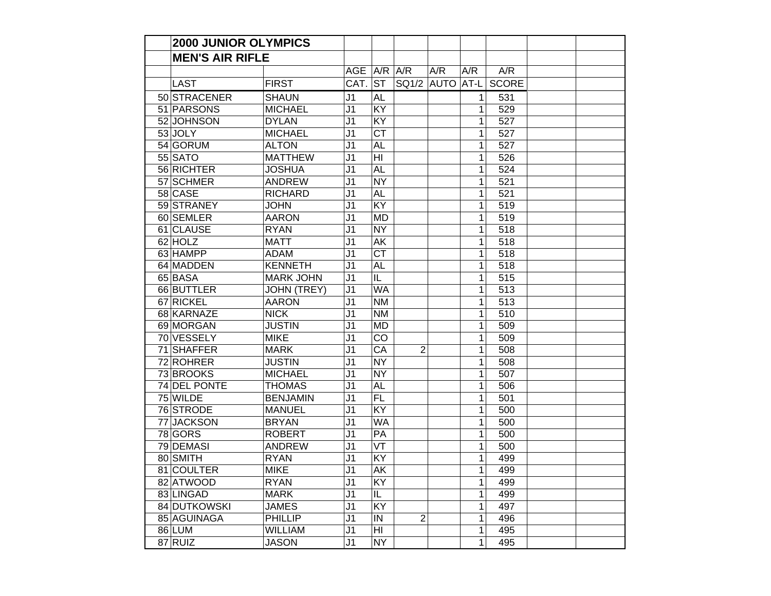| | 2000 JUNIOR OLYMPICS | | | | | | | | | |
|---|---|---|---|---|---|---|---|---|---|---|
| | MEN'S AIR RIFLE | | | | | | | | | |
| | | | AGE | A/R | A/R | A/R | A/R | A/R | | |
| | LAST | FIRST | CAT. | ST | SQ1/2 | AUTO | AT-L | SCORE | | |
| 50 | STRACENER | SHAUN | J1 | AL | | | 1 | 531 | | |
| 51 | PARSONS | MICHAEL | J1 | KY | | | 1 | 529 | | |
| 52 | JOHNSON | DYLAN | J1 | KY | | | 1 | 527 | | |
| 53 | JOLY | MICHAEL | J1 | CT | | | 1 | 527 | | |
| 54 | GORUM | ALTON | J1 | AL | | | 1 | 527 | | |
| 55 | SATO | MATTHEW | J1 | HI | | | 1 | 526 | | |
| 56 | RICHTER | JOSHUA | J1 | AL | | | 1 | 524 | | |
| 57 | SCHMER | ANDREW | J1 | NY | | | 1 | 521 | | |
| 58 | CASE | RICHARD | J1 | AL | | | 1 | 521 | | |
| 59 | STRANEY | JOHN | J1 | KY | | | 1 | 519 | | |
| 60 | SEMLER | AARON | J1 | MD | | | 1 | 519 | | |
| 61 | CLAUSE | RYAN | J1 | NY | | | 1 | 518 | | |
| 62 | HOLZ | MATT | J1 | AK | | | 1 | 518 | | |
| 63 | HAMPP | ADAM | J1 | CT | | | 1 | 518 | | |
| 64 | MADDEN | KENNETH | J1 | AL | | | 1 | 518 | | |
| 65 | BASA | MARK JOHN | J1 | IL | | | 1 | 515 | | |
| 66 | BUTTLER | JOHN (TREY) | J1 | WA | | | 1 | 513 | | |
| 67 | RICKEL | AARON | J1 | NM | | | 1 | 513 | | |
| 68 | KARNAZE | NICK | J1 | NM | | | 1 | 510 | | |
| 69 | MORGAN | JUSTIN | J1 | MD | | | 1 | 509 | | |
| 70 | VESSELY | MIKE | J1 | CO | | | 1 | 509 | | |
| 71 | SHAFFER | MARK | J1 | CA | 2 | | 1 | 508 | | |
| 72 | ROHRER | JUSTIN | J1 | NY | | | 1 | 508 | | |
| 73 | BROOKS | MICHAEL | J1 | NY | | | 1 | 507 | | |
| 74 | DEL PONTE | THOMAS | J1 | AL | | | 1 | 506 | | |
| 75 | WILDE | BENJAMIN | J1 | FL | | | 1 | 501 | | |
| 76 | STRODE | MANUEL | J1 | KY | | | 1 | 500 | | |
| 77 | JACKSON | BRYAN | J1 | WA | | | 1 | 500 | | |
| 78 | GORS | ROBERT | J1 | PA | | | 1 | 500 | | |
| 79 | DEMASI | ANDREW | J1 | VT | | | 1 | 500 | | |
| 80 | SMITH | RYAN | J1 | KY | | | 1 | 499 | | |
| 81 | COULTER | MIKE | J1 | AK | | | 1 | 499 | | |
| 82 | ATWOOD | RYAN | J1 | KY | | | 1 | 499 | | |
| 83 | LINGAD | MARK | J1 | IL | | | 1 | 499 | | |
| 84 | DUTKOWSKI | JAMES | J1 | KY | | | 1 | 497 | | |
| 85 | AGUINAGA | PHILLIP | J1 | IN | 2 | | 1 | 496 | | |
| 86 | LUM | WILLIAM | J1 | HI | | | 1 | 495 | | |
| 87 | RUIZ | JASON | J1 | NY | | | 1 | 495 | | |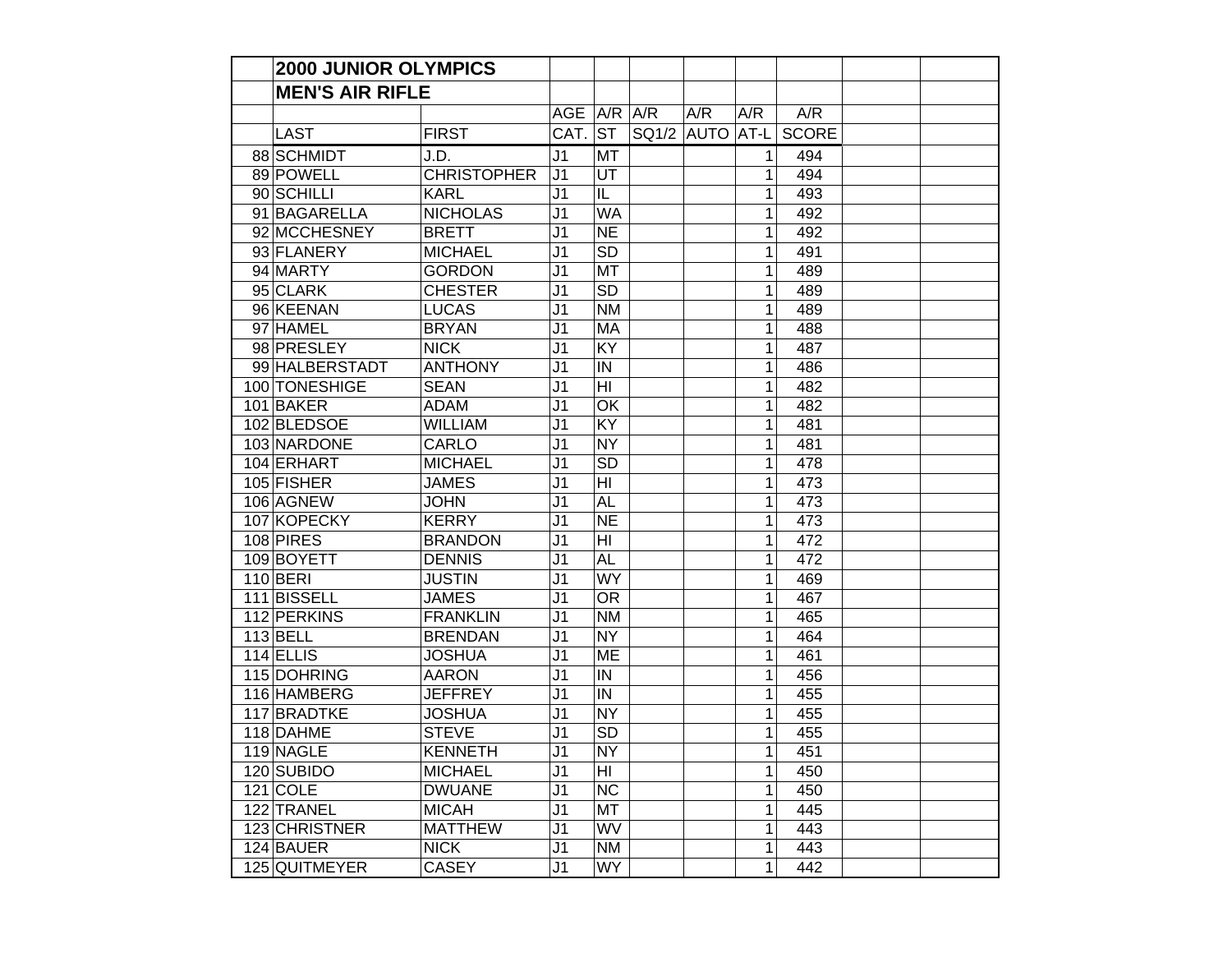| | 2000 JUNIOR OLYMPICS | | | | | | | | | |
|---|---|---|---|---|---|---|---|---|---|---|
| | MEN'S AIR RIFLE | | | | | | | | | |
| | | | AGE | A/R | A/R | A/R | A/R | A/R | | |
| | LAST | FIRST | CAT. | ST | SQ1/2 | AUTO | AT-L | SCORE | | |
| 88 | SCHMIDT | J.D. | J1 | MT | | | 1 | 494 | | |
| 89 | POWELL | CHRISTOPHER | J1 | UT | | | 1 | 494 | | |
| 90 | SCHILLI | KARL | J1 | IL | | | 1 | 493 | | |
| 91 | BAGARELLA | NICHOLAS | J1 | WA | | | 1 | 492 | | |
| 92 | MCCHESNEY | BRETT | J1 | NE | | | 1 | 492 | | |
| 93 | FLANERY | MICHAEL | J1 | SD | | | 1 | 491 | | |
| 94 | MARTY | GORDON | J1 | MT | | | 1 | 489 | | |
| 95 | CLARK | CHESTER | J1 | SD | | | 1 | 489 | | |
| 96 | KEENAN | LUCAS | J1 | NM | | | 1 | 489 | | |
| 97 | HAMEL | BRYAN | J1 | MA | | | 1 | 488 | | |
| 98 | PRESLEY | NICK | J1 | KY | | | 1 | 487 | | |
| 99 | HALBERSTADT | ANTHONY | J1 | IN | | | 1 | 486 | | |
| 100 | TONESHIGE | SEAN | J1 | HI | | | 1 | 482 | | |
| 101 | BAKER | ADAM | J1 | OK | | | 1 | 482 | | |
| 102 | BLEDSOE | WILLIAM | J1 | KY | | | 1 | 481 | | |
| 103 | NARDONE | CARLO | J1 | NY | | | 1 | 481 | | |
| 104 | ERHART | MICHAEL | J1 | SD | | | 1 | 478 | | |
| 105 | FISHER | JAMES | J1 | HI | | | 1 | 473 | | |
| 106 | AGNEW | JOHN | J1 | AL | | | 1 | 473 | | |
| 107 | KOPECKY | KERRY | J1 | NE | | | 1 | 473 | | |
| 108 | PIRES | BRANDON | J1 | HI | | | 1 | 472 | | |
| 109 | BOYETT | DENNIS | J1 | AL | | | 1 | 472 | | |
| 110 | BERI | JUSTIN | J1 | WY | | | 1 | 469 | | |
| 111 | BISSELL | JAMES | J1 | OR | | | 1 | 467 | | |
| 112 | PERKINS | FRANKLIN | J1 | NM | | | 1 | 465 | | |
| 113 | BELL | BRENDAN | J1 | NY | | | 1 | 464 | | |
| 114 | ELLIS | JOSHUA | J1 | ME | | | 1 | 461 | | |
| 115 | DOHRING | AARON | J1 | IN | | | 1 | 456 | | |
| 116 | HAMBERG | JEFFREY | J1 | IN | | | 1 | 455 | | |
| 117 | BRADTKE | JOSHUA | J1 | NY | | | 1 | 455 | | |
| 118 | DAHME | STEVE | J1 | SD | | | 1 | 455 | | |
| 119 | NAGLE | KENNETH | J1 | NY | | | 1 | 451 | | |
| 120 | SUBIDO | MICHAEL | J1 | HI | | | 1 | 450 | | |
| 121 | COLE | DWUANE | J1 | NC | | | 1 | 450 | | |
| 122 | TRANEL | MICAH | J1 | MT | | | 1 | 445 | | |
| 123 | CHRISTNER | MATTHEW | J1 | WV | | | 1 | 443 | | |
| 124 | BAUER | NICK | J1 | NM | | | 1 | 443 | | |
| 125 | QUITMEYER | CASEY | J1 | WY | | | 1 | 442 | | |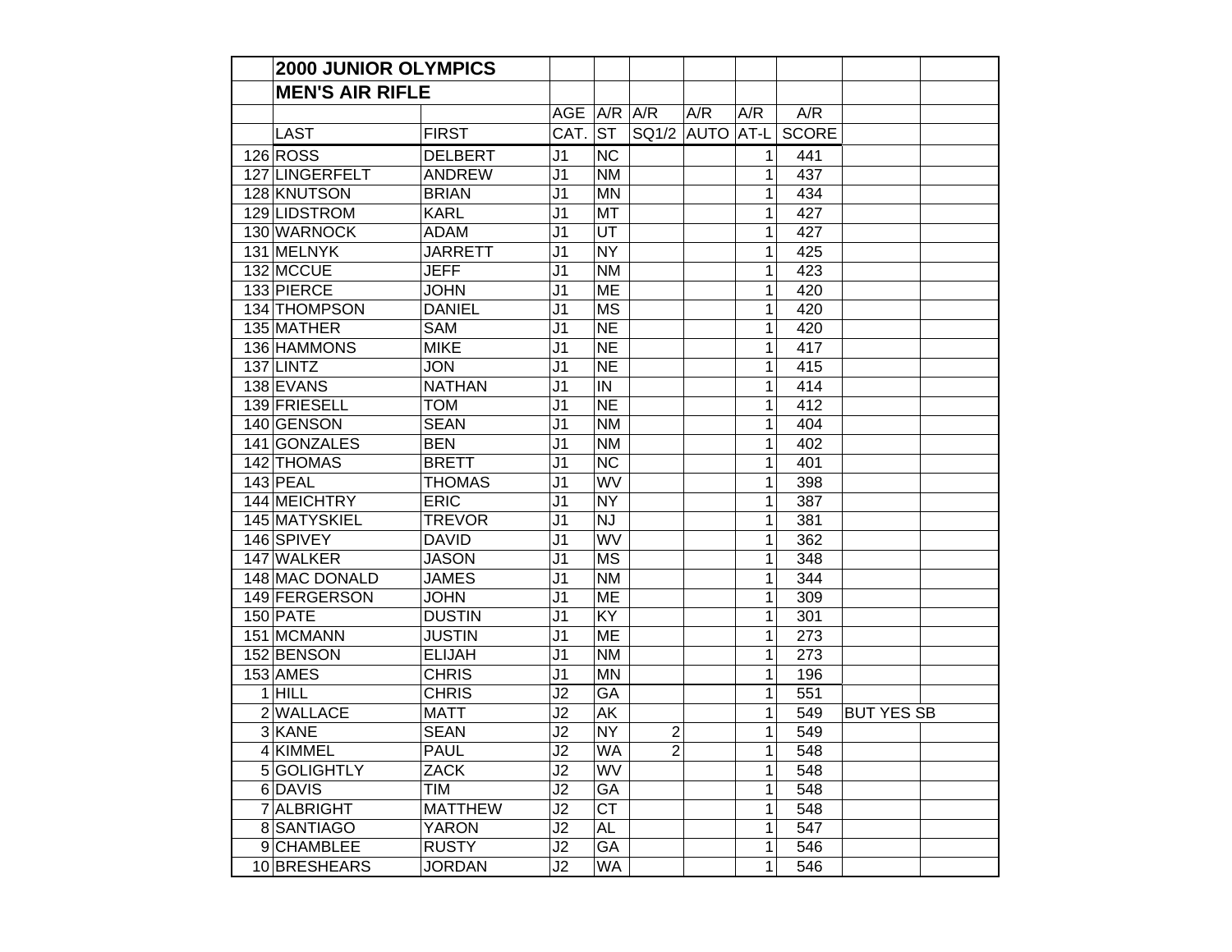| | 2000 JUNIOR OLYMPICS | | | | | | | | | |
|---|---|---|---|---|---|---|---|---|---|---|
| | MEN'S AIR RIFLE | | | | | | | | | |
| | | | AGE | A/R | A/R | A/R | A/R | A/R | | |
| | LAST | FIRST | CAT. | ST | SQ1/2 | AUTO | AT-L | SCORE | | |
| 126 | ROSS | DELBERT | J1 | NC | | | 1 | 441 | | |
| 127 | LINGERFELT | ANDREW | J1 | NM | | | 1 | 437 | | |
| 128 | KNUTSON | BRIAN | J1 | MN | | | 1 | 434 | | |
| 129 | LIDSTROM | KARL | J1 | MT | | | 1 | 427 | | |
| 130 | WARNOCK | ADAM | J1 | UT | | | 1 | 427 | | |
| 131 | MELNYK | JARRETT | J1 | NY | | | 1 | 425 | | |
| 132 | MCCUE | JEFF | J1 | NM | | | 1 | 423 | | |
| 133 | PIERCE | JOHN | J1 | ME | | | 1 | 420 | | |
| 134 | THOMPSON | DANIEL | J1 | MS | | | 1 | 420 | | |
| 135 | MATHER | SAM | J1 | NE | | | 1 | 420 | | |
| 136 | HAMMONS | MIKE | J1 | NE | | | 1 | 417 | | |
| 137 | LINTZ | JON | J1 | NE | | | 1 | 415 | | |
| 138 | EVANS | NATHAN | J1 | IN | | | 1 | 414 | | |
| 139 | FRIESELL | TOM | J1 | NE | | | 1 | 412 | | |
| 140 | GENSON | SEAN | J1 | NM | | | 1 | 404 | | |
| 141 | GONZALES | BEN | J1 | NM | | | 1 | 402 | | |
| 142 | THOMAS | BRETT | J1 | NC | | | 1 | 401 | | |
| 143 | PEAL | THOMAS | J1 | WV | | | 1 | 398 | | |
| 144 | MEICHTRY | ERIC | J1 | NY | | | 1 | 387 | | |
| 145 | MATYSKIEL | TREVOR | J1 | NJ | | | 1 | 381 | | |
| 146 | SPIVEY | DAVID | J1 | WV | | | 1 | 362 | | |
| 147 | WALKER | JASON | J1 | MS | | | 1 | 348 | | |
| 148 | MAC DONALD | JAMES | J1 | NM | | | 1 | 344 | | |
| 149 | FERGERSON | JOHN | J1 | ME | | | 1 | 309 | | |
| 150 | PATE | DUSTIN | J1 | KY | | | 1 | 301 | | |
| 151 | MCMANN | JUSTIN | J1 | ME | | | 1 | 273 | | |
| 152 | BENSON | ELIJAH | J1 | NM | | | 1 | 273 | | |
| 153 | AMES | CHRIS | J1 | MN | | | 1 | 196 | | |
| 1 | HILL | CHRIS | J2 | GA | | | 1 | 551 | | |
| 2 | WALLACE | MATT | J2 | AK | | | 1 | 549 | BUT YES SB | |
| 3 | KANE | SEAN | J2 | NY | 2 | | 1 | 549 | | |
| 4 | KIMMEL | PAUL | J2 | WA | 2 | | 1 | 548 | | |
| 5 | GOLIGHTLY | ZACK | J2 | WV | | | 1 | 548 | | |
| 6 | DAVIS | TIM | J2 | GA | | | 1 | 548 | | |
| 7 | ALBRIGHT | MATTHEW | J2 | CT | | | 1 | 548 | | |
| 8 | SANTIAGO | YARON | J2 | AL | | | 1 | 547 | | |
| 9 | CHAMBLEE | RUSTY | J2 | GA | | | 1 | 546 | | |
| 10 | BRESHEARS | JORDAN | J2 | WA | | | 1 | 546 | | |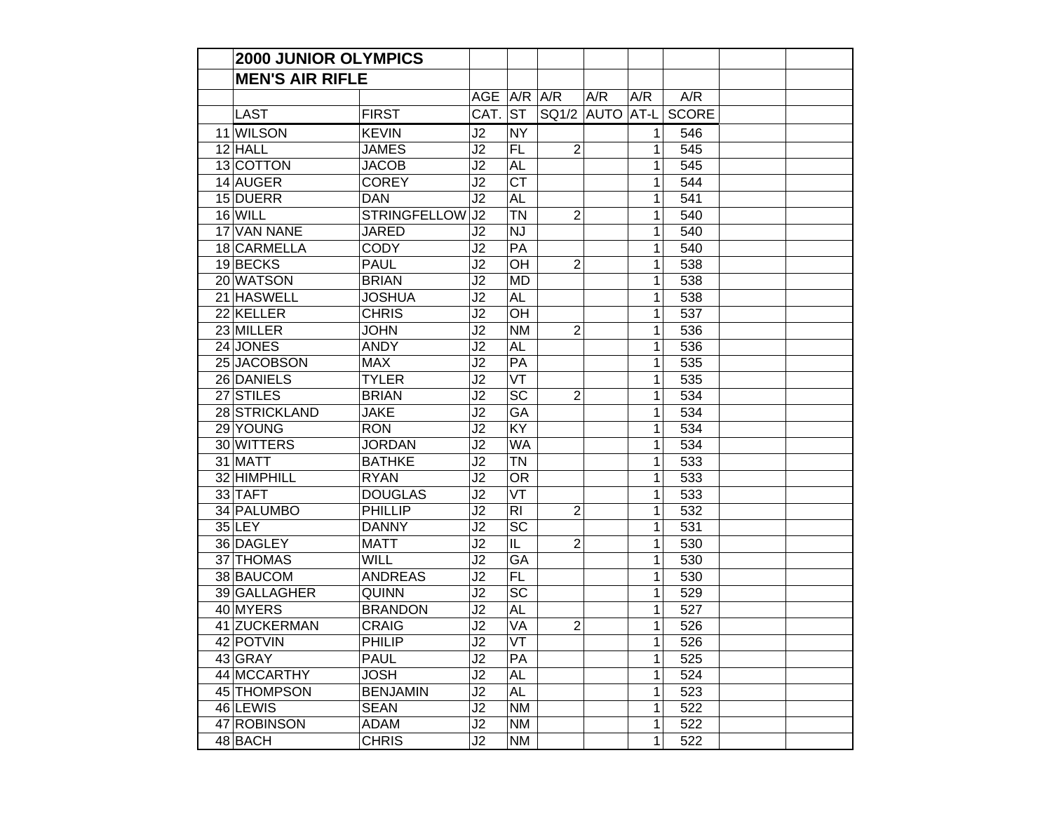| | 2000 JUNIOR OLYMPICS | | | | | | | | | |
|---|---|---|---|---|---|---|---|---|---|---|
| | MEN'S AIR RIFLE | | | | | | | | | |
| | | | AGE | A/R | A/R | A/R | A/R | A/R | | |
| | LAST | FIRST | CAT. | ST | SQ1/2 | AUTO | AT-L | SCORE | | |
| 11 | WILSON | KEVIN | J2 | NY | | | 1 | 546 | | |
| 12 | HALL | JAMES | J2 | FL | 2 | | 1 | 545 | | |
| 13 | COTTON | JACOB | J2 | AL | | | 1 | 545 | | |
| 14 | AUGER | COREY | J2 | CT | | | 1 | 544 | | |
| 15 | DUERR | DAN | J2 | AL | | | 1 | 541 | | |
| 16 | WILL | STRINGFELLOW | J2 | TN | 2 | | 1 | 540 | | |
| 17 | VAN NANE | JARED | J2 | NJ | | | 1 | 540 | | |
| 18 | CARMELLA | CODY | J2 | PA | | | 1 | 540 | | |
| 19 | BECKS | PAUL | J2 | OH | 2 | | 1 | 538 | | |
| 20 | WATSON | BRIAN | J2 | MD | | | 1 | 538 | | |
| 21 | HASWELL | JOSHUA | J2 | AL | | | 1 | 538 | | |
| 22 | KELLER | CHRIS | J2 | OH | | | 1 | 537 | | |
| 23 | MILLER | JOHN | J2 | NM | 2 | | 1 | 536 | | |
| 24 | JONES | ANDY | J2 | AL | | | 1 | 536 | | |
| 25 | JACOBSON | MAX | J2 | PA | | | 1 | 535 | | |
| 26 | DANIELS | TYLER | J2 | VT | | | 1 | 535 | | |
| 27 | STILES | BRIAN | J2 | SC | 2 | | 1 | 534 | | |
| 28 | STRICKLAND | JAKE | J2 | GA | | | 1 | 534 | | |
| 29 | YOUNG | RON | J2 | KY | | | 1 | 534 | | |
| 30 | WITTERS | JORDAN | J2 | WA | | | 1 | 534 | | |
| 31 | MATT | BATHKE | J2 | TN | | | 1 | 533 | | |
| 32 | HIMPHILL | RYAN | J2 | OR | | | 1 | 533 | | |
| 33 | TAFT | DOUGLAS | J2 | VT | | | 1 | 533 | | |
| 34 | PALUMBO | PHILLIP | J2 | RI | 2 | | 1 | 532 | | |
| 35 | LEY | DANNY | J2 | SC | | | 1 | 531 | | |
| 36 | DAGLEY | MATT | J2 | IL | 2 | | 1 | 530 | | |
| 37 | THOMAS | WILL | J2 | GA | | | 1 | 530 | | |
| 38 | BAUCOM | ANDREAS | J2 | FL | | | 1 | 530 | | |
| 39 | GALLAGHER | QUINN | J2 | SC | | | 1 | 529 | | |
| 40 | MYERS | BRANDON | J2 | AL | | | 1 | 527 | | |
| 41 | ZUCKERMAN | CRAIG | J2 | VA | 2 | | 1 | 526 | | |
| 42 | POTVIN | PHILIP | J2 | VT | | | 1 | 526 | | |
| 43 | GRAY | PAUL | J2 | PA | | | 1 | 525 | | |
| 44 | MCCARTHY | JOSH | J2 | AL | | | 1 | 524 | | |
| 45 | THOMPSON | BENJAMIN | J2 | AL | | | 1 | 523 | | |
| 46 | LEWIS | SEAN | J2 | NM | | | 1 | 522 | | |
| 47 | ROBINSON | ADAM | J2 | NM | | | 1 | 522 | | |
| 48 | BACH | CHRIS | J2 | NM | | | 1 | 522 | | |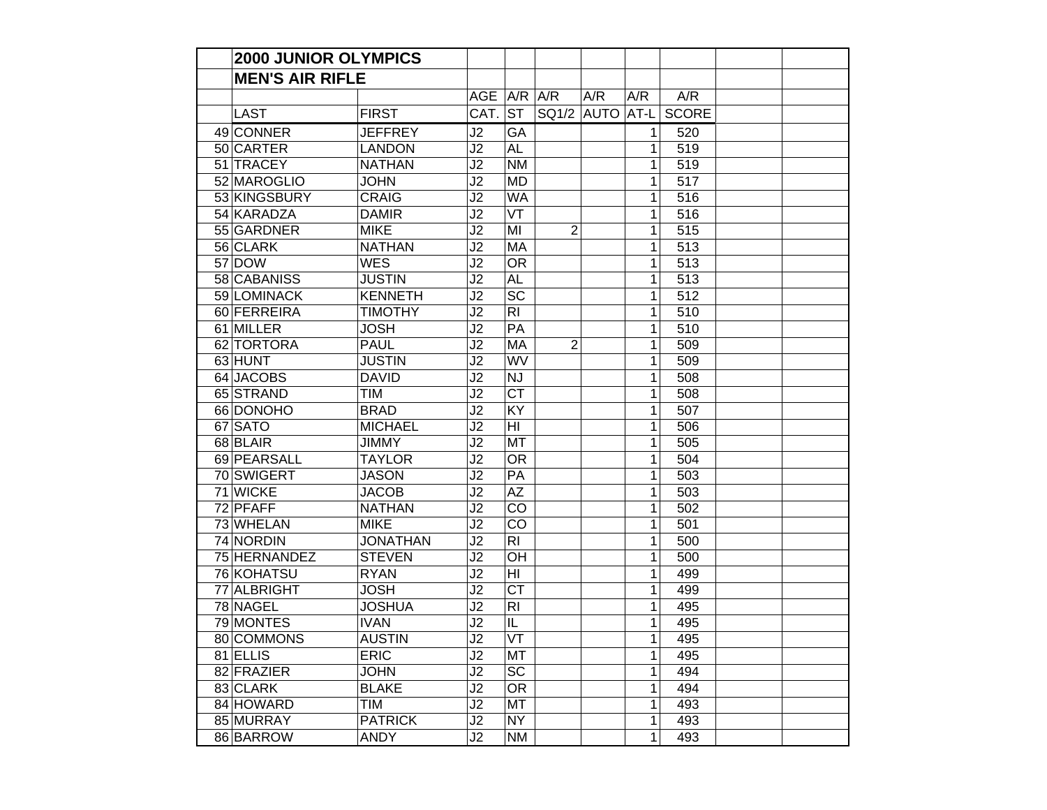| | 2000 JUNIOR OLYMPICS | | | | | | | | | |
|---|---|---|---|---|---|---|---|---|---|---|
| | MEN'S AIR RIFLE | | | | | | | | | |
| | | | AGE | A/R | A/R | A/R | A/R | A/R | | |
| | LAST | FIRST | CAT. | ST | SQ1/2 | AUTO | AT-L | SCORE | | |
| 49 | CONNER | JEFFREY | J2 | GA | | | 1 | 520 | | |
| 50 | CARTER | LANDON | J2 | AL | | | 1 | 519 | | |
| 51 | TRACEY | NATHAN | J2 | NM | | | 1 | 519 | | |
| 52 | MAROGLIO | JOHN | J2 | MD | | | 1 | 517 | | |
| 53 | KINGSBURY | CRAIG | J2 | WA | | | 1 | 516 | | |
| 54 | KARADZA | DAMIR | J2 | VT | | | 1 | 516 | | |
| 55 | GARDNER | MIKE | J2 | MI | 2 | | 1 | 515 | | |
| 56 | CLARK | NATHAN | J2 | MA | | | 1 | 513 | | |
| 57 | DOW | WES | J2 | OR | | | 1 | 513 | | |
| 58 | CABANISS | JUSTIN | J2 | AL | | | 1 | 513 | | |
| 59 | LOMINACK | KENNETH | J2 | SC | | | 1 | 512 | | |
| 60 | FERREIRA | TIMOTHY | J2 | RI | | | 1 | 510 | | |
| 61 | MILLER | JOSH | J2 | PA | | | 1 | 510 | | |
| 62 | TORTORA | PAUL | J2 | MA | 2 | | 1 | 509 | | |
| 63 | HUNT | JUSTIN | J2 | WV | | | 1 | 509 | | |
| 64 | JACOBS | DAVID | J2 | NJ | | | 1 | 508 | | |
| 65 | STRAND | TIM | J2 | CT | | | 1 | 508 | | |
| 66 | DONOHO | BRAD | J2 | KY | | | 1 | 507 | | |
| 67 | SATO | MICHAEL | J2 | HI | | | 1 | 506 | | |
| 68 | BLAIR | JIMMY | J2 | MT | | | 1 | 505 | | |
| 69 | PEARSALL | TAYLOR | J2 | OR | | | 1 | 504 | | |
| 70 | SWIGERT | JASON | J2 | PA | | | 1 | 503 | | |
| 71 | WICKE | JACOB | J2 | AZ | | | 1 | 503 | | |
| 72 | PFAFF | NATHAN | J2 | CO | | | 1 | 502 | | |
| 73 | WHELAN | MIKE | J2 | CO | | | 1 | 501 | | |
| 74 | NORDIN | JONATHAN | J2 | RI | | | 1 | 500 | | |
| 75 | HERNANDEZ | STEVEN | J2 | OH | | | 1 | 500 | | |
| 76 | KOHATSU | RYAN | J2 | HI | | | 1 | 499 | | |
| 77 | ALBRIGHT | JOSH | J2 | CT | | | 1 | 499 | | |
| 78 | NAGEL | JOSHUA | J2 | RI | | | 1 | 495 | | |
| 79 | MONTES | IVAN | J2 | IL | | | 1 | 495 | | |
| 80 | COMMONS | AUSTIN | J2 | VT | | | 1 | 495 | | |
| 81 | ELLIS | ERIC | J2 | MT | | | 1 | 495 | | |
| 82 | FRAZIER | JOHN | J2 | SC | | | 1 | 494 | | |
| 83 | CLARK | BLAKE | J2 | OR | | | 1 | 494 | | |
| 84 | HOWARD | TIM | J2 | MT | | | 1 | 493 | | |
| 85 | MURRAY | PATRICK | J2 | NY | | | 1 | 493 | | |
| 86 | BARROW | ANDY | J2 | NM | | | 1 | 493 | | |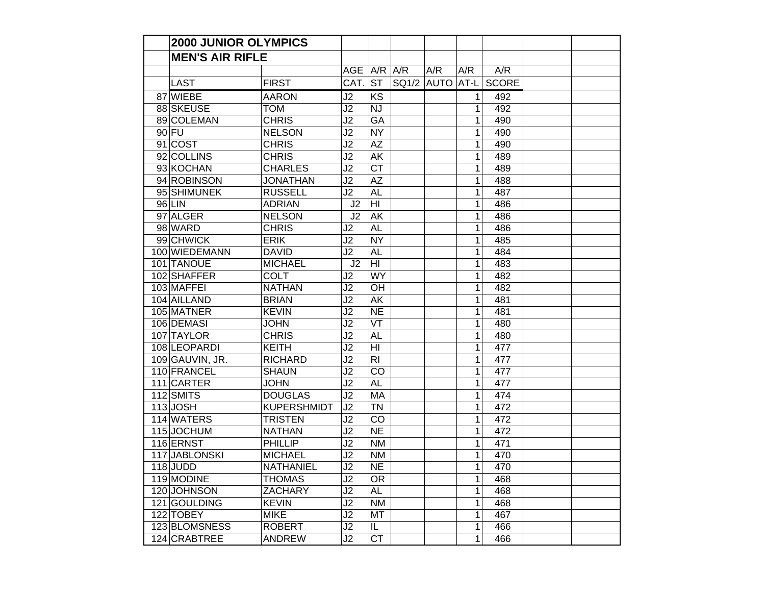| | 2000 JUNIOR OLYMPICS | | | | | | | | | |
|---|---|---|---|---|---|---|---|---|---|---|
| | MEN'S AIR RIFLE | | | | | | | | | |
| | | | AGE | A/R | A/R | A/R | A/R | A/R | | |
| | LAST | FIRST | CAT. | ST | SQ1/2 | AUTO | AT-L | SCORE | | |
| 87 | WIEBE | AARON | J2 | KS | | | 1 | 492 | | |
| 88 | SKEUSE | TOM | J2 | NJ | | | 1 | 492 | | |
| 89 | COLEMAN | CHRIS | J2 | GA | | | 1 | 490 | | |
| 90 | FU | NELSON | J2 | NY | | | 1 | 490 | | |
| 91 | COST | CHRIS | J2 | AZ | | | 1 | 490 | | |
| 92 | COLLINS | CHRIS | J2 | AK | | | 1 | 489 | | |
| 93 | KOCHAN | CHARLES | J2 | CT | | | 1 | 489 | | |
| 94 | ROBINSON | JONATHAN | J2 | AZ | | | 1 | 488 | | |
| 95 | SHIMUNEK | RUSSELL | J2 | AL | | | 1 | 487 | | |
| 96 | LIN | ADRIAN | J2 | HI | | | 1 | 486 | | |
| 97 | ALGER | NELSON | J2 | AK | | | 1 | 486 | | |
| 98 | WARD | CHRIS | J2 | AL | | | 1 | 486 | | |
| 99 | CHWICK | ERIK | J2 | NY | | | 1 | 485 | | |
| 100 | WIEDEMANN | DAVID | J2 | AL | | | 1 | 484 | | |
| 101 | TANOUE | MICHAEL | J2 | HI | | | 1 | 483 | | |
| 102 | SHAFFER | COLT | J2 | WY | | | 1 | 482 | | |
| 103 | MAFFEI | NATHAN | J2 | OH | | | 1 | 482 | | |
| 104 | AILLAND | BRIAN | J2 | AK | | | 1 | 481 | | |
| 105 | MATNER | KEVIN | J2 | NE | | | 1 | 481 | | |
| 106 | DEMASI | JOHN | J2 | VT | | | 1 | 480 | | |
| 107 | TAYLOR | CHRIS | J2 | AL | | | 1 | 480 | | |
| 108 | LEOPARDI | KEITH | J2 | HI | | | 1 | 477 | | |
| 109 | GAUVIN, JR. | RICHARD | J2 | RI | | | 1 | 477 | | |
| 110 | FRANCEL | SHAUN | J2 | CO | | | 1 | 477 | | |
| 111 | CARTER | JOHN | J2 | AL | | | 1 | 477 | | |
| 112 | SMITS | DOUGLAS | J2 | MA | | | 1 | 474 | | |
| 113 | JOSH | KUPERSHMIDT | J2 | TN | | | 1 | 472 | | |
| 114 | WATERS | TRISTEN | J2 | CO | | | 1 | 472 | | |
| 115 | JOCHUM | NATHAN | J2 | NE | | | 1 | 472 | | |
| 116 | ERNST | PHILLIP | J2 | NM | | | 1 | 471 | | |
| 117 | JABLONSKI | MICHAEL | J2 | NM | | | 1 | 470 | | |
| 118 | JUDD | NATHANIEL | J2 | NE | | | 1 | 470 | | |
| 119 | MODINE | THOMAS | J2 | OR | | | 1 | 468 | | |
| 120 | JOHNSON | ZACHARY | J2 | AL | | | 1 | 468 | | |
| 121 | GOULDING | KEVIN | J2 | NM | | | 1 | 468 | | |
| 122 | TOBEY | MIKE | J2 | MT | | | 1 | 467 | | |
| 123 | BLOMSNESS | ROBERT | J2 | IL | | | 1 | 466 | | |
| 124 | CRABTREE | ANDREW | J2 | CT | | | 1 | 466 | | |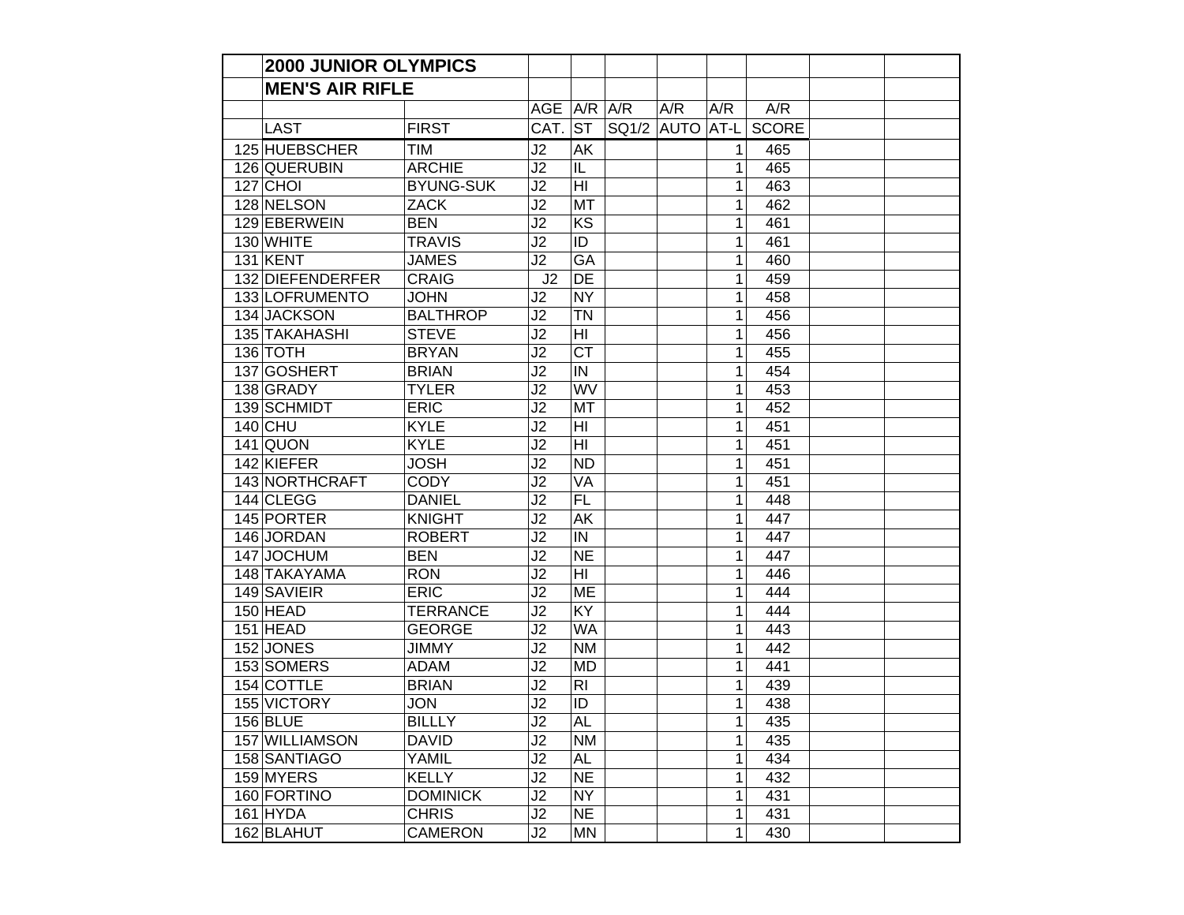## 2000 JUNIOR OLYMPICS

## MEN'S AIR RIFLE

| | | | AGE | A/R | A/R | A/R | A/R | A/R | | |
|---|---|---|---|---|---|---|---|---|---|---|
| | LAST | FIRST | CAT. | ST | SQ1/2 | AUTO | AT-L | SCORE | | |
| 125 | HUEBSCHER | TIM | J2 | AK | | | 1 | 465 | | |
| 126 | QUERUBIN | ARCHIE | J2 | IL | | | 1 | 465 | | |
| 127 | CHOI | BYUNG-SUK | J2 | HI | | | 1 | 463 | | |
| 128 | NELSON | ZACK | J2 | MT | | | 1 | 462 | | |
| 129 | EBERWEIN | BEN | J2 | KS | | | 1 | 461 | | |
| 130 | WHITE | TRAVIS | J2 | ID | | | 1 | 461 | | |
| 131 | KENT | JAMES | J2 | GA | | | 1 | 460 | | |
| 132 | DIEFENDERFER | CRAIG | J2 | DE | | | 1 | 459 | | |
| 133 | LOFRUMENTO | JOHN | J2 | NY | | | 1 | 458 | | |
| 134 | JACKSON | BALTHROP | J2 | TN | | | 1 | 456 | | |
| 135 | TAKAHASHI | STEVE | J2 | HI | | | 1 | 456 | | |
| 136 | TOTH | BRYAN | J2 | CT | | | 1 | 455 | | |
| 137 | GOSHERT | BRIAN | J2 | IN | | | 1 | 454 | | |
| 138 | GRADY | TYLER | J2 | WV | | | 1 | 453 | | |
| 139 | SCHMIDT | ERIC | J2 | MT | | | 1 | 452 | | |
| 140 | CHU | KYLE | J2 | HI | | | 1 | 451 | | |
| 141 | QUON | KYLE | J2 | HI | | | 1 | 451 | | |
| 142 | KIEFER | JOSH | J2 | ND | | | 1 | 451 | | |
| 143 | NORTHCRAFT | CODY | J2 | VA | | | 1 | 451 | | |
| 144 | CLEGG | DANIEL | J2 | FL | | | 1 | 448 | | |
| 145 | PORTER | KNIGHT | J2 | AK | | | 1 | 447 | | |
| 146 | JORDAN | ROBERT | J2 | IN | | | 1 | 447 | | |
| 147 | JOCHUM | BEN | J2 | NE | | | 1 | 447 | | |
| 148 | TAKAYAMA | RON | J2 | HI | | | 1 | 446 | | |
| 149 | SAVIEIR | ERIC | J2 | ME | | | 1 | 444 | | |
| 150 | HEAD | TERRANCE | J2 | KY | | | 1 | 444 | | |
| 151 | HEAD | GEORGE | J2 | WA | | | 1 | 443 | | |
| 152 | JONES | JIMMY | J2 | NM | | | 1 | 442 | | |
| 153 | SOMERS | ADAM | J2 | MD | | | 1 | 441 | | |
| 154 | COTTLE | BRIAN | J2 | RI | | | 1 | 439 | | |
| 155 | VICTORY | JON | J2 | ID | | | 1 | 438 | | |
| 156 | BLUE | BILLLY | J2 | AL | | | 1 | 435 | | |
| 157 | WILLIAMSON | DAVID | J2 | NM | | | 1 | 435 | | |
| 158 | SANTIAGO | YAMIL | J2 | AL | | | 1 | 434 | | |
| 159 | MYERS | KELLY | J2 | NE | | | 1 | 432 | | |
| 160 | FORTINO | DOMINICK | J2 | NY | | | 1 | 431 | | |
| 161 | HYDA | CHRIS | J2 | NE | | | 1 | 431 | | |
| 162 | BLAHUT | CAMERON | J2 | MN | | | 1 | 430 | | |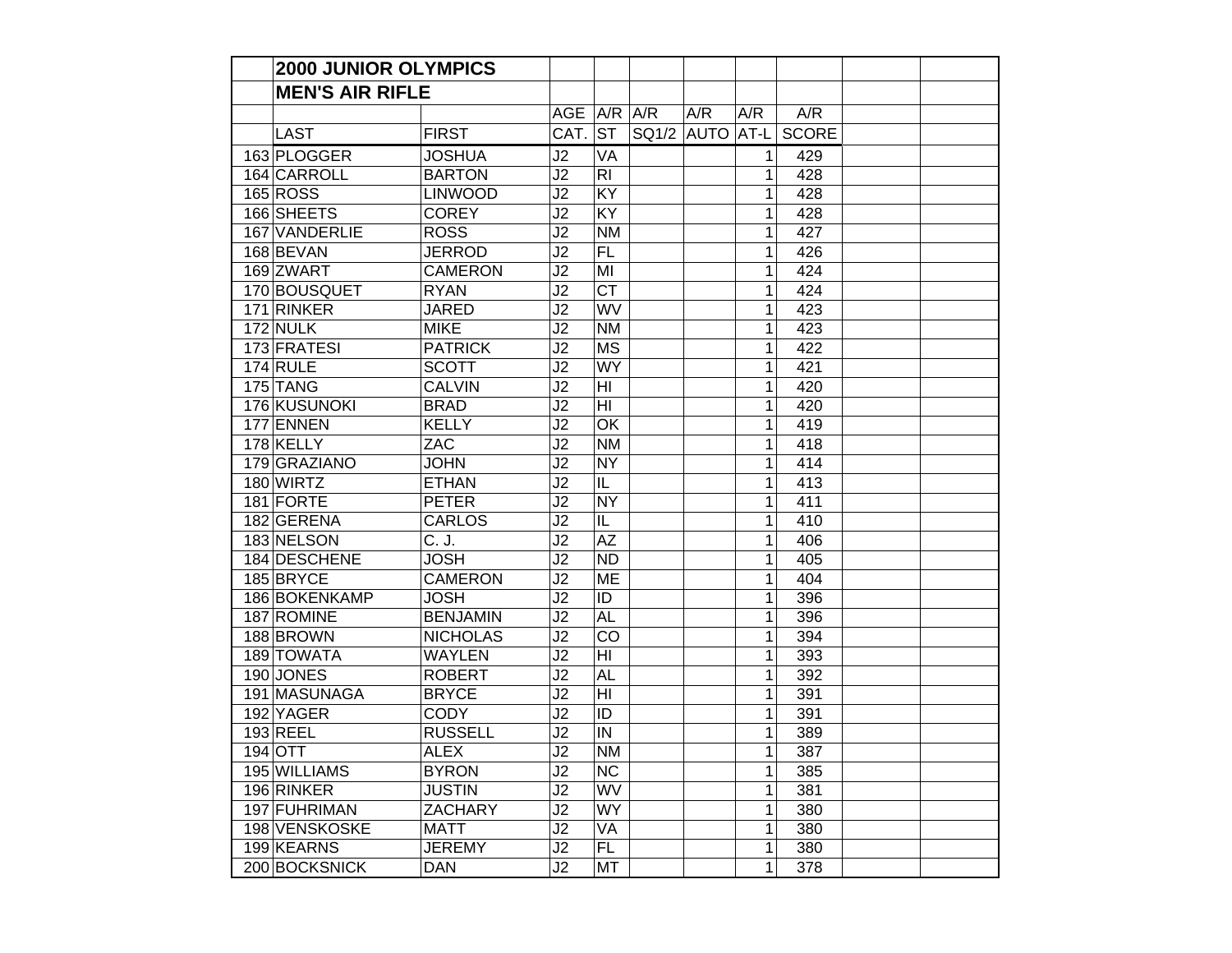| | 2000 JUNIOR OLYMPICS | | | | | | | | | |
|---|---|---|---|---|---|---|---|---|---|---|
| | MEN'S AIR RIFLE | | | | | | | | | |
| | | | AGE | A/R | A/R | A/R | A/R | A/R | | |
| | LAST | FIRST | CAT. | ST | SQ1/2 | AUTO | AT-L | SCORE | | |
| 163 | PLOGGER | JOSHUA | J2 | VA | | | 1 | 429 | | |
| 164 | CARROLL | BARTON | J2 | RI | | | 1 | 428 | | |
| 165 | ROSS | LINWOOD | J2 | KY | | | 1 | 428 | | |
| 166 | SHEETS | COREY | J2 | KY | | | 1 | 428 | | |
| 167 | VANDERLIE | ROSS | J2 | NM | | | 1 | 427 | | |
| 168 | BEVAN | JERROD | J2 | FL | | | 1 | 426 | | |
| 169 | ZWART | CAMERON | J2 | MI | | | 1 | 424 | | |
| 170 | BOUSQUET | RYAN | J2 | CT | | | 1 | 424 | | |
| 171 | RINKER | JARED | J2 | WV | | | 1 | 423 | | |
| 172 | NULK | MIKE | J2 | NM | | | 1 | 423 | | |
| 173 | FRATESI | PATRICK | J2 | MS | | | 1 | 422 | | |
| 174 | RULE | SCOTT | J2 | WY | | | 1 | 421 | | |
| 175 | TANG | CALVIN | J2 | HI | | | 1 | 420 | | |
| 176 | KUSUNOKI | BRAD | J2 | HI | | | 1 | 420 | | |
| 177 | ENNEN | KELLY | J2 | OK | | | 1 | 419 | | |
| 178 | KELLY | ZAC | J2 | NM | | | 1 | 418 | | |
| 179 | GRAZIANO | JOHN | J2 | NY | | | 1 | 414 | | |
| 180 | WIRTZ | ETHAN | J2 | IL | | | 1 | 413 | | |
| 181 | FORTE | PETER | J2 | NY | | | 1 | 411 | | |
| 182 | GERENA | CARLOS | J2 | IL | | | 1 | 410 | | |
| 183 | NELSON | C. J. | J2 | AZ | | | 1 | 406 | | |
| 184 | DESCHENE | JOSH | J2 | ND | | | 1 | 405 | | |
| 185 | BRYCE | CAMERON | J2 | ME | | | 1 | 404 | | |
| 186 | BOKENKAMP | JOSH | J2 | ID | | | 1 | 396 | | |
| 187 | ROMINE | BENJAMIN | J2 | AL | | | 1 | 396 | | |
| 188 | BROWN | NICHOLAS | J2 | CO | | | 1 | 394 | | |
| 189 | TOWATA | WAYLEN | J2 | HI | | | 1 | 393 | | |
| 190 | JONES | ROBERT | J2 | AL | | | 1 | 392 | | |
| 191 | MASUNAGA | BRYCE | J2 | HI | | | 1 | 391 | | |
| 192 | YAGER | CODY | J2 | ID | | | 1 | 391 | | |
| 193 | REEL | RUSSELL | J2 | IN | | | 1 | 389 | | |
| 194 | OTT | ALEX | J2 | NM | | | 1 | 387 | | |
| 195 | WILLIAMS | BYRON | J2 | NC | | | 1 | 385 | | |
| 196 | RINKER | JUSTIN | J2 | WV | | | 1 | 381 | | |
| 197 | FUHRIMAN | ZACHARY | J2 | WY | | | 1 | 380 | | |
| 198 | VENSKOSKE | MATT | J2 | VA | | | 1 | 380 | | |
| 199 | KEARNS | JEREMY | J2 | FL | | | 1 | 380 | | |
| 200 | BOCKSNICK | DAN | J2 | MT | | | 1 | 378 | | |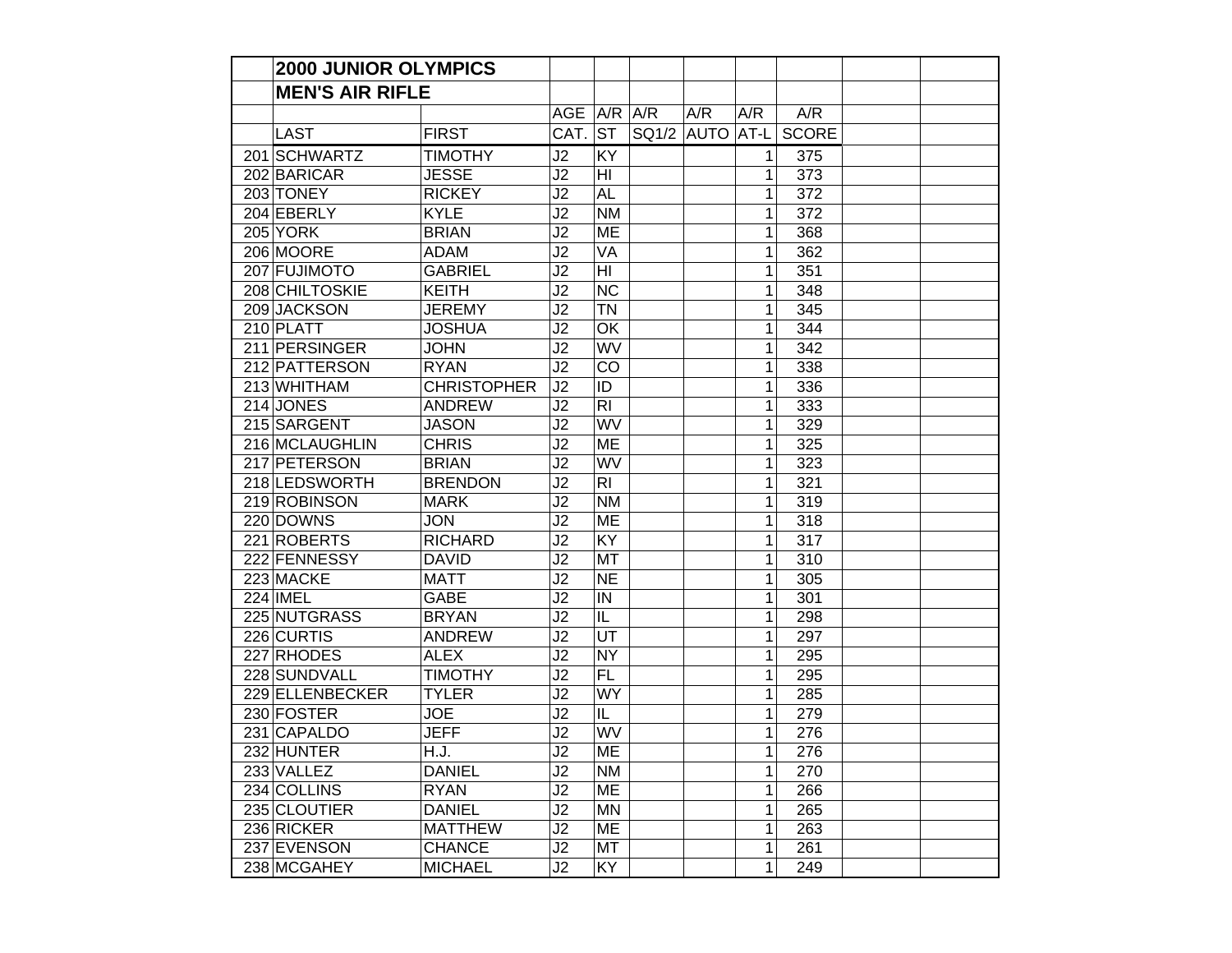## 2000 JUNIOR OLYMPICS

## MEN'S AIR RIFLE

| | | | AGE | A/R | A/R | A/R | A/R | A/R | | |
|---|---|---|---|---|---|---|---|---|---|---|
| | LAST | FIRST | CAT. | ST | SQ1/2 | AUTO | AT-L | SCORE | | |
| 201 | SCHWARTZ | TIMOTHY | J2 | KY | | | 1 | 375 | | |
| 202 | BARICAR | JESSE | J2 | HI | | | 1 | 373 | | |
| 203 | TONEY | RICKEY | J2 | AL | | | 1 | 372 | | |
| 204 | EBERLY | KYLE | J2 | NM | | | 1 | 372 | | |
| 205 | YORK | BRIAN | J2 | ME | | | 1 | 368 | | |
| 206 | MOORE | ADAM | J2 | VA | | | 1 | 362 | | |
| 207 | FUJIMOTO | GABRIEL | J2 | HI | | | 1 | 351 | | |
| 208 | CHILTOSKIE | KEITH | J2 | NC | | | 1 | 348 | | |
| 209 | JACKSON | JEREMY | J2 | TN | | | 1 | 345 | | |
| 210 | PLATT | JOSHUA | J2 | OK | | | 1 | 344 | | |
| 211 | PERSINGER | JOHN | J2 | WV | | | 1 | 342 | | |
| 212 | PATTERSON | RYAN | J2 | CO | | | 1 | 338 | | |
| 213 | WHITHAM | CHRISTOPHER | J2 | ID | | | 1 | 336 | | |
| 214 | JONES | ANDREW | J2 | RI | | | 1 | 333 | | |
| 215 | SARGENT | JASON | J2 | WV | | | 1 | 329 | | |
| 216 | MCLAUGHLIN | CHRIS | J2 | ME | | | 1 | 325 | | |
| 217 | PETERSON | BRIAN | J2 | WV | | | 1 | 323 | | |
| 218 | LEDSWORTH | BRENDON | J2 | RI | | | 1 | 321 | | |
| 219 | ROBINSON | MARK | J2 | NM | | | 1 | 319 | | |
| 220 | DOWNS | JON | J2 | ME | | | 1 | 318 | | |
| 221 | ROBERTS | RICHARD | J2 | KY | | | 1 | 317 | | |
| 222 | FENNESSY | DAVID | J2 | MT | | | 1 | 310 | | |
| 223 | MACKE | MATT | J2 | NE | | | 1 | 305 | | |
| 224 | IMEL | GABE | J2 | IN | | | 1 | 301 | | |
| 225 | NUTGRASS | BRYAN | J2 | IL | | | 1 | 298 | | |
| 226 | CURTIS | ANDREW | J2 | UT | | | 1 | 297 | | |
| 227 | RHODES | ALEX | J2 | NY | | | 1 | 295 | | |
| 228 | SUNDVALL | TIMOTHY | J2 | FL | | | 1 | 295 | | |
| 229 | ELLENBECKER | TYLER | J2 | WY | | | 1 | 285 | | |
| 230 | FOSTER | JOE | J2 | IL | | | 1 | 279 | | |
| 231 | CAPALDO | JEFF | J2 | WV | | | 1 | 276 | | |
| 232 | HUNTER | H.J. | J2 | ME | | | 1 | 276 | | |
| 233 | VALLEZ | DANIEL | J2 | NM | | | 1 | 270 | | |
| 234 | COLLINS | RYAN | J2 | ME | | | 1 | 266 | | |
| 235 | CLOUTIER | DANIEL | J2 | MN | | | 1 | 265 | | |
| 236 | RICKER | MATTHEW | J2 | ME | | | 1 | 263 | | |
| 237 | EVENSON | CHANCE | J2 | MT | | | 1 | 261 | | |
| 238 | MCGAHEY | MICHAEL | J2 | KY | | | 1 | 249 | | |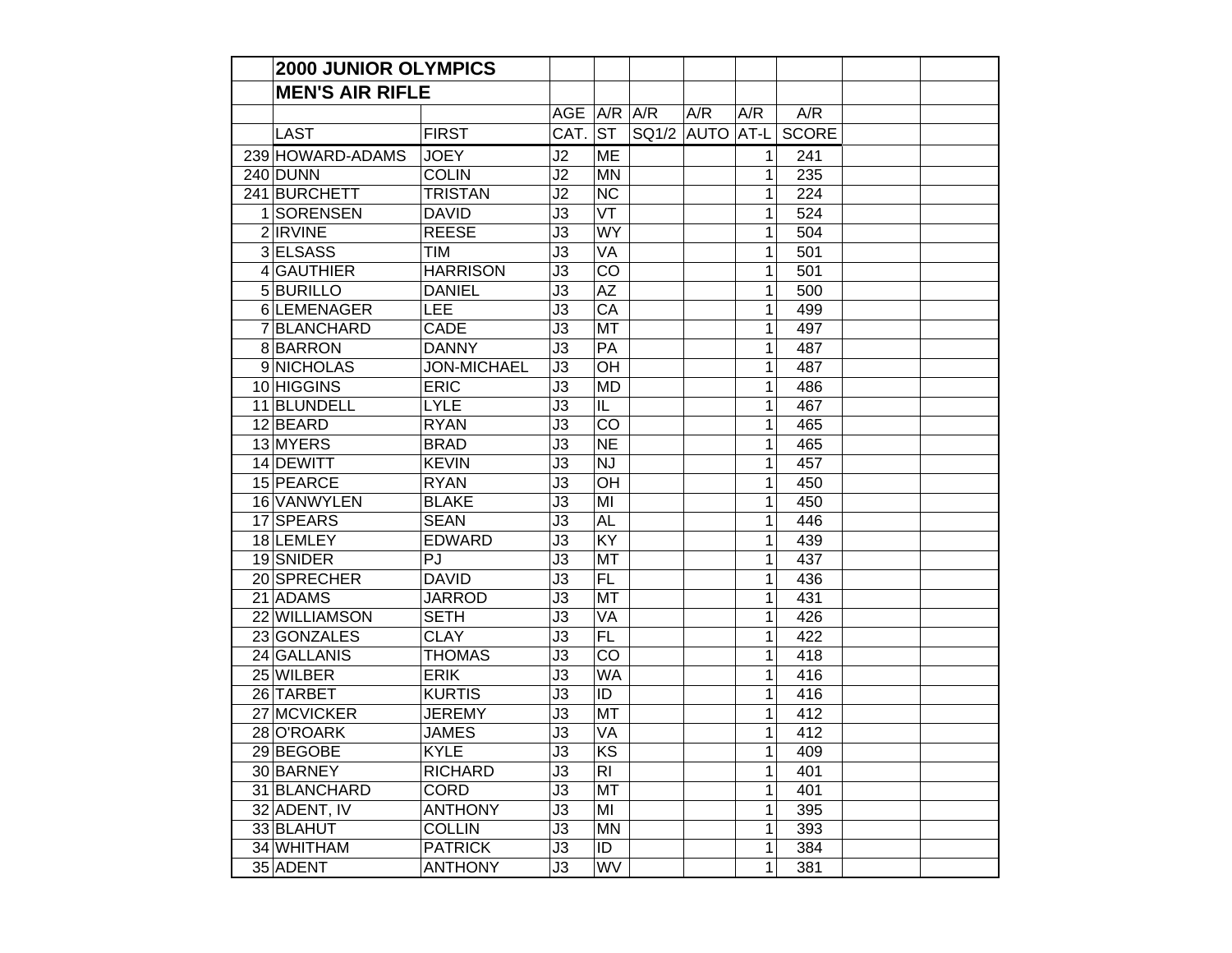| | 2000 JUNIOR OLYMPICS | | | | | | | | | |
|---|---|---|---|---|---|---|---|---|---|---|
| | MEN'S AIR RIFLE | | | | | | | | | |
| | | | AGE | A/R | A/R | A/R | A/R | A/R | | |
| | LAST | FIRST | CAT. | ST | SQ1/2 | AUTO | AT-L | SCORE | | |
| 239 | HOWARD-ADAMS | JOEY | J2 | ME | | | 1 | 241 | | |
| 240 | DUNN | COLIN | J2 | MN | | | 1 | 235 | | |
| 241 | BURCHETT | TRISTAN | J2 | NC | | | 1 | 224 | | |
| 1 | SORENSEN | DAVID | J3 | VT | | | 1 | 524 | | |
| 2 | IRVINE | REESE | J3 | WY | | | 1 | 504 | | |
| 3 | ELSASS | TIM | J3 | VA | | | 1 | 501 | | |
| 4 | GAUTHIER | HARRISON | J3 | CO | | | 1 | 501 | | |
| 5 | BURILLO | DANIEL | J3 | AZ | | | 1 | 500 | | |
| 6 | LEMENAGER | LEE | J3 | CA | | | 1 | 499 | | |
| 7 | BLANCHARD | CADE | J3 | MT | | | 1 | 497 | | |
| 8 | BARRON | DANNY | J3 | PA | | | 1 | 487 | | |
| 9 | NICHOLAS | JON-MICHAEL | J3 | OH | | | 1 | 487 | | |
| 10 | HIGGINS | ERIC | J3 | MD | | | 1 | 486 | | |
| 11 | BLUNDELL | LYLE | J3 | IL | | | 1 | 467 | | |
| 12 | BEARD | RYAN | J3 | CO | | | 1 | 465 | | |
| 13 | MYERS | BRAD | J3 | NE | | | 1 | 465 | | |
| 14 | DEWITT | KEVIN | J3 | NJ | | | 1 | 457 | | |
| 15 | PEARCE | RYAN | J3 | OH | | | 1 | 450 | | |
| 16 | VANWYLEN | BLAKE | J3 | MI | | | 1 | 450 | | |
| 17 | SPEARS | SEAN | J3 | AL | | | 1 | 446 | | |
| 18 | LEMLEY | EDWARD | J3 | KY | | | 1 | 439 | | |
| 19 | SNIDER | PJ | J3 | MT | | | 1 | 437 | | |
| 20 | SPRECHER | DAVID | J3 | FL | | | 1 | 436 | | |
| 21 | ADAMS | JARROD | J3 | MT | | | 1 | 431 | | |
| 22 | WILLIAMSON | SETH | J3 | VA | | | 1 | 426 | | |
| 23 | GONZALES | CLAY | J3 | FL | | | 1 | 422 | | |
| 24 | GALLANIS | THOMAS | J3 | CO | | | 1 | 418 | | |
| 25 | WILBER | ERIK | J3 | WA | | | 1 | 416 | | |
| 26 | TARBET | KURTIS | J3 | ID | | | 1 | 416 | | |
| 27 | MCVICKER | JEREMY | J3 | MT | | | 1 | 412 | | |
| 28 | O'ROARK | JAMES | J3 | VA | | | 1 | 412 | | |
| 29 | BEGOBE | KYLE | J3 | KS | | | 1 | 409 | | |
| 30 | BARNEY | RICHARD | J3 | RI | | | 1 | 401 | | |
| 31 | BLANCHARD | CORD | J3 | MT | | | 1 | 401 | | |
| 32 | ADENT, IV | ANTHONY | J3 | MI | | | 1 | 395 | | |
| 33 | BLAHUT | COLLIN | J3 | MN | | | 1 | 393 | | |
| 34 | WHITHAM | PATRICK | J3 | ID | | | 1 | 384 | | |
| 35 | ADENT | ANTHONY | J3 | WV | | | 1 | 381 | | |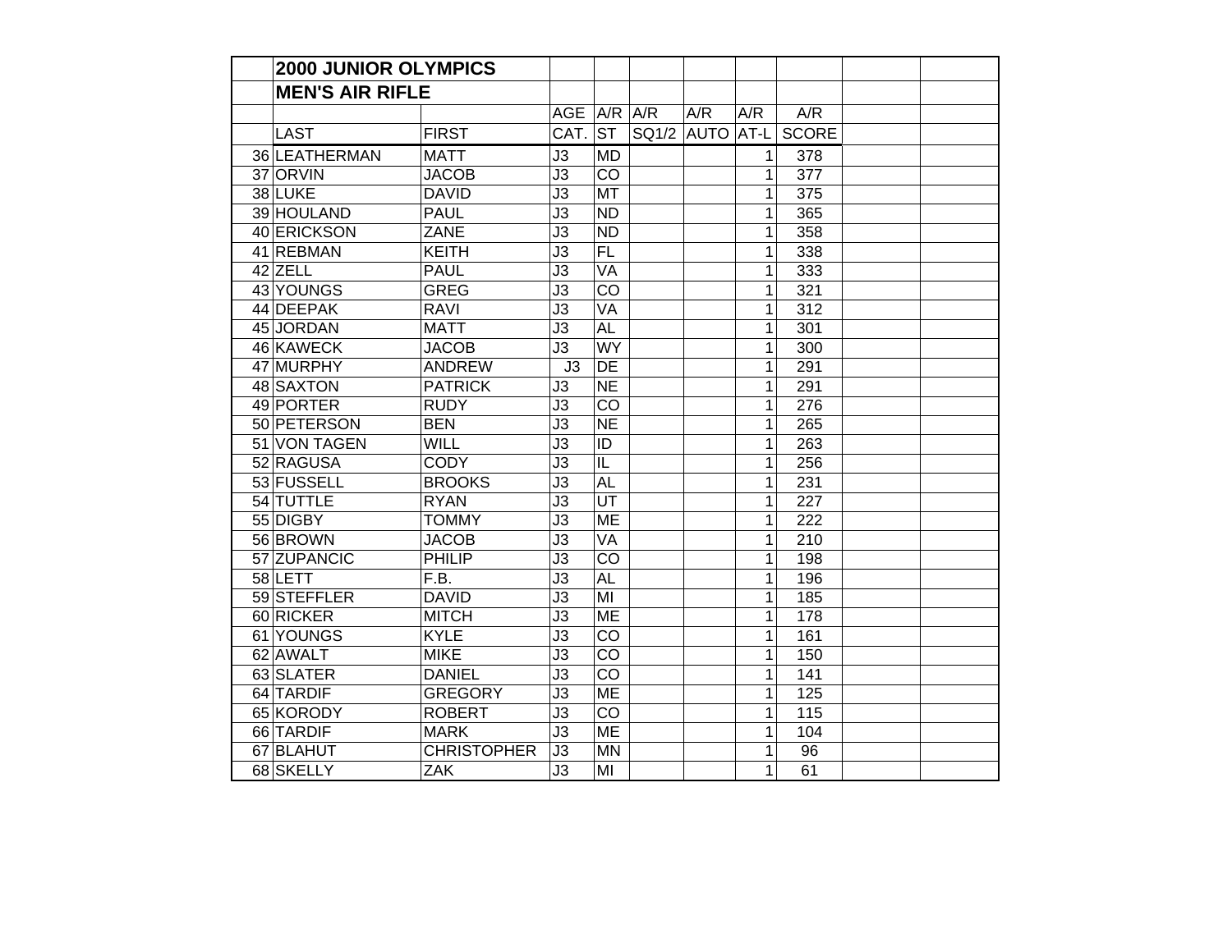| | 2000 JUNIOR OLYMPICS | | | | | | | | | |
|---|---|---|---|---|---|---|---|---|---|---|
| | MEN'S AIR RIFLE | | | | | | | | | |
| | | | AGE | A/R | A/R | A/R | A/R | A/R | | |
| | LAST | FIRST | CAT. | ST | SQ1/2 | AUTO | AT-L | SCORE | | |
| 36 | LEATHERMAN | MATT | J3 | MD | | | 1 | 378 | | |
| 37 | ORVIN | JACOB | J3 | CO | | | 1 | 377 | | |
| 38 | LUKE | DAVID | J3 | MT | | | 1 | 375 | | |
| 39 | HOULAND | PAUL | J3 | ND | | | 1 | 365 | | |
| 40 | ERICKSON | ZANE | J3 | ND | | | 1 | 358 | | |
| 41 | REBMAN | KEITH | J3 | FL | | | 1 | 338 | | |
| 42 | ZELL | PAUL | J3 | VA | | | 1 | 333 | | |
| 43 | YOUNGS | GREG | J3 | CO | | | 1 | 321 | | |
| 44 | DEEPAK | RAVI | J3 | VA | | | 1 | 312 | | |
| 45 | JORDAN | MATT | J3 | AL | | | 1 | 301 | | |
| 46 | KAWECK | JACOB | J3 | WY | | | 1 | 300 | | |
| 47 | MURPHY | ANDREW | J3 | DE | | | 1 | 291 | | |
| 48 | SAXTON | PATRICK | J3 | NE | | | 1 | 291 | | |
| 49 | PORTER | RUDY | J3 | CO | | | 1 | 276 | | |
| 50 | PETERSON | BEN | J3 | NE | | | 1 | 265 | | |
| 51 | VON TAGEN | WILL | J3 | ID | | | 1 | 263 | | |
| 52 | RAGUSA | CODY | J3 | IL | | | 1 | 256 | | |
| 53 | FUSSELL | BROOKS | J3 | AL | | | 1 | 231 | | |
| 54 | TUTTLE | RYAN | J3 | UT | | | 1 | 227 | | |
| 55 | DIGBY | TOMMY | J3 | ME | | | 1 | 222 | | |
| 56 | BROWN | JACOB | J3 | VA | | | 1 | 210 | | |
| 57 | ZUPANCIC | PHILIP | J3 | CO | | | 1 | 198 | | |
| 58 | LETT | F.B. | J3 | AL | | | 1 | 196 | | |
| 59 | STEFFLER | DAVID | J3 | MI | | | 1 | 185 | | |
| 60 | RICKER | MITCH | J3 | ME | | | 1 | 178 | | |
| 61 | YOUNGS | KYLE | J3 | CO | | | 1 | 161 | | |
| 62 | AWALT | MIKE | J3 | CO | | | 1 | 150 | | |
| 63 | SLATER | DANIEL | J3 | CO | | | 1 | 141 | | |
| 64 | TARDIF | GREGORY | J3 | ME | | | 1 | 125 | | |
| 65 | KORODY | ROBERT | J3 | CO | | | 1 | 115 | | |
| 66 | TARDIF | MARK | J3 | ME | | | 1 | 104 | | |
| 67 | BLAHUT | CHRISTOPHER | J3 | MN | | | 1 | 96 | | |
| 68 | SKELLY | ZAK | J3 | MI | | | 1 | 61 | | |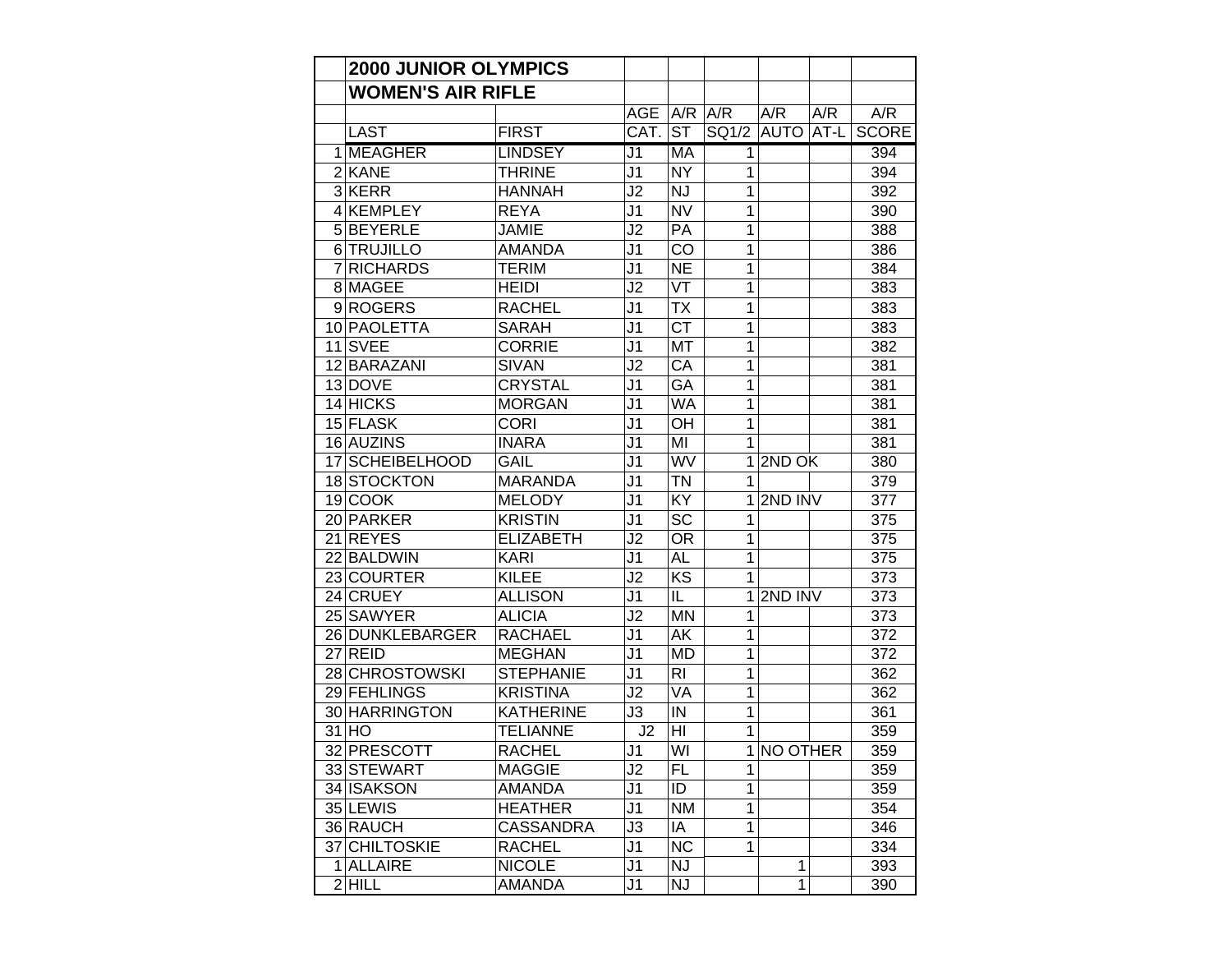| | 2000 JUNIOR OLYMPICS | | | | | | | |
|---|---|---|---|---|---|---|---|---|
| | WOMEN'S AIR RIFLE | | | | | | | |
| | | | AGE | A/R | A/R | A/R | A/R | A/R |
| | LAST | FIRST | CAT. | ST | SQ1/2 | AUTO | AT-L | SCORE |
| 1 | MEAGHER | LINDSEY | J1 | MA | 1 | | | 394 |
| 2 | KANE | THRINE | J1 | NY | 1 | | | 394 |
| 3 | KERR | HANNAH | J2 | NJ | 1 | | | 392 |
| 4 | KEMPLEY | REYA | J1 | NV | 1 | | | 390 |
| 5 | BEYERLE | JAMIE | J2 | PA | 1 | | | 388 |
| 6 | TRUJILLO | AMANDA | J1 | CO | 1 | | | 386 |
| 7 | RICHARDS | TERIM | J1 | NE | 1 | | | 384 |
| 8 | MAGEE | HEIDI | J2 | VT | 1 | | | 383 |
| 9 | ROGERS | RACHEL | J1 | TX | 1 | | | 383 |
| 10 | PAOLETTA | SARAH | J1 | CT | 1 | | | 383 |
| 11 | SVEE | CORRIE | J1 | MT | 1 | | | 382 |
| 12 | BARAZANI | SIVAN | J2 | CA | 1 | | | 381 |
| 13 | DOVE | CRYSTAL | J1 | GA | 1 | | | 381 |
| 14 | HICKS | MORGAN | J1 | WA | 1 | | | 381 |
| 15 | FLASK | CORI | J1 | OH | 1 | | | 381 |
| 16 | AUZINS | INARA | J1 | MI | 1 | | | 381 |
| 17 | SCHEIBELHOOD | GAIL | J1 | WV | 1 | 2ND OK | | 380 |
| 18 | STOCKTON | MARANDA | J1 | TN | 1 | | | 379 |
| 19 | COOK | MELODY | J1 | KY | 1 | 2ND INV | | 377 |
| 20 | PARKER | KRISTIN | J1 | SC | 1 | | | 375 |
| 21 | REYES | ELIZABETH | J2 | OR | 1 | | | 375 |
| 22 | BALDWIN | KARI | J1 | AL | 1 | | | 375 |
| 23 | COURTER | KILEE | J2 | KS | 1 | | | 373 |
| 24 | CRUEY | ALLISON | J1 | IL | 1 | 2ND INV | | 373 |
| 25 | SAWYER | ALICIA | J2 | MN | 1 | | | 373 |
| 26 | DUNKLEBARGER | RACHAEL | J1 | AK | 1 | | | 372 |
| 27 | REID | MEGHAN | J1 | MD | 1 | | | 372 |
| 28 | CHROSTOWSKI | STEPHANIE | J1 | RI | 1 | | | 362 |
| 29 | FEHLINGS | KRISTINA | J2 | VA | 1 | | | 362 |
| 30 | HARRINGTON | KATHERINE | J3 | IN | 1 | | | 361 |
| 31 | HO | TELIANNE | J2 | HI | 1 | | | 359 |
| 32 | PRESCOTT | RACHEL | J1 | WI | 1 | NO OTHER | | 359 |
| 33 | STEWART | MAGGIE | J2 | FL | 1 | | | 359 |
| 34 | ISAKSON | AMANDA | J1 | ID | 1 | | | 359 |
| 35 | LEWIS | HEATHER | J1 | NM | 1 | | | 354 |
| 36 | RAUCH | CASSANDRA | J3 | IA | 1 | | | 346 |
| 37 | CHILTOSKIE | RACHEL | J1 | NC | 1 | | | 334 |
| 1 | ALLAIRE | NICOLE | J1 | NJ | | 1 | | 393 |
| 2 | HILL | AMANDA | J1 | NJ | | 1 | | 390 |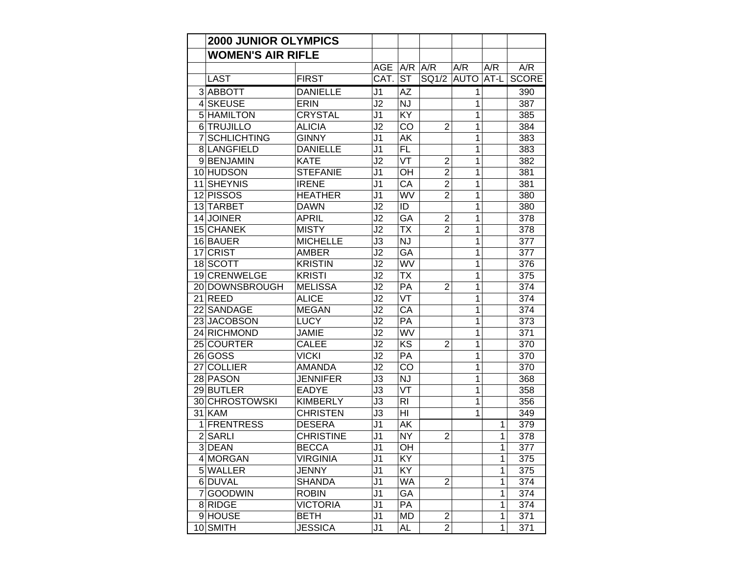| | 2000 JUNIOR OLYMPICS | | | | | | | |
|---|---|---|---|---|---|---|---|---|
| | WOMEN'S AIR RIFLE | | | | | | | |
| | | | AGE | A/R | A/R | A/R | A/R | A/R |
| | LAST | FIRST | CAT. | ST | SQ1/2 | AUTO | AT-L | SCORE |
| 3 | ABBOTT | DANIELLE | J1 | AZ | | 1 | | 390 |
| 4 | SKEUSE | ERIN | J2 | NJ | | 1 | | 387 |
| 5 | HAMILTON | CRYSTAL | J1 | KY | | 1 | | 385 |
| 6 | TRUJILLO | ALICIA | J2 | CO | 2 | 1 | | 384 |
| 7 | SCHLICHTING | GINNY | J1 | AK | | 1 | | 383 |
| 8 | LANGFIELD | DANIELLE | J1 | FL | | 1 | | 383 |
| 9 | BENJAMIN | KATE | J2 | VT | 2 | 1 | | 382 |
| 10 | HUDSON | STEFANIE | J1 | OH | 2 | 1 | | 381 |
| 11 | SHEYNIS | IRENE | J1 | CA | 2 | 1 | | 381 |
| 12 | PISSOS | HEATHER | J1 | WV | 2 | 1 | | 380 |
| 13 | TARBET | DAWN | J2 | ID | | 1 | | 380 |
| 14 | JOINER | APRIL | J2 | GA | 2 | 1 | | 378 |
| 15 | CHANEK | MISTY | J2 | TX | 2 | 1 | | 378 |
| 16 | BAUER | MICHELLE | J3 | NJ | | 1 | | 377 |
| 17 | CRIST | AMBER | J2 | GA | | 1 | | 377 |
| 18 | SCOTT | KRISTIN | J2 | WV | | 1 | | 376 |
| 19 | CRENWELGE | KRISTI | J2 | TX | | 1 | | 375 |
| 20 | DOWNSBROUGH | MELISSA | J2 | PA | 2 | 1 | | 374 |
| 21 | REED | ALICE | J2 | VT | | 1 | | 374 |
| 22 | SANDAGE | MEGAN | J2 | CA | | 1 | | 374 |
| 23 | JACOBSON | LUCY | J2 | PA | | 1 | | 373 |
| 24 | RICHMOND | JAMIE | J2 | WV | | 1 | | 371 |
| 25 | COURTER | CALEE | J2 | KS | 2 | 1 | | 370 |
| 26 | GOSS | VICKI | J2 | PA | | 1 | | 370 |
| 27 | COLLIER | AMANDA | J2 | CO | | 1 | | 370 |
| 28 | PASON | JENNIFER | J3 | NJ | | 1 | | 368 |
| 29 | BUTLER | EADYE | J3 | VT | | 1 | | 358 |
| 30 | CHROSTOWSKI | KIMBERLY | J3 | RI | | 1 | | 356 |
| 31 | KAM | CHRISTEN | J3 | HI | | 1 | | 349 |
| 1 | FRENTRESS | DESERA | J1 | AK | | | 1 | 379 |
| 2 | SARLI | CHRISTINE | J1 | NY | 2 | | 1 | 378 |
| 3 | DEAN | BECCA | J1 | OH | | | 1 | 377 |
| 4 | MORGAN | VIRGINIA | J1 | KY | | | 1 | 375 |
| 5 | WALLER | JENNY | J1 | KY | | | 1 | 375 |
| 6 | DUVAL | SHANDA | J1 | WA | 2 | | 1 | 374 |
| 7 | GOODWIN | ROBIN | J1 | GA | | | 1 | 374 |
| 8 | RIDGE | VICTORIA | J1 | PA | | | 1 | 374 |
| 9 | HOUSE | BETH | J1 | MD | 2 | | 1 | 371 |
| 10 | SMITH | JESSICA | J1 | AL | 2 | | 1 | 371 |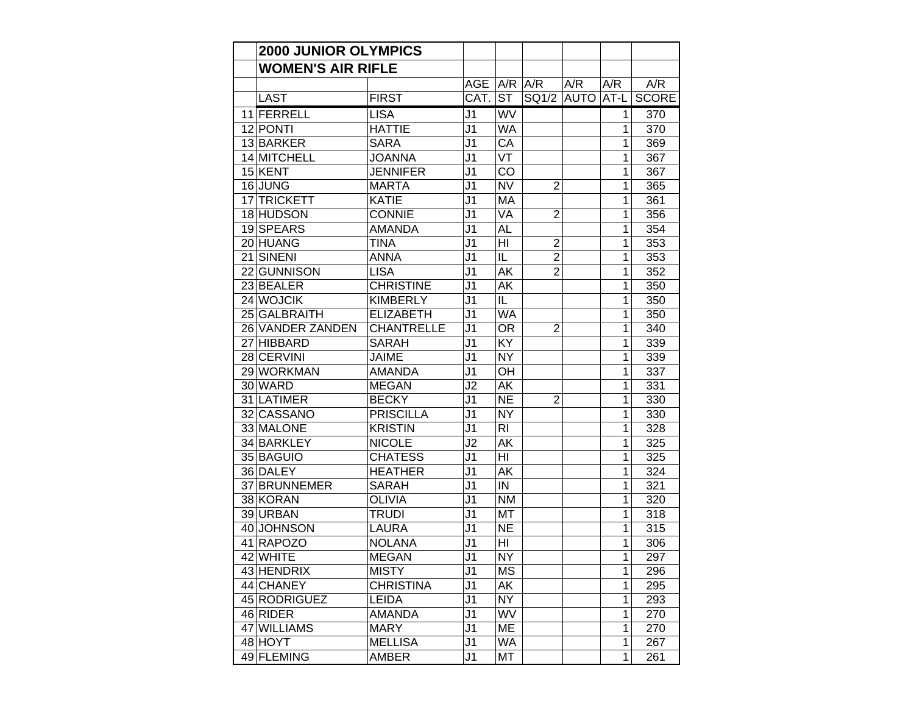## 2000 JUNIOR OLYMPICS

### WOMEN'S AIR RIFLE

| | LAST | FIRST | AGE CAT. | A/R ST | A/R SQ1/2 | A/R AUTO | A/R AT-L | A/R SCORE |
|---|---|---|---|---|---|---|---|---|
| 11 | FERRELL | LISA | J1 | WV | | | 1 | 370 |
| 12 | PONTI | HATTIE | J1 | WA | | | 1 | 370 |
| 13 | BARKER | SARA | J1 | CA | | | 1 | 369 |
| 14 | MITCHELL | JOANNA | J1 | VT | | | 1 | 367 |
| 15 | KENT | JENNIFER | J1 | CO | | | 1 | 367 |
| 16 | JUNG | MARTA | J1 | NV | 2 | | 1 | 365 |
| 17 | TRICKETT | KATIE | J1 | MA | | | 1 | 361 |
| 18 | HUDSON | CONNIE | J1 | VA | 2 | | 1 | 356 |
| 19 | SPEARS | AMANDA | J1 | AL | | | 1 | 354 |
| 20 | HUANG | TINA | J1 | HI | 2 | | 1 | 353 |
| 21 | SINENI | ANNA | J1 | IL | 2 | | 1 | 353 |
| 22 | GUNNISON | LISA | J1 | AK | 2 | | 1 | 352 |
| 23 | BEALER | CHRISTINE | J1 | AK | | | 1 | 350 |
| 24 | WOJCIK | KIMBERLY | J1 | IL | | | 1 | 350 |
| 25 | GALBRAITH | ELIZABETH | J1 | WA | | | 1 | 350 |
| 26 | VANDER ZANDEN | CHANTRELLE | J1 | OR | 2 | | 1 | 340 |
| 27 | HIBBARD | SARAH | J1 | KY | | | 1 | 339 |
| 28 | CERVINI | JAIME | J1 | NY | | | 1 | 339 |
| 29 | WORKMAN | AMANDA | J1 | OH | | | 1 | 337 |
| 30 | WARD | MEGAN | J2 | AK | | | 1 | 331 |
| 31 | LATIMER | BECKY | J1 | NE | 2 | | 1 | 330 |
| 32 | CASSANO | PRISCILLA | J1 | NY | | | 1 | 330 |
| 33 | MALONE | KRISTIN | J1 | RI | | | 1 | 328 |
| 34 | BARKLEY | NICOLE | J2 | AK | | | 1 | 325 |
| 35 | BAGUIO | CHATESS | J1 | HI | | | 1 | 325 |
| 36 | DALEY | HEATHER | J1 | AK | | | 1 | 324 |
| 37 | BRUNNEMER | SARAH | J1 | IN | | | 1 | 321 |
| 38 | KORAN | OLIVIA | J1 | NM | | | 1 | 320 |
| 39 | URBAN | TRUDI | J1 | MT | | | 1 | 318 |
| 40 | JOHNSON | LAURA | J1 | NE | | | 1 | 315 |
| 41 | RAPOZO | NOLANA | J1 | HI | | | 1 | 306 |
| 42 | WHITE | MEGAN | J1 | NY | | | 1 | 297 |
| 43 | HENDRIX | MISTY | J1 | MS | | | 1 | 296 |
| 44 | CHANEY | CHRISTINA | J1 | AK | | | 1 | 295 |
| 45 | RODRIGUEZ | LEIDA | J1 | NY | | | 1 | 293 |
| 46 | RIDER | AMANDA | J1 | WV | | | 1 | 270 |
| 47 | WILLIAMS | MARY | J1 | ME | | | 1 | 270 |
| 48 | HOYT | MELLISA | J1 | WA | | | 1 | 267 |
| 49 | FLEMING | AMBER | J1 | MT | | | 1 | 261 |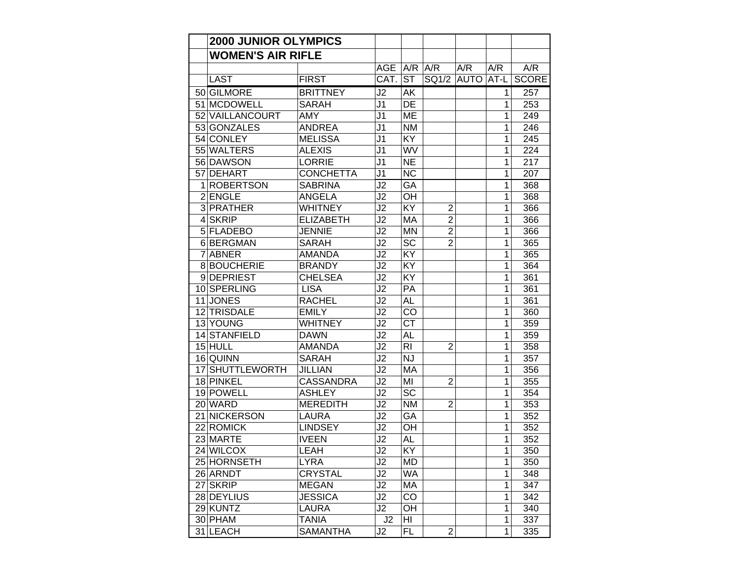| | 2000 JUNIOR OLYMPICS | | | | | | | |
|---|---|---|---|---|---|---|---|---|
| | WOMEN'S AIR RIFLE | | | | | | | |
| | | | AGE | A/R | A/R | A/R | A/R | A/R |
| | LAST | FIRST | CAT. | ST | SQ1/2 | AUTO | AT-L | SCORE |
| 50 | GILMORE | BRITTNEY | J2 | AK | | | 1 | 257 |
| 51 | MCDOWELL | SARAH | J1 | DE | | | 1 | 253 |
| 52 | VAILLANCOURT | AMY | J1 | ME | | | 1 | 249 |
| 53 | GONZALES | ANDREA | J1 | NM | | | 1 | 246 |
| 54 | CONLEY | MELISSA | J1 | KY | | | 1 | 245 |
| 55 | WALTERS | ALEXIS | J1 | WV | | | 1 | 224 |
| 56 | DAWSON | LORRIE | J1 | NE | | | 1 | 217 |
| 57 | DEHART | CONCHETTA | J1 | NC | | | 1 | 207 |
| 1 | ROBERTSON | SABRINA | J2 | GA | | | 1 | 368 |
| 2 | ENGLE | ANGELA | J2 | OH | | | 1 | 368 |
| 3 | PRATHER | WHITNEY | J2 | KY | 2 | | 1 | 366 |
| 4 | SKRIP | ELIZABETH | J2 | MA | 2 | | 1 | 366 |
| 5 | FLADEBO | JENNIE | J2 | MN | 2 | | 1 | 366 |
| 6 | BERGMAN | SARAH | J2 | SC | 2 | | 1 | 365 |
| 7 | ABNER | AMANDA | J2 | KY | | | 1 | 365 |
| 8 | BOUCHERIE | BRANDY | J2 | KY | | | 1 | 364 |
| 9 | DEPRIEST | CHELSEA | J2 | KY | | | 1 | 361 |
| 10 | SPERLING | LISA | J2 | PA | | | 1 | 361 |
| 11 | JONES | RACHEL | J2 | AL | | | 1 | 361 |
| 12 | TRISDALE | EMILY | J2 | CO | | | 1 | 360 |
| 13 | YOUNG | WHITNEY | J2 | CT | | | 1 | 359 |
| 14 | STANFIELD | DAWN | J2 | AL | | | 1 | 359 |
| 15 | HULL | AMANDA | J2 | RI | 2 | | 1 | 358 |
| 16 | QUINN | SARAH | J2 | NJ | | | 1 | 357 |
| 17 | SHUTTLEWORTH | JILLIAN | J2 | MA | | | 1 | 356 |
| 18 | PINKEL | CASSANDRA | J2 | MI | 2 | | 1 | 355 |
| 19 | POWELL | ASHLEY | J2 | SC | | | 1 | 354 |
| 20 | WARD | MEREDITH | J2 | NM | 2 | | 1 | 353 |
| 21 | NICKERSON | LAURA | J2 | GA | | | 1 | 352 |
| 22 | ROMICK | LINDSEY | J2 | OH | | | 1 | 352 |
| 23 | MARTE | IVEEN | J2 | AL | | | 1 | 352 |
| 24 | WILCOX | LEAH | J2 | KY | | | 1 | 350 |
| 25 | HORNSETH | LYRA | J2 | MD | | | 1 | 350 |
| 26 | ARNDT | CRYSTAL | J2 | WA | | | 1 | 348 |
| 27 | SKRIP | MEGAN | J2 | MA | | | 1 | 347 |
| 28 | DEYLIUS | JESSICA | J2 | CO | | | 1 | 342 |
| 29 | KUNTZ | LAURA | J2 | OH | | | 1 | 340 |
| 30 | PHAM | TANIA | J2 | HI | | | 1 | 337 |
| 31 | LEACH | SAMANTHA | J2 | FL | 2 | | 1 | 335 |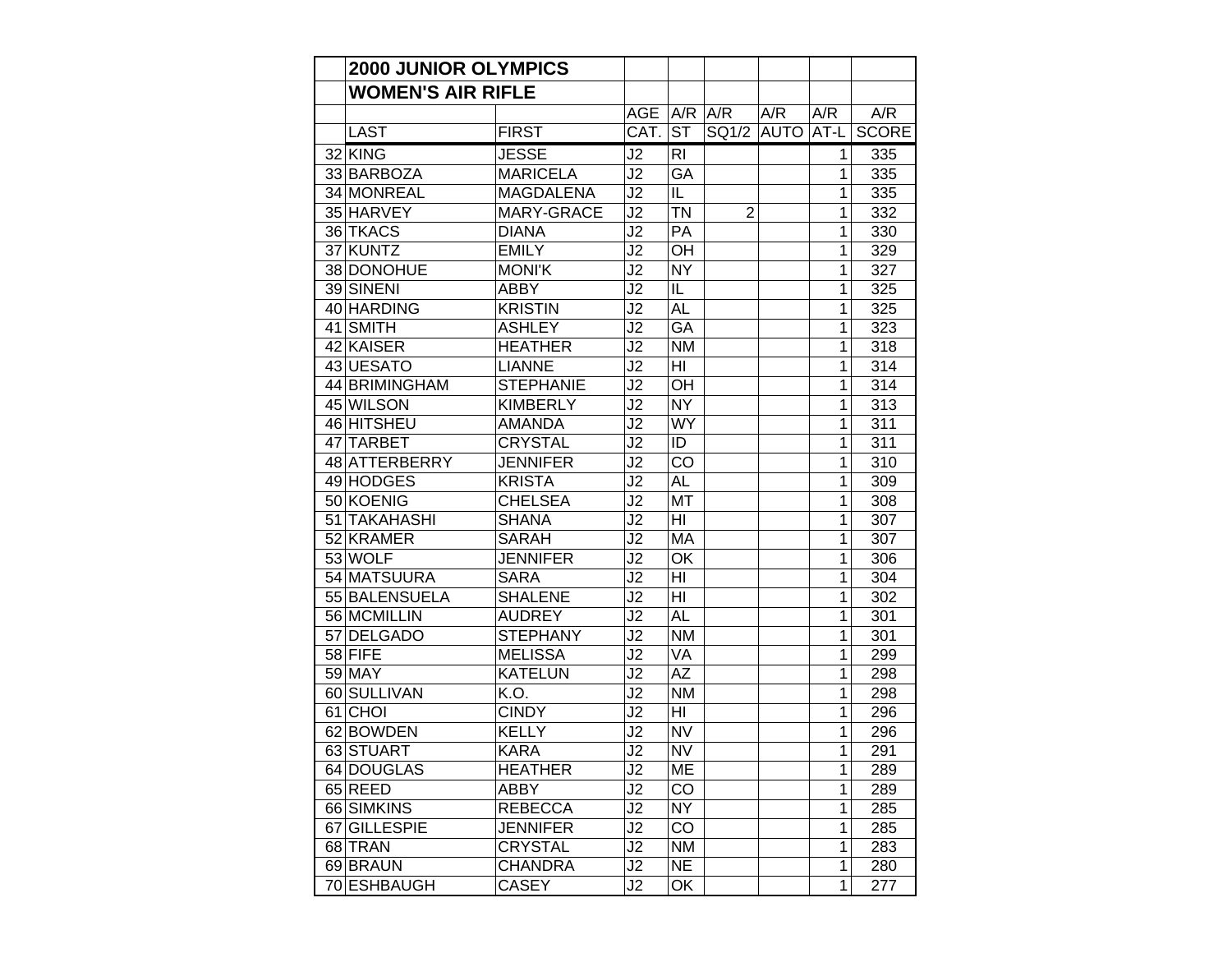## 2000 JUNIOR OLYMPICS

## WOMEN'S AIR RIFLE

| | LAST | FIRST | AGE CAT. | A/R ST | A/R SQ1/2 | A/R AUTO | A/R AT-L | A/R SCORE |
|---|---|---|---|---|---|---|---|---|
| 32 | KING | JESSE | J2 | RI | | | 1 | 335 |
| 33 | BARBOZA | MARICELA | J2 | GA | | | 1 | 335 |
| 34 | MONREAL | MAGDALENA | J2 | IL | | | 1 | 335 |
| 35 | HARVEY | MARY-GRACE | J2 | TN | 2 | | 1 | 332 |
| 36 | TKACS | DIANA | J2 | PA | | | 1 | 330 |
| 37 | KUNTZ | EMILY | J2 | OH | | | 1 | 329 |
| 38 | DONOHUE | MONI'K | J2 | NY | | | 1 | 327 |
| 39 | SINENI | ABBY | J2 | IL | | | 1 | 325 |
| 40 | HARDING | KRISTIN | J2 | AL | | | 1 | 325 |
| 41 | SMITH | ASHLEY | J2 | GA | | | 1 | 323 |
| 42 | KAISER | HEATHER | J2 | NM | | | 1 | 318 |
| 43 | UESATO | LIANNE | J2 | HI | | | 1 | 314 |
| 44 | BRIMINGHAM | STEPHANIE | J2 | OH | | | 1 | 314 |
| 45 | WILSON | KIMBERLY | J2 | NY | | | 1 | 313 |
| 46 | HITSHEU | AMANDA | J2 | WY | | | 1 | 311 |
| 47 | TARBET | CRYSTAL | J2 | ID | | | 1 | 311 |
| 48 | ATTERBERRY | JENNIFER | J2 | CO | | | 1 | 310 |
| 49 | HODGES | KRISTA | J2 | AL | | | 1 | 309 |
| 50 | KOENIG | CHELSEA | J2 | MT | | | 1 | 308 |
| 51 | TAKAHASHI | SHANA | J2 | HI | | | 1 | 307 |
| 52 | KRAMER | SARAH | J2 | MA | | | 1 | 307 |
| 53 | WOLF | JENNIFER | J2 | OK | | | 1 | 306 |
| 54 | MATSUURA | SARA | J2 | HI | | | 1 | 304 |
| 55 | BALENSUELA | SHALENE | J2 | HI | | | 1 | 302 |
| 56 | MCMILLIN | AUDREY | J2 | AL | | | 1 | 301 |
| 57 | DELGADO | STEPHANY | J2 | NM | | | 1 | 301 |
| 58 | FIFE | MELISSA | J2 | VA | | | 1 | 299 |
| 59 | MAY | KATELUN | J2 | AZ | | | 1 | 298 |
| 60 | SULLIVAN | K.O. | J2 | NM | | | 1 | 298 |
| 61 | CHOI | CINDY | J2 | HI | | | 1 | 296 |
| 62 | BOWDEN | KELLY | J2 | NV | | | 1 | 296 |
| 63 | STUART | KARA | J2 | NV | | | 1 | 291 |
| 64 | DOUGLAS | HEATHER | J2 | ME | | | 1 | 289 |
| 65 | REED | ABBY | J2 | CO | | | 1 | 289 |
| 66 | SIMKINS | REBECCA | J2 | NY | | | 1 | 285 |
| 67 | GILLESPIE | JENNIFER | J2 | CO | | | 1 | 285 |
| 68 | TRAN | CRYSTAL | J2 | NM | | | 1 | 283 |
| 69 | BRAUN | CHANDRA | J2 | NE | | | 1 | 280 |
| 70 | ESHBAUGH | CASEY | J2 | OK | | | 1 | 277 |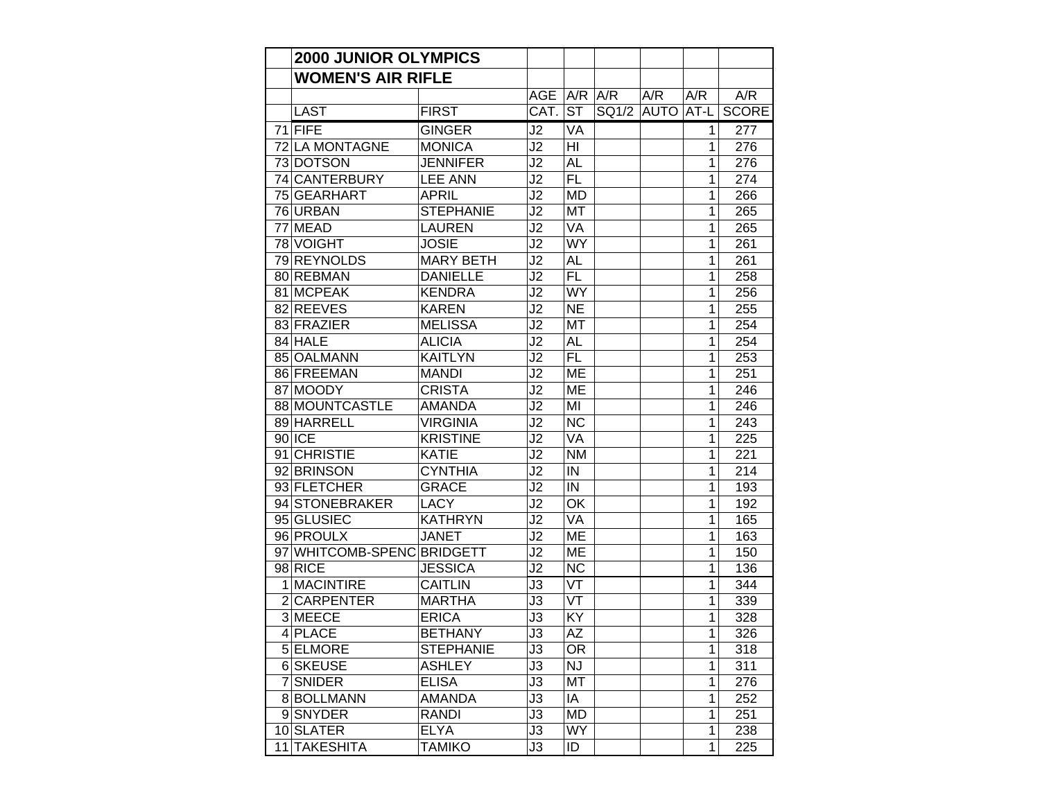| | 2000 JUNIOR OLYMPICS | | | | | | | |
|---|---|---|---|---|---|---|---|---|
| | WOMEN'S AIR RIFLE | | | | | | | |
| | | | AGE | A/R | A/R | A/R | A/R | A/R |
| | LAST | FIRST | CAT. | ST | SQ1/2 | AUTO | AT-L | SCORE |
| 71 | FIFE | GINGER | J2 | VA | | | 1 | 277 |
| 72 | LA MONTAGNE | MONICA | J2 | HI | | | 1 | 276 |
| 73 | DOTSON | JENNIFER | J2 | AL | | | 1 | 276 |
| 74 | CANTERBURY | LEE ANN | J2 | FL | | | 1 | 274 |
| 75 | GEARHART | APRIL | J2 | MD | | | 1 | 266 |
| 76 | URBAN | STEPHANIE | J2 | MT | | | 1 | 265 |
| 77 | MEAD | LAUREN | J2 | VA | | | 1 | 265 |
| 78 | VOIGHT | JOSIE | J2 | WY | | | 1 | 261 |
| 79 | REYNOLDS | MARY BETH | J2 | AL | | | 1 | 261 |
| 80 | REBMAN | DANIELLE | J2 | FL | | | 1 | 258 |
| 81 | MCPEAK | KENDRA | J2 | WY | | | 1 | 256 |
| 82 | REEVES | KAREN | J2 | NE | | | 1 | 255 |
| 83 | FRAZIER | MELISSA | J2 | MT | | | 1 | 254 |
| 84 | HALE | ALICIA | J2 | AL | | | 1 | 254 |
| 85 | OALMANN | KAITLYN | J2 | FL | | | 1 | 253 |
| 86 | FREEMAN | MANDI | J2 | ME | | | 1 | 251 |
| 87 | MOODY | CRISTA | J2 | ME | | | 1 | 246 |
| 88 | MOUNTCASTLE | AMANDA | J2 | MI | | | 1 | 246 |
| 89 | HARRELL | VIRGINIA | J2 | NC | | | 1 | 243 |
| 90 | ICE | KRISTINE | J2 | VA | | | 1 | 225 |
| 91 | CHRISTIE | KATIE | J2 | NM | | | 1 | 221 |
| 92 | BRINSON | CYNTHIA | J2 | IN | | | 1 | 214 |
| 93 | FLETCHER | GRACE | J2 | IN | | | 1 | 193 |
| 94 | STONEBRAKER | LACY | J2 | OK | | | 1 | 192 |
| 95 | GLUSIEC | KATHRYN | J2 | VA | | | 1 | 165 |
| 96 | PROULX | JANET | J2 | ME | | | 1 | 163 |
| 97 | WHITCOMB-SPENC | BRIDGETT | J2 | ME | | | 1 | 150 |
| 98 | RICE | JESSICA | J2 | NC | | | 1 | 136 |
| 1 | MACINTIRE | CAITLIN | J3 | VT | | | 1 | 344 |
| 2 | CARPENTER | MARTHA | J3 | VT | | | 1 | 339 |
| 3 | MEECE | ERICA | J3 | KY | | | 1 | 328 |
| 4 | PLACE | BETHANY | J3 | AZ | | | 1 | 326 |
| 5 | ELMORE | STEPHANIE | J3 | OR | | | 1 | 318 |
| 6 | SKEUSE | ASHLEY | J3 | NJ | | | 1 | 311 |
| 7 | SNIDER | ELISA | J3 | MT | | | 1 | 276 |
| 8 | BOLLMANN | AMANDA | J3 | IA | | | 1 | 252 |
| 9 | SNYDER | RANDI | J3 | MD | | | 1 | 251 |
| 10 | SLATER | ELYA | J3 | WY | | | 1 | 238 |
| 11 | TAKESHITA | TAMIKO | J3 | ID | | | 1 | 225 |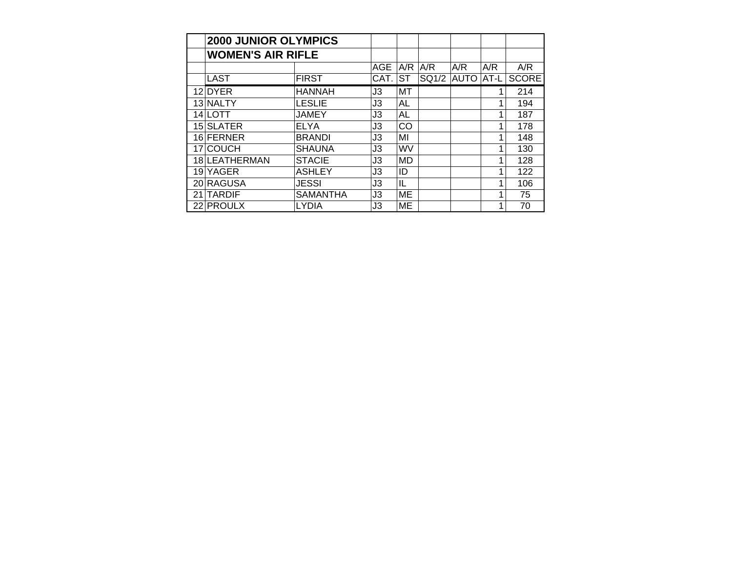| | 2000 JUNIOR OLYMPICS | | | | | | | |
|---|---|---|---|---|---|---|---|---|
| | WOMEN'S AIR RIFLE | | | | | | | |
| | | | AGE | A/R | A/R | A/R | A/R | A/R |
| | LAST | FIRST | CAT. | ST | SQ1/2 | AUTO | AT-L | SCORE |
| 12 | DYER | HANNAH | J3 | MT | | | 1 | 214 |
| 13 | NALTY | LESLIE | J3 | AL | | | 1 | 194 |
| 14 | LOTT | JAMEY | J3 | AL | | | 1 | 187 |
| 15 | SLATER | ELYA | J3 | CO | | | 1 | 178 |
| 16 | FERNER | BRANDI | J3 | MI | | | 1 | 148 |
| 17 | COUCH | SHAUNA | J3 | WV | | | 1 | 130 |
| 18 | LEATHERMAN | STACIE | J3 | MD | | | 1 | 128 |
| 19 | YAGER | ASHLEY | J3 | ID | | | 1 | 122 |
| 20 | RAGUSA | JESSI | J3 | IL | | | 1 | 106 |
| 21 | TARDIF | SAMANTHA | J3 | ME | | | 1 | 75 |
| 22 | PROULX | LYDIA | J3 | ME | | | 1 | 70 |